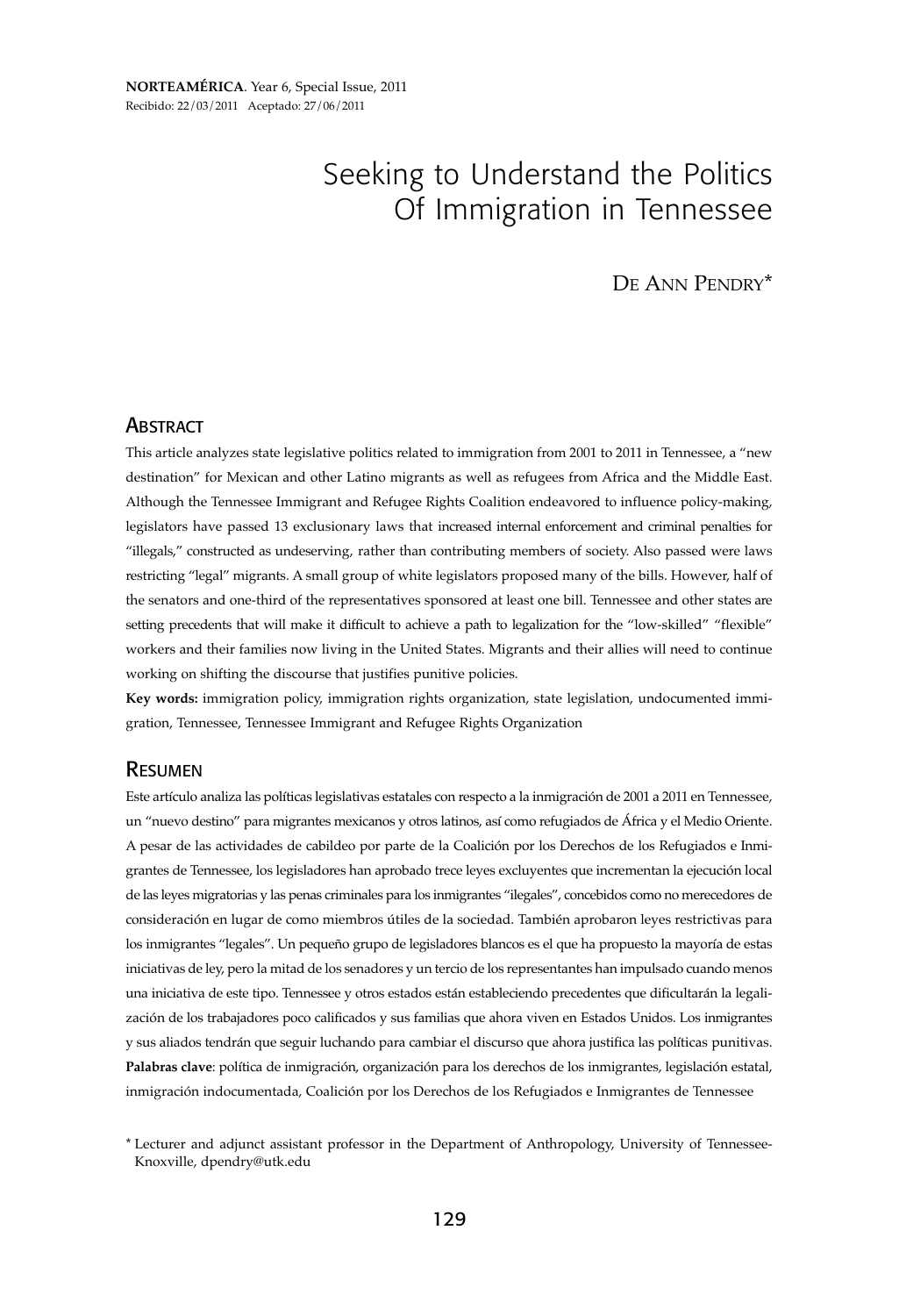**NORTEAMÉRICA**. Year 6, Special Issue, 2011
Recibido: 22/03/2011 Aceptado: 27/06/2011

# Seeking to Understand the Politics Of Immigration in Tennessee

De Ann Pendry*

## Abstract

This article analyzes state legislative politics related to immigration from 2001 to 2011 in Tennessee, a "new destination" for Mexican and other Latino migrants as well as refugees from Africa and the Middle East. Although the Tennessee Immigrant and Refugee Rights Coalition endeavored to influence policy-making, legislators have passed 13 exclusionary laws that increased internal enforcement and criminal penalties for "illegals," constructed as undeserving, rather than contributing members of society. Also passed were laws restricting "legal" migrants. A small group of white legislators proposed many of the bills. However, half of the senators and one-third of the representatives sponsored at least one bill. Tennessee and other states are setting precedents that will make it difficult to achieve a path to legalization for the "low-skilled" "flexible" workers and their families now living in the United States. Migrants and their allies will need to continue working on shifting the discourse that justifies punitive policies.

**Key words:** immigration policy, immigration rights organization, state legislation, undocumented immigration, Tennessee, Tennessee Immigrant and Refugee Rights Organization

## Resumen

Este artículo analiza las políticas legislativas estatales con respecto a la inmigración de 2001 a 2011 en Tennessee, un "nuevo destino" para migrantes mexicanos y otros latinos, así como refugiados de África y el Medio Oriente. A pesar de las actividades de cabildeo por parte de la Coalición por los Derechos de los Refugiados e Inmigrantes de Tennessee, los legisladores han aprobado trece leyes excluyentes que incrementan la ejecución local de las leyes migratorias y las penas criminales para los inmigrantes "ilegales", concebidos como no merecedores de consideración en lugar de como miembros útiles de la sociedad. También aprobaron leyes restrictivas para los inmigrantes "legales". Un pequeño grupo de legisladores blancos es el que ha propuesto la mayoría de estas iniciativas de ley, pero la mitad de los senadores y un tercio de los representantes han impulsado cuando menos una iniciativa de este tipo. Tennessee y otros estados están estableciendo precedentes que dificultarán la legalización de los trabajadores poco calificados y sus familias que ahora viven en Estados Unidos. Los inmigrantes y sus aliados tendrán que seguir luchando para cambiar el discurso que ahora justifica las políticas punitivas.

**Palabras clave**: política de inmigración, organización para los derechos de los inmigrantes, legislación estatal, inmigración indocumentada, Coalición por los Derechos de los Refugiados e Inmigrantes de Tennessee

\* Lecturer and adjunct assistant professor in the Department of Anthropology, University of Tennessee-Knoxville, dpendry@utk.edu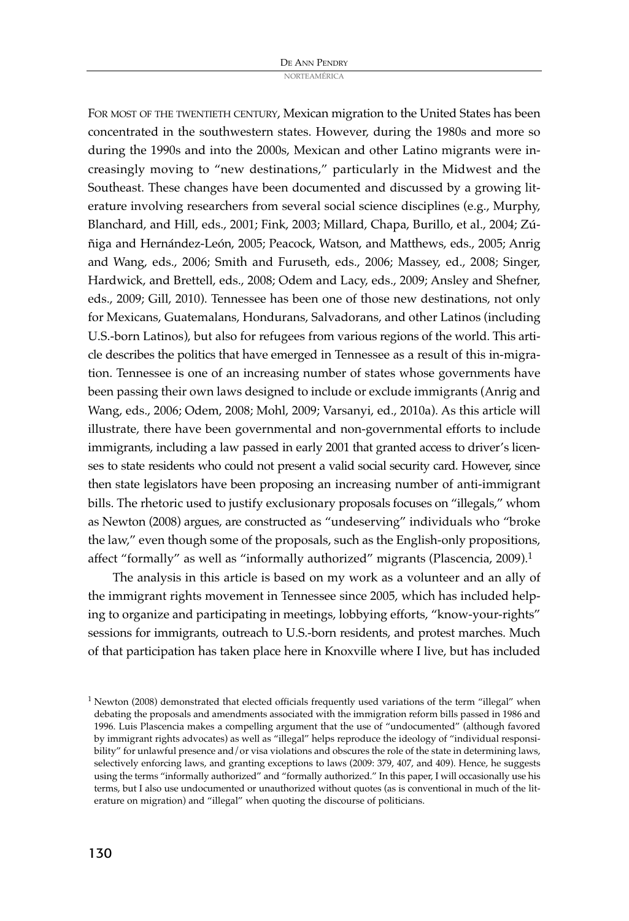For most of the twentieth century, Mexican migration to the United States has been concentrated in the southwestern states. However, during the 1980s and more so during the 1990s and into the 2000s, Mexican and other Latino migrants were increasingly moving to "new destinations," particularly in the Midwest and the Southeast. These changes have been documented and discussed by a growing literature involving researchers from several social science disciplines (e.g., Murphy, Blanchard, and Hill, eds., 2001; Fink, 2003; Millard, Chapa, Burillo, et al., 2004; Zúñiga and Hernández-León, 2005; Peacock, Watson, and Matthews, eds., 2005; Anrig and Wang, eds., 2006; Smith and Furuseth, eds., 2006; Massey, ed., 2008; Singer, Hardwick, and Brettell, eds., 2008; Odem and Lacy, eds., 2009; Ansley and Shefner, eds., 2009; Gill, 2010). Tennessee has been one of those new destinations, not only for Mexicans, Guatemalans, Hondurans, Salvadorans, and other Latinos (including U.S.-born Latinos), but also for refugees from various regions of the world. This article describes the politics that have emerged in Tennessee as a result of this in-migration. Tennessee is one of an increasing number of states whose governments have been passing their own laws designed to include or exclude immigrants (Anrig and Wang, eds., 2006; Odem, 2008; Mohl, 2009; Varsanyi, ed., 2010a). As this article will illustrate, there have been governmental and non-governmental efforts to include immigrants, including a law passed in early 2001 that granted access to driver's licenses to state residents who could not present a valid social security card. However, since then state legislators have been proposing an increasing number of anti-immigrant bills. The rhetoric used to justify exclusionary proposals focuses on "illegals," whom as Newton (2008) argues, are constructed as "undeserving" individuals who "broke the law," even though some of the proposals, such as the English-only propositions, affect "formally" as well as "informally authorized" migrants (Plascencia, 2009).[1]

The analysis in this article is based on my work as a volunteer and an ally of the immigrant rights movement in Tennessee since 2005, which has included helping to organize and participating in meetings, lobbying efforts, "know-your-rights" sessions for immigrants, outreach to U.S.-born residents, and protest marches. Much of that participation has taken place here in Knoxville where I live, but has included

[1] Newton (2008) demonstrated that elected officials frequently used variations of the term "illegal" when debating the proposals and amendments associated with the immigration reform bills passed in 1986 and 1996. Luis Plascencia makes a compelling argument that the use of "undocumented" (although favored by immigrant rights advocates) as well as "illegal" helps reproduce the ideology of "individual responsibility" for unlawful presence and/or visa violations and obscures the role of the state in determining laws, selectively enforcing laws, and granting exceptions to laws (2009: 379, 407, and 409). Hence, he suggests using the terms "informally authorized" and "formally authorized." In this paper, I will occasionally use his terms, but I also use undocumented or unauthorized without quotes (as is conventional in much of the literature on migration) and "illegal" when quoting the discourse of politicians.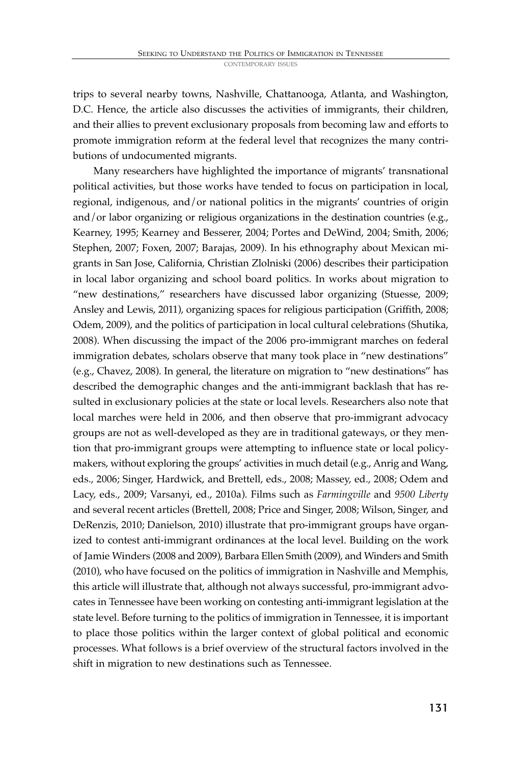trips to several nearby towns, Nashville, Chattanooga, Atlanta, and Washington, D.C. Hence, the article also discusses the activities of immigrants, their children, and their allies to prevent exclusionary proposals from becoming law and efforts to promote immigration reform at the federal level that recognizes the many contributions of undocumented migrants.

Many researchers have highlighted the importance of migrants' transnational political activities, but those works have tended to focus on participation in local, regional, indigenous, and/or national politics in the migrants' countries of origin and/or labor organizing or religious organizations in the destination countries (e.g., Kearney, 1995; Kearney and Besserer, 2004; Portes and DeWind, 2004; Smith, 2006; Stephen, 2007; Foxen, 2007; Barajas, 2009). In his ethnography about Mexican migrants in San Jose, California, Christian Zlolniski (2006) describes their participation in local labor organizing and school board politics. In works about migration to "new destinations," researchers have discussed labor organizing (Stuesse, 2009; Ansley and Lewis, 2011), organizing spaces for religious participation (Griffith, 2008; Odem, 2009), and the politics of participation in local cultural celebrations (Shutika, 2008). When discussing the impact of the 2006 pro-immigrant marches on federal immigration debates, scholars observe that many took place in "new destinations" (e.g., Chavez, 2008). In general, the literature on migration to "new destinations" has described the demographic changes and the anti-immigrant backlash that has resulted in exclusionary policies at the state or local levels. Researchers also note that local marches were held in 2006, and then observe that pro-immigrant advocacy groups are not as well-developed as they are in traditional gateways, or they mention that pro-immigrant groups were attempting to influence state or local policymakers, without exploring the groups' activities in much detail (e.g., Anrig and Wang, eds., 2006; Singer, Hardwick, and Brettell, eds., 2008; Massey, ed., 2008; Odem and Lacy, eds., 2009; Varsanyi, ed., 2010a). Films such as *Farmingville* and *9500 Liberty* and several recent articles (Brettell, 2008; Price and Singer, 2008; Wilson, Singer, and DeRenzis, 2010; Danielson, 2010) illustrate that pro-immigrant groups have organized to contest anti-immigrant ordinances at the local level. Building on the work of Jamie Winders (2008 and 2009), Barbara Ellen Smith (2009), and Winders and Smith (2010), who have focused on the politics of immigration in Nashville and Memphis, this article will illustrate that, although not always successful, pro-immigrant advocates in Tennessee have been working on contesting anti-immigrant legislation at the state level. Before turning to the politics of immigration in Tennessee, it is important to place those politics within the larger context of global political and economic processes. What follows is a brief overview of the structural factors involved in the shift in migration to new destinations such as Tennessee.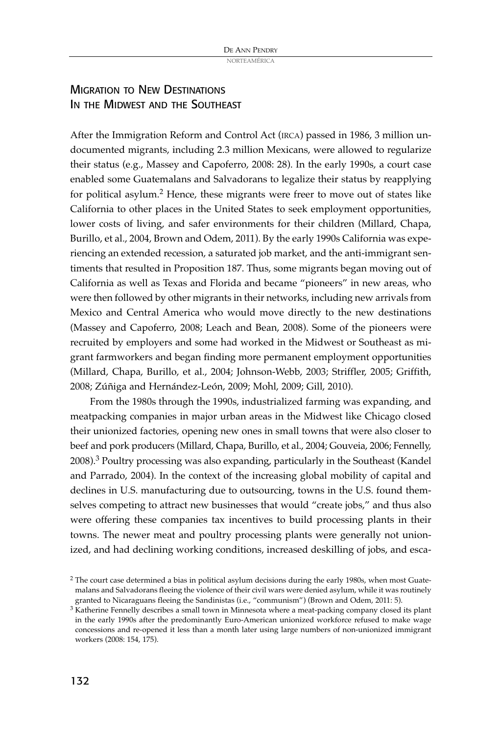## Migration to New Destinations in the Midwest and the Southeast

After the Immigration Reform and Control Act (IRCA) passed in 1986, 3 million undocumented migrants, including 2.3 million Mexicans, were allowed to regularize their status (e.g., Massey and Capoferro, 2008: 28). In the early 1990s, a court case enabled some Guatemalans and Salvadorans to legalize their status by reapplying for political asylum.[2] Hence, these migrants were freer to move out of states like California to other places in the United States to seek employment opportunities, lower costs of living, and safer environments for their children (Millard, Chapa, Burillo, et al., 2004, Brown and Odem, 2011). By the early 1990s California was experiencing an extended recession, a saturated job market, and the anti-immigrant sentiments that resulted in Proposition 187. Thus, some migrants began moving out of California as well as Texas and Florida and became "pioneers" in new areas, who were then followed by other migrants in their networks, including new arrivals from Mexico and Central America who would move directly to the new destinations (Massey and Capoferro, 2008; Leach and Bean, 2008). Some of the pioneers were recruited by employers and some had worked in the Midwest or Southeast as migrant farmworkers and began finding more permanent employment opportunities (Millard, Chapa, Burillo, et al., 2004; Johnson-Webb, 2003; Striffler, 2005; Griffith, 2008; Zúñiga and Hernández-León, 2009; Mohl, 2009; Gill, 2010).

From the 1980s through the 1990s, industrialized farming was expanding, and meatpacking companies in major urban areas in the Midwest like Chicago closed their unionized factories, opening new ones in small towns that were also closer to beef and pork producers (Millard, Chapa, Burillo, et al., 2004; Gouveia, 2006; Fennelly, 2008).[3] Poultry processing was also expanding, particularly in the Southeast (Kandel and Parrado, 2004). In the context of the increasing global mobility of capital and declines in U.S. manufacturing due to outsourcing, towns in the U.S. found themselves competing to attract new businesses that would "create jobs," and thus also were offering these companies tax incentives to build processing plants in their towns. The newer meat and poultry processing plants were generally not unionized, and had declining working conditions, increased deskilling of jobs, and esca-

[2] The court case determined a bias in political asylum decisions during the early 1980s, when most Guatemalans and Salvadorans fleeing the violence of their civil wars were denied asylum, while it was routinely granted to Nicaraguans fleeing the Sandinistas (i.e., "communism") (Brown and Odem, 2011: 5).

[3] Katherine Fennelly describes a small town in Minnesota where a meat-packing company closed its plant in the early 1990s after the predominantly Euro-American unionized workforce refused to make wage concessions and re-opened it less than a month later using large numbers of non-unionized immigrant workers (2008: 154, 175).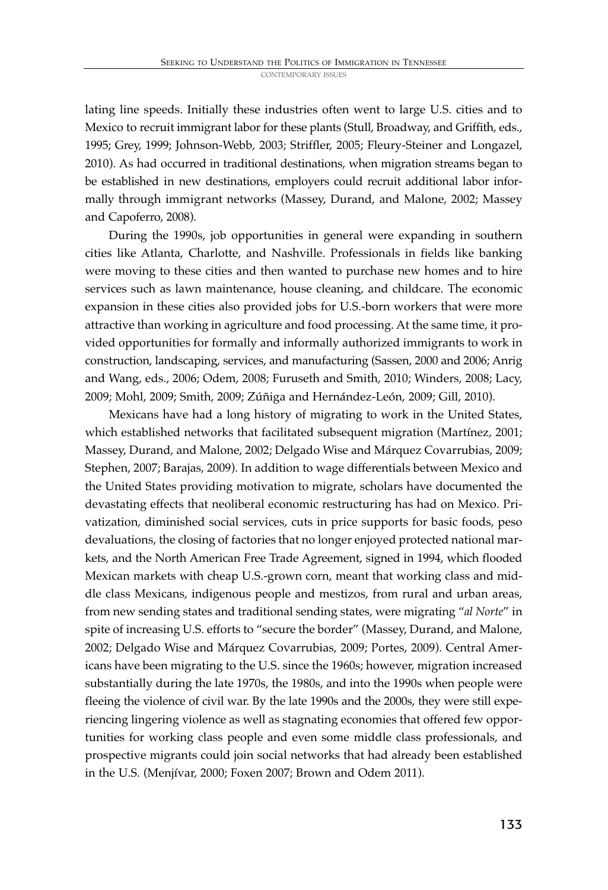lating line speeds. Initially these industries often went to large U.S. cities and to Mexico to recruit immigrant labor for these plants (Stull, Broadway, and Griffith, eds., 1995; Grey, 1999; Johnson-Webb, 2003; Striffler, 2005; Fleury-Steiner and Longazel, 2010). As had occurred in traditional destinations, when migration streams began to be established in new destinations, employers could recruit additional labor informally through immigrant networks (Massey, Durand, and Malone, 2002; Massey and Capoferro, 2008).

During the 1990s, job opportunities in general were expanding in southern cities like Atlanta, Charlotte, and Nashville. Professionals in fields like banking were moving to these cities and then wanted to purchase new homes and to hire services such as lawn maintenance, house cleaning, and childcare. The economic expansion in these cities also provided jobs for U.S.-born workers that were more attractive than working in agriculture and food processing. At the same time, it provided opportunities for formally and informally authorized immigrants to work in construction, landscaping, services, and manufacturing (Sassen, 2000 and 2006; Anrig and Wang, eds., 2006; Odem, 2008; Furuseth and Smith, 2010; Winders, 2008; Lacy, 2009; Mohl, 2009; Smith, 2009; Zúñiga and Hernández-León, 2009; Gill, 2010).

Mexicans have had a long history of migrating to work in the United States, which established networks that facilitated subsequent migration (Martínez, 2001; Massey, Durand, and Malone, 2002; Delgado Wise and Márquez Covarrubias, 2009; Stephen, 2007; Barajas, 2009). In addition to wage differentials between Mexico and the United States providing motivation to migrate, scholars have documented the devastating effects that neoliberal economic restructuring has had on Mexico. Privatization, diminished social services, cuts in price supports for basic foods, peso devaluations, the closing of factories that no longer enjoyed protected national markets, and the North American Free Trade Agreement, signed in 1994, which flooded Mexican markets with cheap U.S.-grown corn, meant that working class and middle class Mexicans, indigenous people and mestizos, from rural and urban areas, from new sending states and traditional sending states, were migrating "*al Norte*" in spite of increasing U.S. efforts to "secure the border" (Massey, Durand, and Malone, 2002; Delgado Wise and Márquez Covarrubias, 2009; Portes, 2009). Central Americans have been migrating to the U.S. since the 1960s; however, migration increased substantially during the late 1970s, the 1980s, and into the 1990s when people were fleeing the violence of civil war. By the late 1990s and the 2000s, they were still experiencing lingering violence as well as stagnating economies that offered few opportunities for working class people and even some middle class professionals, and prospective migrants could join social networks that had already been established in the U.S. (Menjívar, 2000; Foxen 2007; Brown and Odem 2011).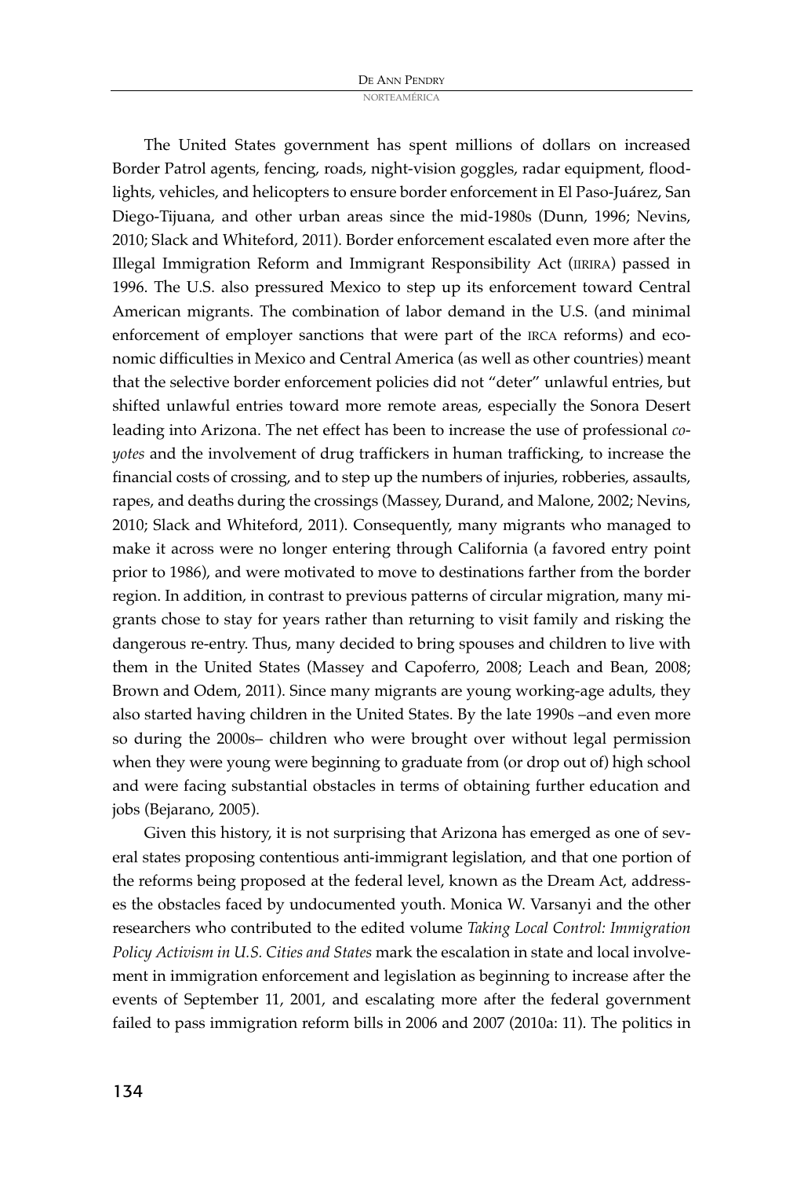The United States government has spent millions of dollars on increased Border Patrol agents, fencing, roads, night-vision goggles, radar equipment, floodlights, vehicles, and helicopters to ensure border enforcement in El Paso-Juárez, San Diego-Tijuana, and other urban areas since the mid-1980s (Dunn, 1996; Nevins, 2010; Slack and Whiteford, 2011). Border enforcement escalated even more after the Illegal Immigration Reform and Immigrant Responsibility Act (IIRIRA) passed in 1996. The U.S. also pressured Mexico to step up its enforcement toward Central American migrants. The combination of labor demand in the U.S. (and minimal enforcement of employer sanctions that were part of the IRCA reforms) and economic difficulties in Mexico and Central America (as well as other countries) meant that the selective border enforcement policies did not "deter" unlawful entries, but shifted unlawful entries toward more remote areas, especially the Sonora Desert leading into Arizona. The net effect has been to increase the use of professional *coyotes* and the involvement of drug traffickers in human trafficking, to increase the financial costs of crossing, and to step up the numbers of injuries, robberies, assaults, rapes, and deaths during the crossings (Massey, Durand, and Malone, 2002; Nevins, 2010; Slack and Whiteford, 2011). Consequently, many migrants who managed to make it across were no longer entering through California (a favored entry point prior to 1986), and were motivated to move to destinations farther from the border region. In addition, in contrast to previous patterns of circular migration, many migrants chose to stay for years rather than returning to visit family and risking the dangerous re-entry. Thus, many decided to bring spouses and children to live with them in the United States (Massey and Capoferro, 2008; Leach and Bean, 2008; Brown and Odem, 2011). Since many migrants are young working-age adults, they also started having children in the United States. By the late 1990s –and even more so during the 2000s– children who were brought over without legal permission when they were young were beginning to graduate from (or drop out of) high school and were facing substantial obstacles in terms of obtaining further education and jobs (Bejarano, 2005).

Given this history, it is not surprising that Arizona has emerged as one of several states proposing contentious anti-immigrant legislation, and that one portion of the reforms being proposed at the federal level, known as the Dream Act, addresses the obstacles faced by undocumented youth. Monica W. Varsanyi and the other researchers who contributed to the edited volume *Taking Local Control: Immigration Policy Activism in U.S. Cities and States* mark the escalation in state and local involvement in immigration enforcement and legislation as beginning to increase after the events of September 11, 2001, and escalating more after the federal government failed to pass immigration reform bills in 2006 and 2007 (2010a: 11). The politics in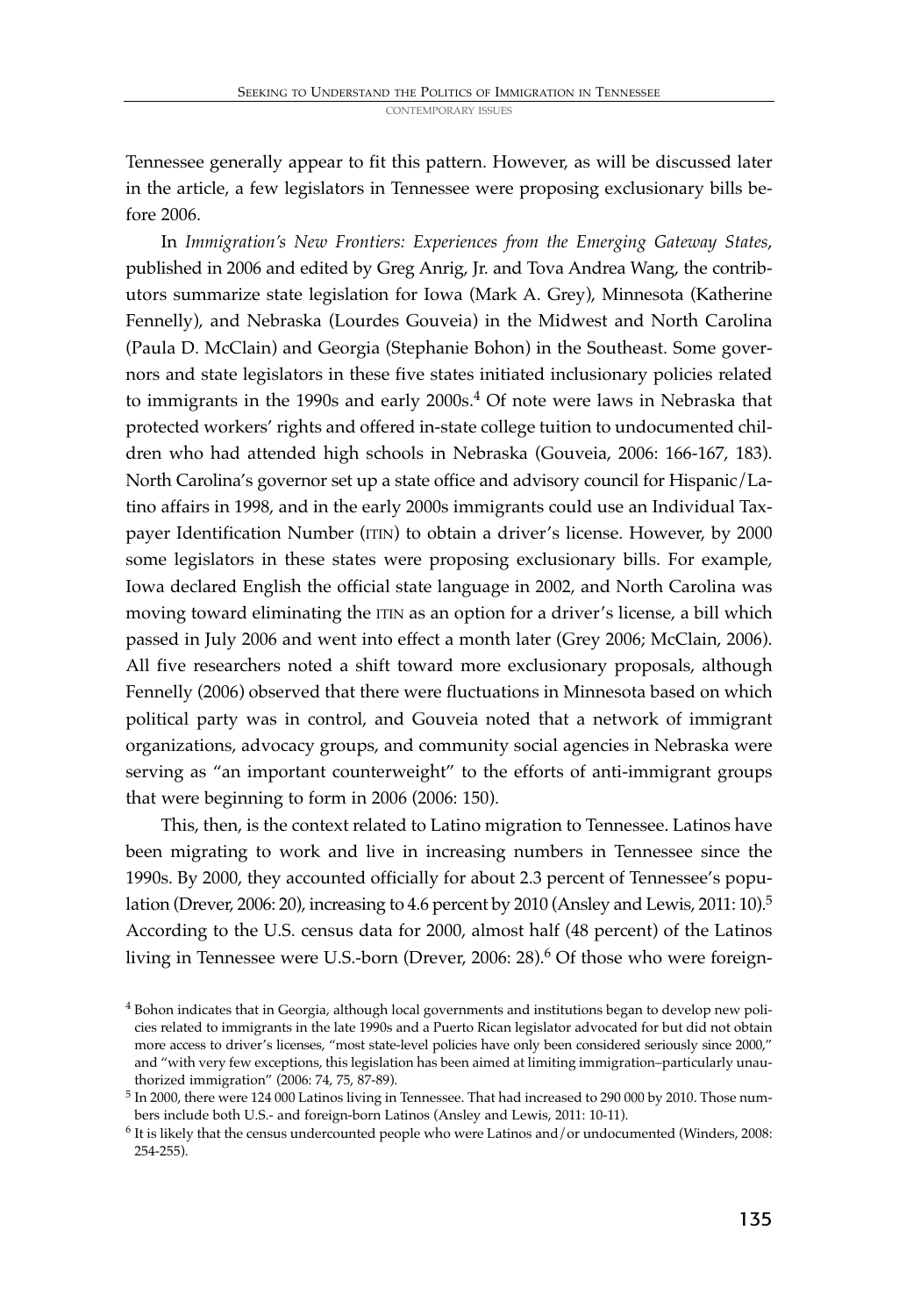Tennessee generally appear to fit this pattern. However, as will be discussed later in the article, a few legislators in Tennessee were proposing exclusionary bills before 2006.

In *Immigration's New Frontiers: Experiences from the Emerging Gateway States*, published in 2006 and edited by Greg Anrig, Jr. and Tova Andrea Wang, the contributors summarize state legislation for Iowa (Mark A. Grey), Minnesota (Katherine Fennelly), and Nebraska (Lourdes Gouveia) in the Midwest and North Carolina (Paula D. McClain) and Georgia (Stephanie Bohon) in the Southeast. Some governors and state legislators in these five states initiated inclusionary policies related to immigrants in the 1990s and early 2000s.[4] Of note were laws in Nebraska that protected workers' rights and offered in-state college tuition to undocumented children who had attended high schools in Nebraska (Gouveia, 2006: 166-167, 183). North Carolina's governor set up a state office and advisory council for Hispanic/Latino affairs in 1998, and in the early 2000s immigrants could use an Individual Taxpayer Identification Number (ITIN) to obtain a driver's license. However, by 2000 some legislators in these states were proposing exclusionary bills. For example, Iowa declared English the official state language in 2002, and North Carolina was moving toward eliminating the ITIN as an option for a driver's license, a bill which passed in July 2006 and went into effect a month later (Grey 2006; McClain, 2006). All five researchers noted a shift toward more exclusionary proposals, although Fennelly (2006) observed that there were fluctuations in Minnesota based on which political party was in control, and Gouveia noted that a network of immigrant organizations, advocacy groups, and community social agencies in Nebraska were serving as "an important counterweight" to the efforts of anti-immigrant groups that were beginning to form in 2006 (2006: 150).

This, then, is the context related to Latino migration to Tennessee. Latinos have been migrating to work and live in increasing numbers in Tennessee since the 1990s. By 2000, they accounted officially for about 2.3 percent of Tennessee's population (Drever, 2006: 20), increasing to 4.6 percent by 2010 (Ansley and Lewis, 2011: 10).[5] According to the U.S. census data for 2000, almost half (48 percent) of the Latinos living in Tennessee were U.S.-born (Drever, 2006: 28).[6] Of those who were foreign-

[4] Bohon indicates that in Georgia, although local governments and institutions began to develop new policies related to immigrants in the late 1990s and a Puerto Rican legislator advocated for but did not obtain more access to driver's licenses, "most state-level policies have only been considered seriously since 2000," and "with very few exceptions, this legislation has been aimed at limiting immigration–particularly unauthorized immigration" (2006: 74, 75, 87-89).

[5] In 2000, there were 124 000 Latinos living in Tennessee. That had increased to 290 000 by 2010. Those numbers include both U.S.- and foreign-born Latinos (Ansley and Lewis, 2011: 10-11).

[6] It is likely that the census undercounted people who were Latinos and/or undocumented (Winders, 2008: 254-255).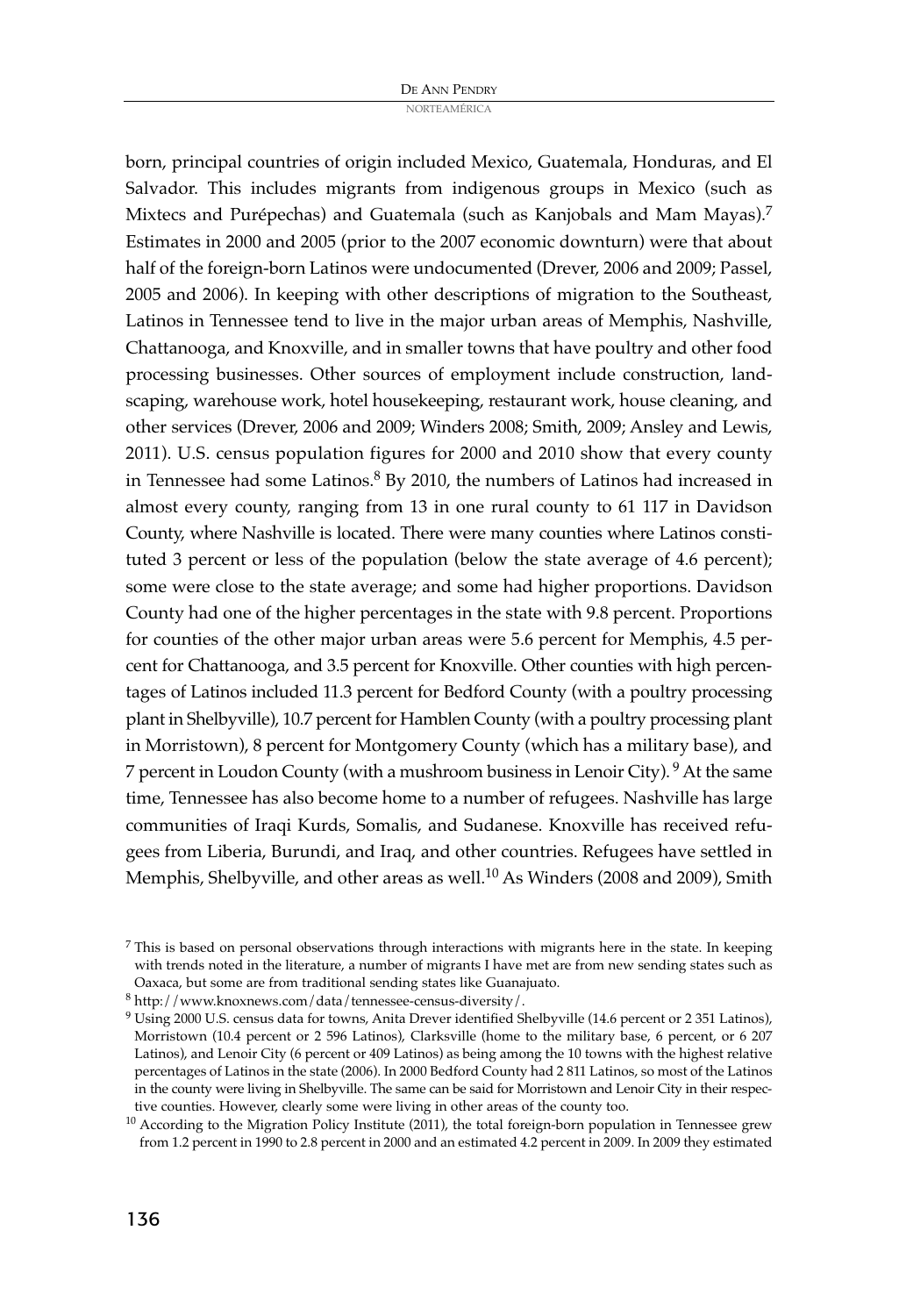born, principal countries of origin included Mexico, Guatemala, Honduras, and El Salvador. This includes migrants from indigenous groups in Mexico (such as Mixtecs and Purépechas) and Guatemala (such as Kanjobals and Mam Mayas).[7] Estimates in 2000 and 2005 (prior to the 2007 economic downturn) were that about half of the foreign-born Latinos were undocumented (Drever, 2006 and 2009; Passel, 2005 and 2006). In keeping with other descriptions of migration to the Southeast, Latinos in Tennessee tend to live in the major urban areas of Memphis, Nashville, Chattanooga, and Knoxville, and in smaller towns that have poultry and other food processing businesses. Other sources of employment include construction, landscaping, warehouse work, hotel housekeeping, restaurant work, house cleaning, and other services (Drever, 2006 and 2009; Winders 2008; Smith, 2009; Ansley and Lewis, 2011). U.S. census population figures for 2000 and 2010 show that every county in Tennessee had some Latinos.[8] By 2010, the numbers of Latinos had increased in almost every county, ranging from 13 in one rural county to 61 117 in Davidson County, where Nashville is located. There were many counties where Latinos constituted 3 percent or less of the population (below the state average of 4.6 percent); some were close to the state average; and some had higher proportions. Davidson County had one of the higher percentages in the state with 9.8 percent. Proportions for counties of the other major urban areas were 5.6 percent for Memphis, 4.5 percent for Chattanooga, and 3.5 percent for Knoxville. Other counties with high percentages of Latinos included 11.3 percent for Bedford County (with a poultry processing plant in Shelbyville), 10.7 percent for Hamblen County (with a poultry processing plant in Morristown), 8 percent for Montgomery County (which has a military base), and 7 percent in Loudon County (with a mushroom business in Lenoir City).[9] At the same time, Tennessee has also become home to a number of refugees. Nashville has large communities of Iraqi Kurds, Somalis, and Sudanese. Knoxville has received refugees from Liberia, Burundi, and Iraq, and other countries. Refugees have settled in Memphis, Shelbyville, and other areas as well.[10] As Winders (2008 and 2009), Smith

[7] This is based on personal observations through interactions with migrants here in the state. In keeping with trends noted in the literature, a number of migrants I have met are from new sending states such as Oaxaca, but some are from traditional sending states like Guanajuato.

[8] http://www.knoxnews.com/data/tennessee-census-diversity/.

[9] Using 2000 U.S. census data for towns, Anita Drever identified Shelbyville (14.6 percent or 2 351 Latinos), Morristown (10.4 percent or 2 596 Latinos), Clarksville (home to the military base, 6 percent, or 6 207 Latinos), and Lenoir City (6 percent or 409 Latinos) as being among the 10 towns with the highest relative percentages of Latinos in the state (2006). In 2000 Bedford County had 2 811 Latinos, so most of the Latinos in the county were living in Shelbyville. The same can be said for Morristown and Lenoir City in their respective counties. However, clearly some were living in other areas of the county too.

[10] According to the Migration Policy Institute (2011), the total foreign-born population in Tennessee grew from 1.2 percent in 1990 to 2.8 percent in 2000 and an estimated 4.2 percent in 2009. In 2009 they estimated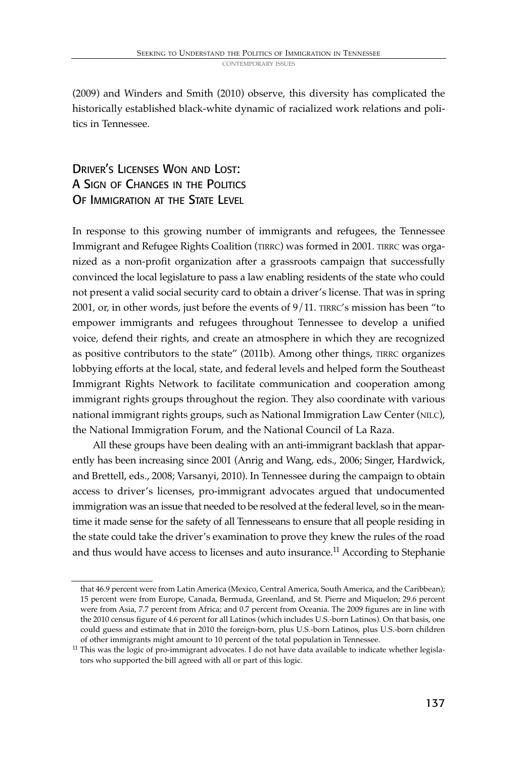(2009) and Winders and Smith (2010) observe, this diversity has complicated the historically established black-white dynamic of racialized work relations and politics in Tennessee.

## Driver's Licenses Won and Lost: A Sign of Changes in the Politics Of Immigration at the State Level

In response to this growing number of immigrants and refugees, the Tennessee Immigrant and Refugee Rights Coalition (TIRRC) was formed in 2001. TIRRC was organized as a non-profit organization after a grassroots campaign that successfully convinced the local legislature to pass a law enabling residents of the state who could not present a valid social security card to obtain a driver's license. That was in spring 2001, or, in other words, just before the events of 9/11. TIRRC's mission has been "to empower immigrants and refugees throughout Tennessee to develop a unified voice, defend their rights, and create an atmosphere in which they are recognized as positive contributors to the state" (2011b). Among other things, TIRRC organizes lobbying efforts at the local, state, and federal levels and helped form the Southeast Immigrant Rights Network to facilitate communication and cooperation among immigrant rights groups throughout the region. They also coordinate with various national immigrant rights groups, such as National Immigration Law Center (NILC), the National Immigration Forum, and the National Council of La Raza.

All these groups have been dealing with an anti-immigrant backlash that apparently has been increasing since 2001 (Anrig and Wang, eds., 2006; Singer, Hardwick, and Brettell, eds., 2008; Varsanyi, 2010). In Tennessee during the campaign to obtain access to driver's licenses, pro-immigrant advocates argued that undocumented immigration was an issue that needed to be resolved at the federal level, so in the meantime it made sense for the safety of all Tennesseans to ensure that all people residing in the state could take the driver's examination to prove they knew the rules of the road and thus would have access to licenses and auto insurance.[11] According to Stephanie

---

that 46.9 percent were from Latin America (Mexico, Central America, South America, and the Caribbean); 15 percent were from Europe, Canada, Bermuda, Greenland, and St. Pierre and Miquelon; 29.6 percent were from Asia, 7.7 percent from Africa; and 0.7 percent from Oceania. The 2009 figures are in line with the 2010 census figure of 4.6 percent for all Latinos (which includes U.S.-born Latinos). On that basis, one could guess and estimate that in 2010 the foreign-born, plus U.S.-born Latinos, plus U.S.-born children of other immigrants might amount to 10 percent of the total population in Tennessee.

[11] This was the logic of pro-immigrant advocates. I do not have data available to indicate whether legislators who supported the bill agreed with all or part of this logic.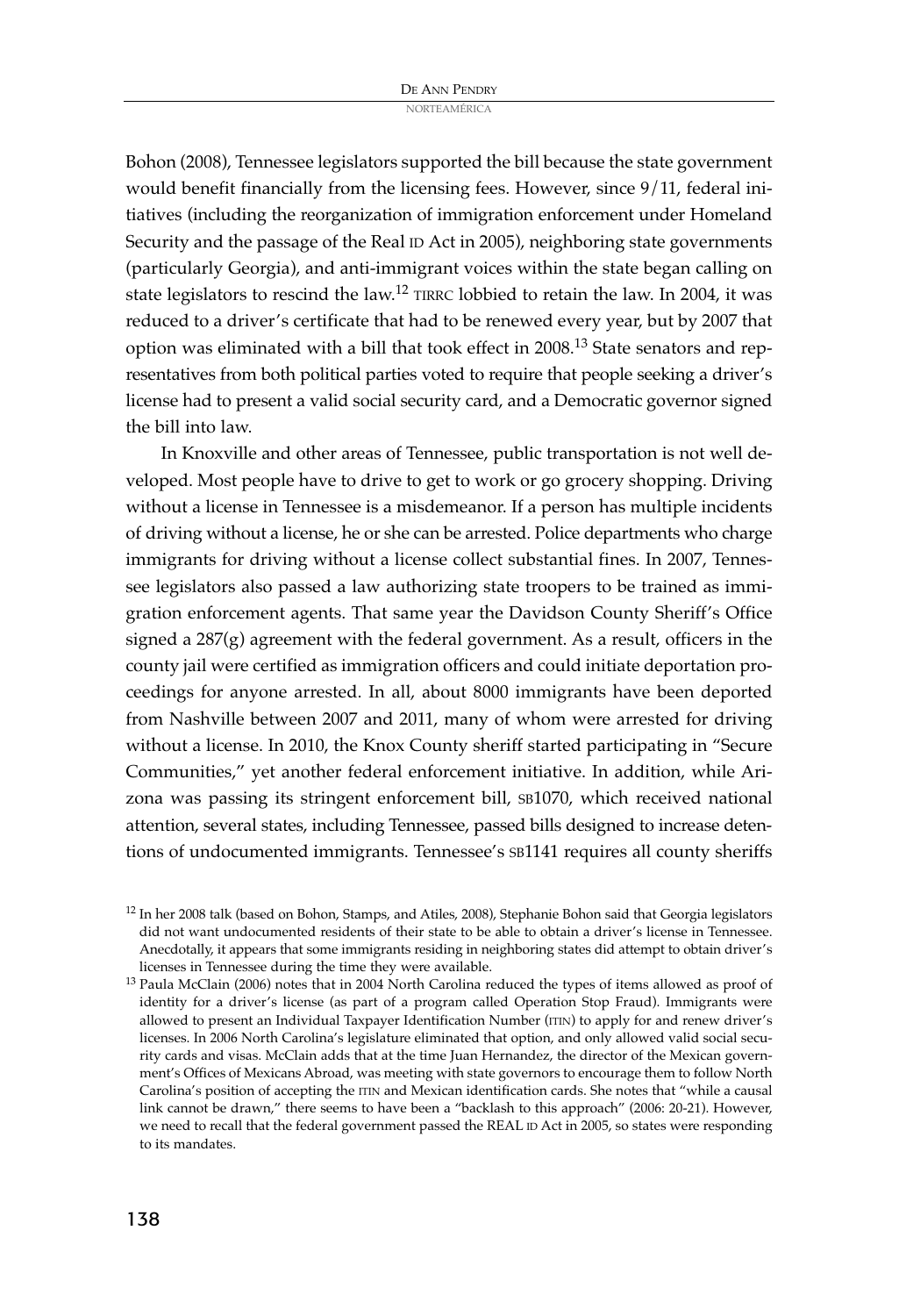Bohon (2008), Tennessee legislators supported the bill because the state government would benefit financially from the licensing fees. However, since 9/11, federal initiatives (including the reorganization of immigration enforcement under Homeland Security and the passage of the Real ID Act in 2005), neighboring state governments (particularly Georgia), and anti-immigrant voices within the state began calling on state legislators to rescind the law.[12] TIRRC lobbied to retain the law. In 2004, it was reduced to a driver's certificate that had to be renewed every year, but by 2007 that option was eliminated with a bill that took effect in 2008.[13] State senators and representatives from both political parties voted to require that people seeking a driver's license had to present a valid social security card, and a Democratic governor signed the bill into law.

In Knoxville and other areas of Tennessee, public transportation is not well developed. Most people have to drive to get to work or go grocery shopping. Driving without a license in Tennessee is a misdemeanor. If a person has multiple incidents of driving without a license, he or she can be arrested. Police departments who charge immigrants for driving without a license collect substantial fines. In 2007, Tennessee legislators also passed a law authorizing state troopers to be trained as immigration enforcement agents. That same year the Davidson County Sheriff's Office signed a 287(g) agreement with the federal government. As a result, officers in the county jail were certified as immigration officers and could initiate deportation proceedings for anyone arrested. In all, about 8000 immigrants have been deported from Nashville between 2007 and 2011, many of whom were arrested for driving without a license. In 2010, the Knox County sheriff started participating in "Secure Communities," yet another federal enforcement initiative. In addition, while Arizona was passing its stringent enforcement bill, SB1070, which received national attention, several states, including Tennessee, passed bills designed to increase detentions of undocumented immigrants. Tennessee's SB1141 requires all county sheriffs

---

[12] In her 2008 talk (based on Bohon, Stamps, and Atiles, 2008), Stephanie Bohon said that Georgia legislators did not want undocumented residents of their state to be able to obtain a driver's license in Tennessee. Anecdotally, it appears that some immigrants residing in neighboring states did attempt to obtain driver's licenses in Tennessee during the time they were available.

[13] Paula McClain (2006) notes that in 2004 North Carolina reduced the types of items allowed as proof of identity for a driver's license (as part of a program called Operation Stop Fraud). Immigrants were allowed to present an Individual Taxpayer Identification Number (ITIN) to apply for and renew driver's licenses. In 2006 North Carolina's legislature eliminated that option, and only allowed valid social security cards and visas. McClain adds that at the time Juan Hernandez, the director of the Mexican government's Offices of Mexicans Abroad, was meeting with state governors to encourage them to follow North Carolina's position of accepting the ITIN and Mexican identification cards. She notes that "while a causal link cannot be drawn," there seems to have been a "backlash to this approach" (2006: 20-21). However, we need to recall that the federal government passed the REAL ID Act in 2005, so states were responding to its mandates.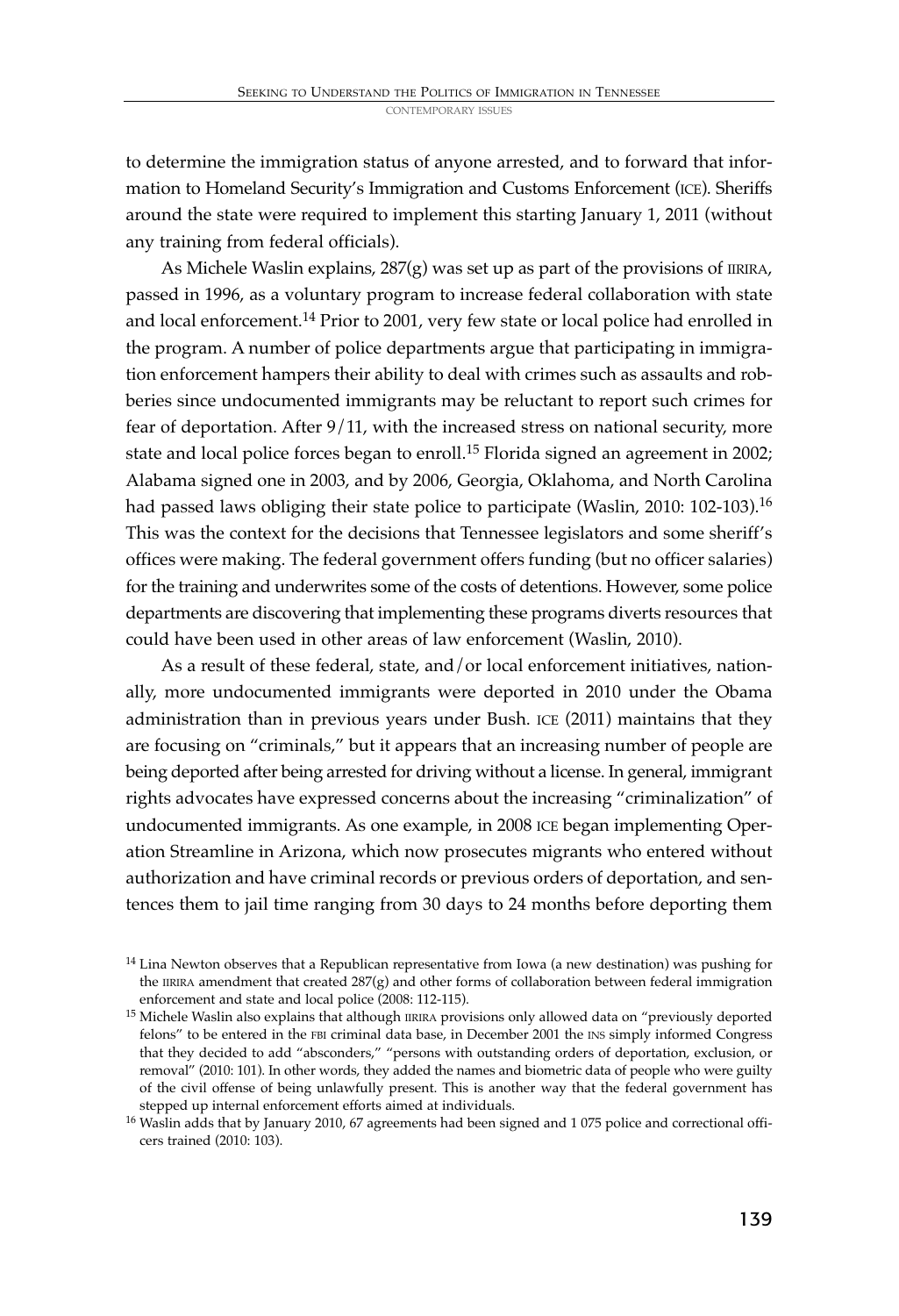to determine the immigration status of anyone arrested, and to forward that information to Homeland Security's Immigration and Customs Enforcement (ICE). Sheriffs around the state were required to implement this starting January 1, 2011 (without any training from federal officials).

As Michele Waslin explains, 287(g) was set up as part of the provisions of IIRIRA, passed in 1996, as a voluntary program to increase federal collaboration with state and local enforcement.[14] Prior to 2001, very few state or local police had enrolled in the program. A number of police departments argue that participating in immigration enforcement hampers their ability to deal with crimes such as assaults and robberies since undocumented immigrants may be reluctant to report such crimes for fear of deportation. After 9/11, with the increased stress on national security, more state and local police forces began to enroll.[15] Florida signed an agreement in 2002; Alabama signed one in 2003, and by 2006, Georgia, Oklahoma, and North Carolina had passed laws obliging their state police to participate (Waslin, 2010: 102-103).[16] This was the context for the decisions that Tennessee legislators and some sheriff's offices were making. The federal government offers funding (but no officer salaries) for the training and underwrites some of the costs of detentions. However, some police departments are discovering that implementing these programs diverts resources that could have been used in other areas of law enforcement (Waslin, 2010).

As a result of these federal, state, and/or local enforcement initiatives, nationally, more undocumented immigrants were deported in 2010 under the Obama administration than in previous years under Bush. ICE (2011) maintains that they are focusing on "criminals," but it appears that an increasing number of people are being deported after being arrested for driving without a license. In general, immigrant rights advocates have expressed concerns about the increasing "criminalization" of undocumented immigrants. As one example, in 2008 ICE began implementing Operation Streamline in Arizona, which now prosecutes migrants who entered without authorization and have criminal records or previous orders of deportation, and sentences them to jail time ranging from 30 days to 24 months before deporting them

[14] Lina Newton observes that a Republican representative from Iowa (a new destination) was pushing for the IIRIRA amendment that created 287(g) and other forms of collaboration between federal immigration enforcement and state and local police (2008: 112-115).

[15] Michele Waslin also explains that although IIRIRA provisions only allowed data on "previously deported felons" to be entered in the FBI criminal data base, in December 2001 the INS simply informed Congress that they decided to add "absconders," "persons with outstanding orders of deportation, exclusion, or removal" (2010: 101). In other words, they added the names and biometric data of people who were guilty of the civil offense of being unlawfully present. This is another way that the federal government has stepped up internal enforcement efforts aimed at individuals.

[16] Waslin adds that by January 2010, 67 agreements had been signed and 1 075 police and correctional officers trained (2010: 103).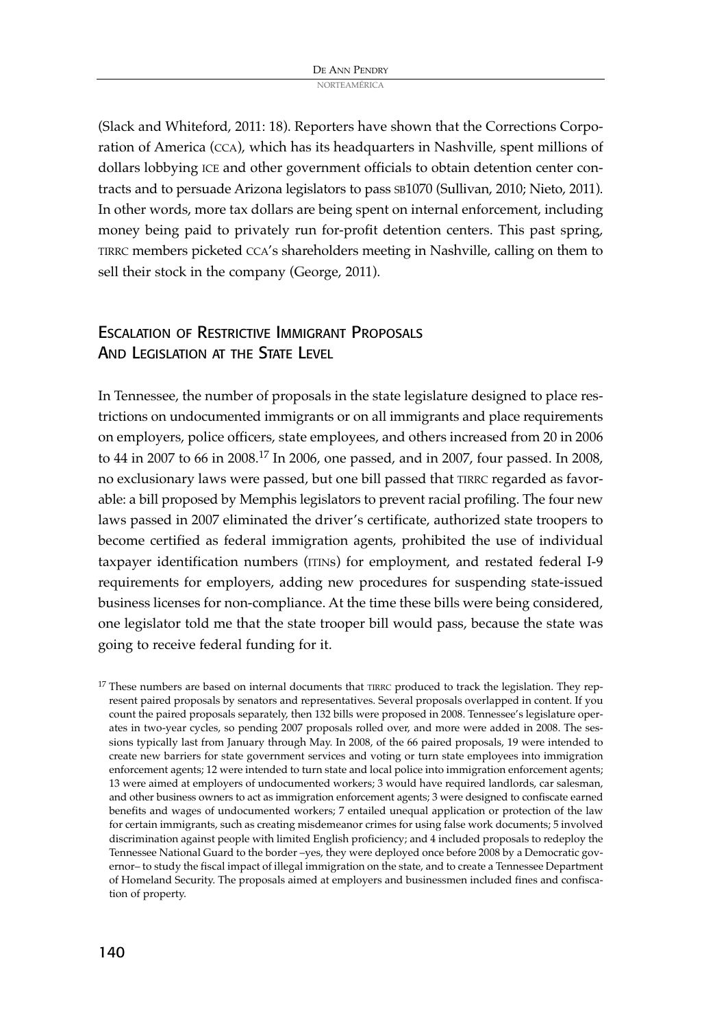(Slack and Whiteford, 2011: 18). Reporters have shown that the Corrections Corporation of America (CCA), which has its headquarters in Nashville, spent millions of dollars lobbying ICE and other government officials to obtain detention center contracts and to persuade Arizona legislators to pass SB1070 (Sullivan, 2010; Nieto, 2011). In other words, more tax dollars are being spent on internal enforcement, including money being paid to privately run for-profit detention centers. This past spring, TIRRC members picketed CCA's shareholders meeting in Nashville, calling on them to sell their stock in the company (George, 2011).

## Escalation of Restrictive Immigrant Proposals And Legislation at the State Level

In Tennessee, the number of proposals in the state legislature designed to place restrictions on undocumented immigrants or on all immigrants and place requirements on employers, police officers, state employees, and others increased from 20 in 2006 to 44 in 2007 to 66 in 2008.[17] In 2006, one passed, and in 2007, four passed. In 2008, no exclusionary laws were passed, but one bill passed that TIRRC regarded as favorable: a bill proposed by Memphis legislators to prevent racial profiling. The four new laws passed in 2007 eliminated the driver's certificate, authorized state troopers to become certified as federal immigration agents, prohibited the use of individual taxpayer identification numbers (ITINs) for employment, and restated federal I-9 requirements for employers, adding new procedures for suspending state-issued business licenses for non-compliance. At the time these bills were being considered, one legislator told me that the state trooper bill would pass, because the state was going to receive federal funding for it.

[17] These numbers are based on internal documents that TIRRC produced to track the legislation. They represent paired proposals by senators and representatives. Several proposals overlapped in content. If you count the paired proposals separately, then 132 bills were proposed in 2008. Tennessee's legislature operates in two-year cycles, so pending 2007 proposals rolled over, and more were added in 2008. The sessions typically last from January through May. In 2008, of the 66 paired proposals, 19 were intended to create new barriers for state government services and voting or turn state employees into immigration enforcement agents; 12 were intended to turn state and local police into immigration enforcement agents; 13 were aimed at employers of undocumented workers; 3 would have required landlords, car salesman, and other business owners to act as immigration enforcement agents; 3 were designed to confiscate earned benefits and wages of undocumented workers; 7 entailed unequal application or protection of the law for certain immigrants, such as creating misdemeanor crimes for using false work documents; 5 involved discrimination against people with limited English proficiency; and 4 included proposals to redeploy the Tennessee National Guard to the border –yes, they were deployed once before 2008 by a Democratic governor– to study the fiscal impact of illegal immigration on the state, and to create a Tennessee Department of Homeland Security. The proposals aimed at employers and businessmen included fines and confiscation of property.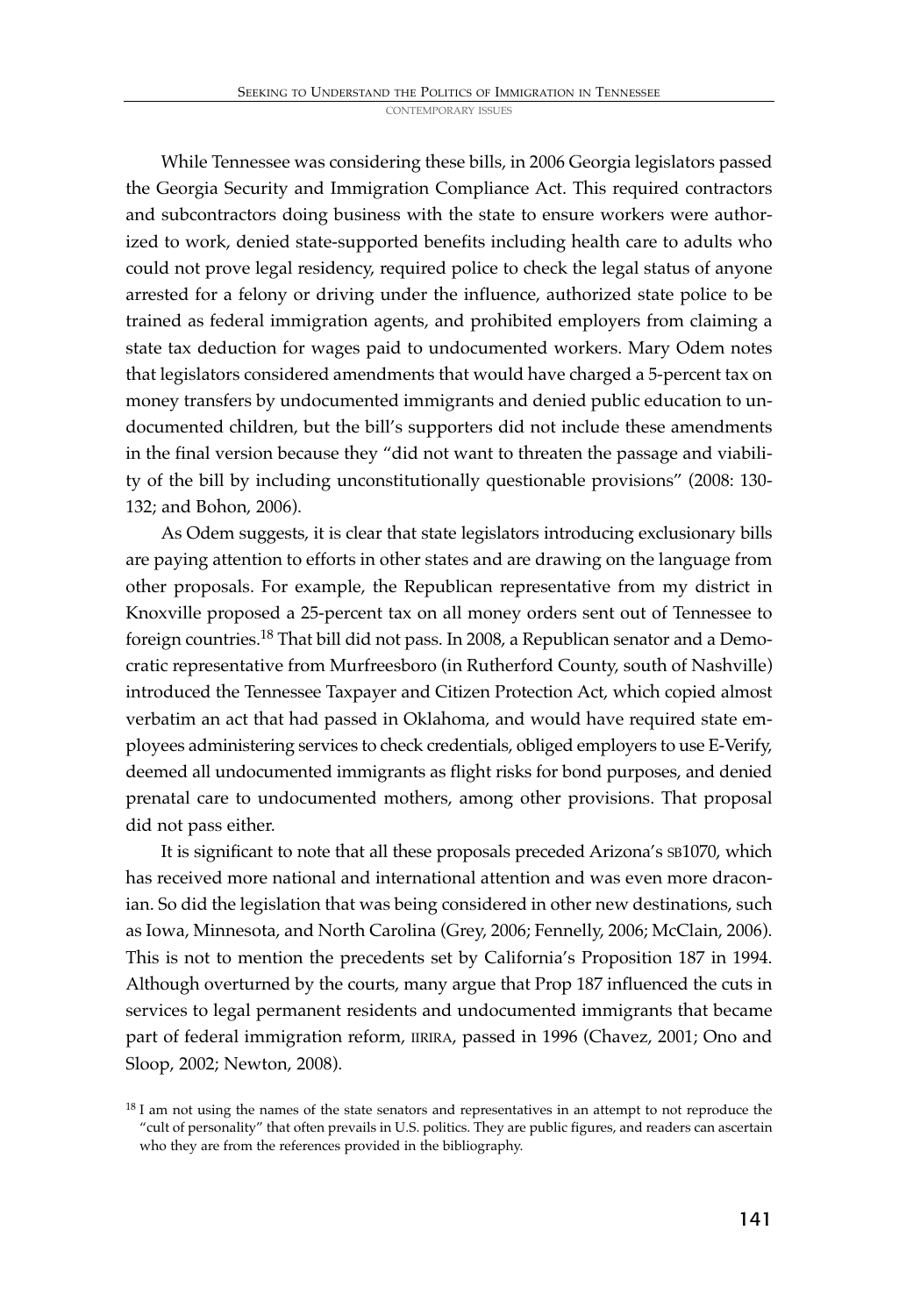While Tennessee was considering these bills, in 2006 Georgia legislators passed the Georgia Security and Immigration Compliance Act. This required contractors and subcontractors doing business with the state to ensure workers were authorized to work, denied state-supported benefits including health care to adults who could not prove legal residency, required police to check the legal status of anyone arrested for a felony or driving under the influence, authorized state police to be trained as federal immigration agents, and prohibited employers from claiming a state tax deduction for wages paid to undocumented workers. Mary Odem notes that legislators considered amendments that would have charged a 5-percent tax on money transfers by undocumented immigrants and denied public education to undocumented children, but the bill's supporters did not include these amendments in the final version because they "did not want to threaten the passage and viability of the bill by including unconstitutionally questionable provisions" (2008: 130-132; and Bohon, 2006).

As Odem suggests, it is clear that state legislators introducing exclusionary bills are paying attention to efforts in other states and are drawing on the language from other proposals. For example, the Republican representative from my district in Knoxville proposed a 25-percent tax on all money orders sent out of Tennessee to foreign countries.[18] That bill did not pass. In 2008, a Republican senator and a Democratic representative from Murfreesboro (in Rutherford County, south of Nashville) introduced the Tennessee Taxpayer and Citizen Protection Act, which copied almost verbatim an act that had passed in Oklahoma, and would have required state employees administering services to check credentials, obliged employers to use E-Verify, deemed all undocumented immigrants as flight risks for bond purposes, and denied prenatal care to undocumented mothers, among other provisions. That proposal did not pass either.

It is significant to note that all these proposals preceded Arizona's SB1070, which has received more national and international attention and was even more draconian. So did the legislation that was being considered in other new destinations, such as Iowa, Minnesota, and North Carolina (Grey, 2006; Fennelly, 2006; McClain, 2006). This is not to mention the precedents set by California's Proposition 187 in 1994. Although overturned by the courts, many argue that Prop 187 influenced the cuts in services to legal permanent residents and undocumented immigrants that became part of federal immigration reform, IIRIRA, passed in 1996 (Chavez, 2001; Ono and Sloop, 2002; Newton, 2008).

[18] I am not using the names of the state senators and representatives in an attempt to not reproduce the "cult of personality" that often prevails in U.S. politics. They are public figures, and readers can ascertain who they are from the references provided in the bibliography.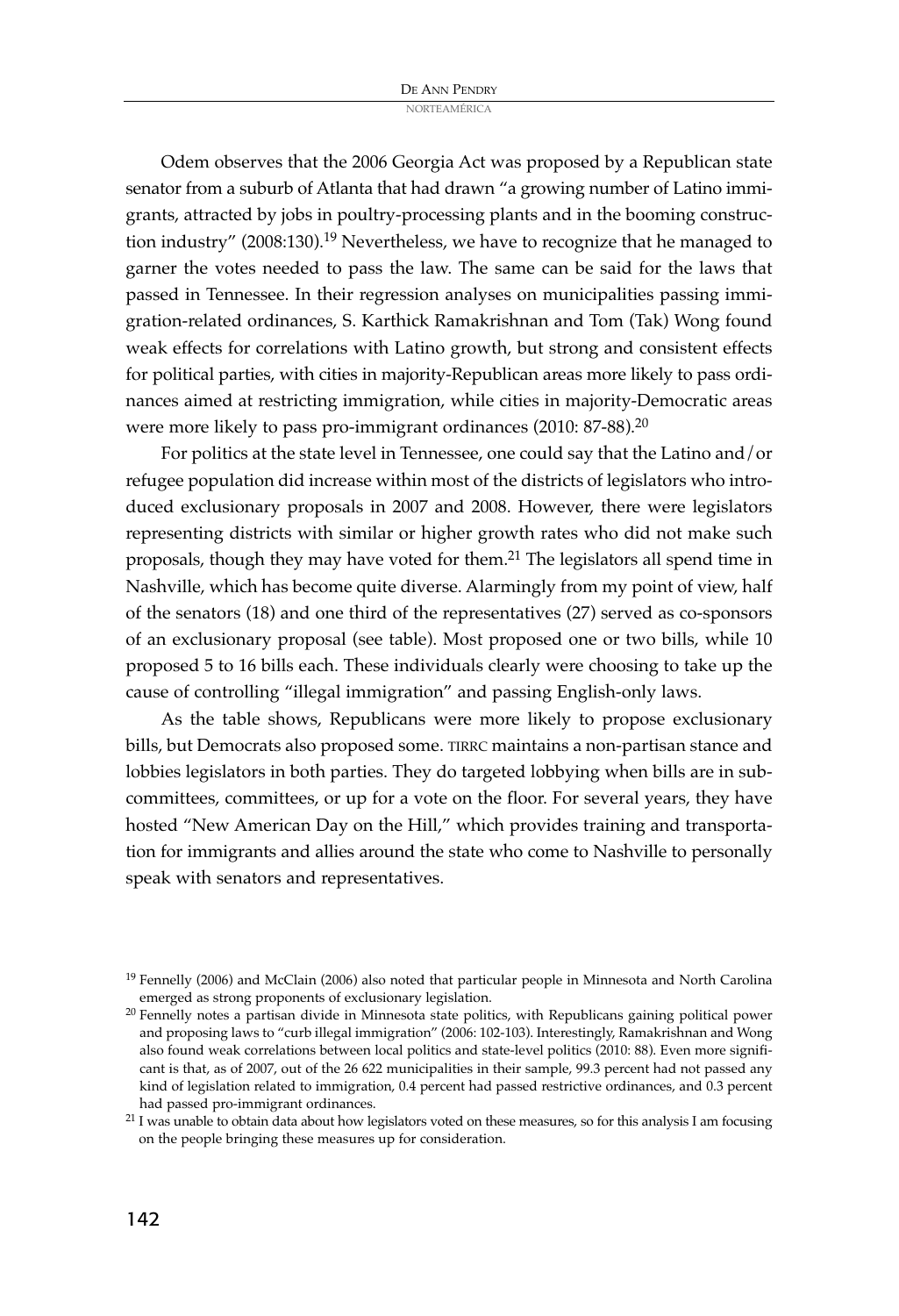Odem observes that the 2006 Georgia Act was proposed by a Republican state senator from a suburb of Atlanta that had drawn "a growing number of Latino immigrants, attracted by jobs in poultry-processing plants and in the booming construction industry" (2008:130).[19] Nevertheless, we have to recognize that he managed to garner the votes needed to pass the law. The same can be said for the laws that passed in Tennessee. In their regression analyses on municipalities passing immigration-related ordinances, S. Karthick Ramakrishnan and Tom (Tak) Wong found weak effects for correlations with Latino growth, but strong and consistent effects for political parties, with cities in majority-Republican areas more likely to pass ordinances aimed at restricting immigration, while cities in majority-Democratic areas were more likely to pass pro-immigrant ordinances (2010: 87-88).[20]

For politics at the state level in Tennessee, one could say that the Latino and/or refugee population did increase within most of the districts of legislators who introduced exclusionary proposals in 2007 and 2008. However, there were legislators representing districts with similar or higher growth rates who did not make such proposals, though they may have voted for them.[21] The legislators all spend time in Nashville, which has become quite diverse. Alarmingly from my point of view, half of the senators (18) and one third of the representatives (27) served as co-sponsors of an exclusionary proposal (see table). Most proposed one or two bills, while 10 proposed 5 to 16 bills each. These individuals clearly were choosing to take up the cause of controlling "illegal immigration" and passing English-only laws.

As the table shows, Republicans were more likely to propose exclusionary bills, but Democrats also proposed some. TIRRC maintains a non-partisan stance and lobbies legislators in both parties. They do targeted lobbying when bills are in subcommittees, committees, or up for a vote on the floor. For several years, they have hosted "New American Day on the Hill," which provides training and transportation for immigrants and allies around the state who come to Nashville to personally speak with senators and representatives.

---

[19] Fennelly (2006) and McClain (2006) also noted that particular people in Minnesota and North Carolina emerged as strong proponents of exclusionary legislation.

[20] Fennelly notes a partisan divide in Minnesota state politics, with Republicans gaining political power and proposing laws to "curb illegal immigration" (2006: 102-103). Interestingly, Ramakrishnan and Wong also found weak correlations between local politics and state-level politics (2010: 88). Even more significant is that, as of 2007, out of the 26 622 municipalities in their sample, 99.3 percent had not passed any kind of legislation related to immigration, 0.4 percent had passed restrictive ordinances, and 0.3 percent had passed pro-immigrant ordinances.

[21] I was unable to obtain data about how legislators voted on these measures, so for this analysis I am focusing on the people bringing these measures up for consideration.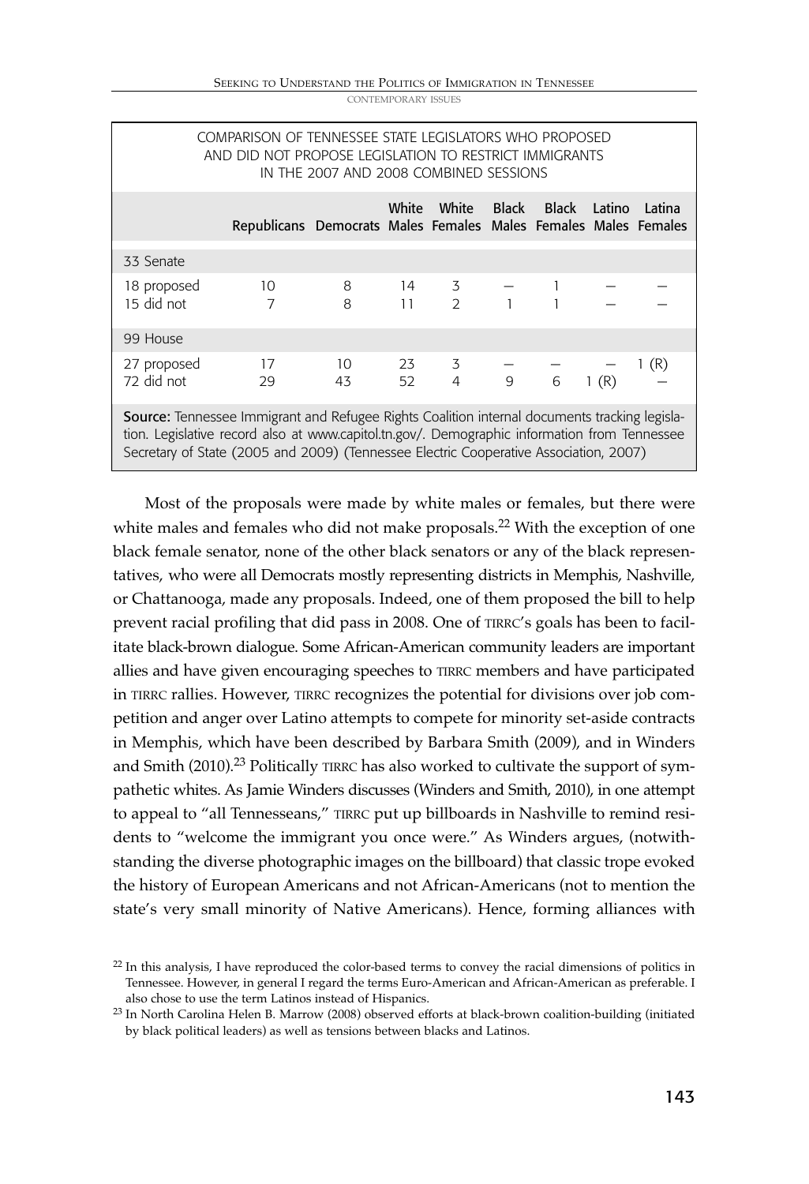COMPARISON OF TENNESSEE STATE LEGISLATORS WHO PROPOSED AND DID NOT PROPOSE LEGISLATION TO RESTRICT IMMIGRANTS IN THE 2007 AND 2008 COMBINED SESSIONS

| | Republicans | Democrats | White Males | White Females | Black Males | Black Females | Latino Males | Latina Females |
|---|---|---|---|---|---|---|---|---|
| 33 Senate | | | | | | | | |
| 18 proposed | 10 | 8 | 14 | 3 | — | 1 | — | — |
| 15 did not | 7 | 8 | 11 | 2 | 1 | 1 | — | — |
| 99 House | | | | | | | | |
| 27 proposed | 17 | 10 | 23 | 3 | — | — | — | 1 (R) |
| 72 did not | 29 | 43 | 52 | 4 | 9 | 6 | 1 (R) | — |

**Source:** Tennessee Immigrant and Refugee Rights Coalition internal documents tracking legislation. Legislative record also at www.capitol.tn.gov/. Demographic information from Tennessee Secretary of State (2005 and 2009) (Tennessee Electric Cooperative Association, 2007)

Most of the proposals were made by white males or females, but there were white males and females who did not make proposals.[22] With the exception of one black female senator, none of the other black senators or any of the black representatives, who were all Democrats mostly representing districts in Memphis, Nashville, or Chattanooga, made any proposals. Indeed, one of them proposed the bill to help prevent racial profiling that did pass in 2008. One of TIRRC's goals has been to facilitate black-brown dialogue. Some African-American community leaders are important allies and have given encouraging speeches to TIRRC members and have participated in TIRRC rallies. However, TIRRC recognizes the potential for divisions over job competition and anger over Latino attempts to compete for minority set-aside contracts in Memphis, which have been described by Barbara Smith (2009), and in Winders and Smith (2010).[23] Politically TIRRC has also worked to cultivate the support of sympathetic whites. As Jamie Winders discusses (Winders and Smith, 2010), in one attempt to appeal to "all Tennesseans," TIRRC put up billboards in Nashville to remind residents to "welcome the immigrant you once were." As Winders argues, (notwithstanding the diverse photographic images on the billboard) that classic trope evoked the history of European Americans and not African-Americans (not to mention the state's very small minority of Native Americans). Hence, forming alliances with

[22] In this analysis, I have reproduced the color-based terms to convey the racial dimensions of politics in Tennessee. However, in general I regard the terms Euro-American and African-American as preferable. I also chose to use the term Latinos instead of Hispanics.

[23] In North Carolina Helen B. Marrow (2008) observed efforts at black-brown coalition-building (initiated by black political leaders) as well as tensions between blacks and Latinos.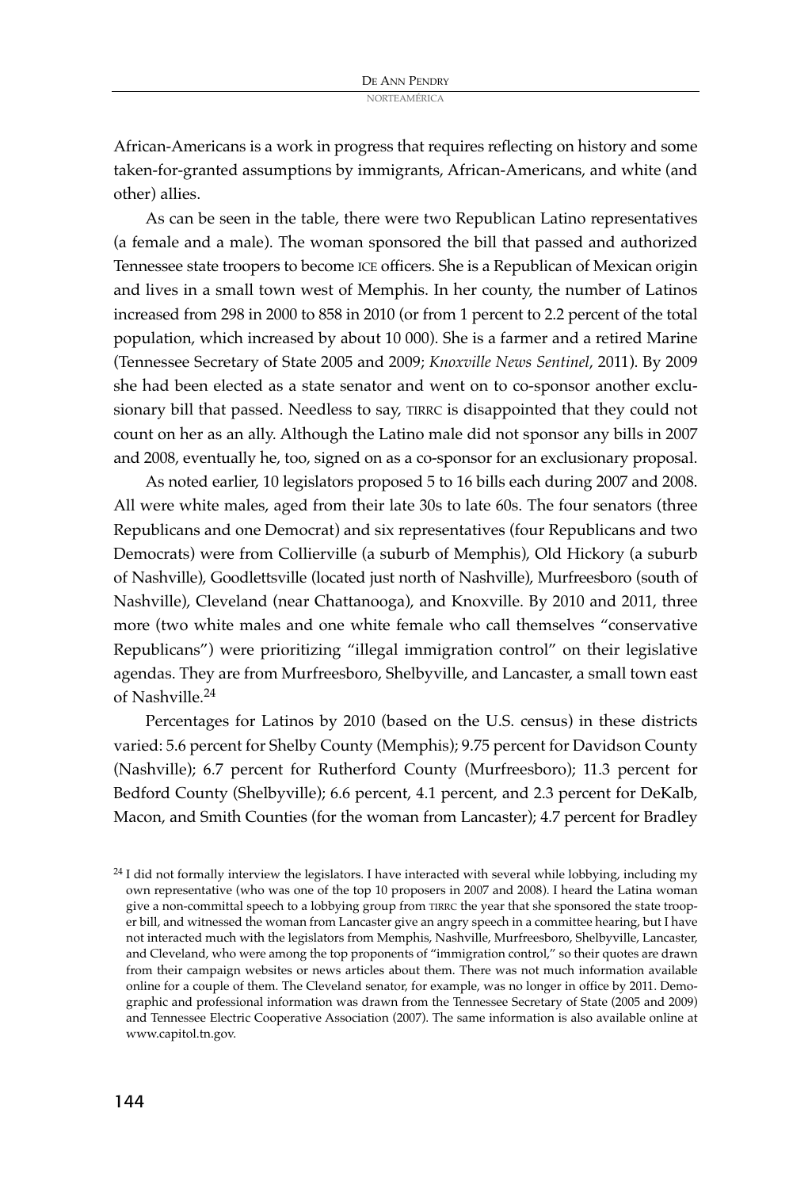African-Americans is a work in progress that requires reflecting on history and some taken-for-granted assumptions by immigrants, African-Americans, and white (and other) allies.

As can be seen in the table, there were two Republican Latino representatives (a female and a male). The woman sponsored the bill that passed and authorized Tennessee state troopers to become ICE officers. She is a Republican of Mexican origin and lives in a small town west of Memphis. In her county, the number of Latinos increased from 298 in 2000 to 858 in 2010 (or from 1 percent to 2.2 percent of the total population, which increased by about 10 000). She is a farmer and a retired Marine (Tennessee Secretary of State 2005 and 2009; *Knoxville News Sentinel*, 2011). By 2009 she had been elected as a state senator and went on to co-sponsor another exclusionary bill that passed. Needless to say, TIRRC is disappointed that they could not count on her as an ally. Although the Latino male did not sponsor any bills in 2007 and 2008, eventually he, too, signed on as a co-sponsor for an exclusionary proposal.

As noted earlier, 10 legislators proposed 5 to 16 bills each during 2007 and 2008. All were white males, aged from their late 30s to late 60s. The four senators (three Republicans and one Democrat) and six representatives (four Republicans and two Democrats) were from Collierville (a suburb of Memphis), Old Hickory (a suburb of Nashville), Goodlettsville (located just north of Nashville), Murfreesboro (south of Nashville), Cleveland (near Chattanooga), and Knoxville. By 2010 and 2011, three more (two white males and one white female who call themselves "conservative Republicans") were prioritizing "illegal immigration control" on their legislative agendas. They are from Murfreesboro, Shelbyville, and Lancaster, a small town east of Nashville.[24]

Percentages for Latinos by 2010 (based on the U.S. census) in these districts varied: 5.6 percent for Shelby County (Memphis); 9.75 percent for Davidson County (Nashville); 6.7 percent for Rutherford County (Murfreesboro); 11.3 percent for Bedford County (Shelbyville); 6.6 percent, 4.1 percent, and 2.3 percent for DeKalb, Macon, and Smith Counties (for the woman from Lancaster); 4.7 percent for Bradley

[24] I did not formally interview the legislators. I have interacted with several while lobbying, including my own representative (who was one of the top 10 proposers in 2007 and 2008). I heard the Latina woman give a non-committal speech to a lobbying group from TIRRC the year that she sponsored the state trooper bill, and witnessed the woman from Lancaster give an angry speech in a committee hearing, but I have not interacted much with the legislators from Memphis, Nashville, Murfreesboro, Shelbyville, Lancaster, and Cleveland, who were among the top proponents of "immigration control," so their quotes are drawn from their campaign websites or news articles about them. There was not much information available online for a couple of them. The Cleveland senator, for example, was no longer in office by 2011. Demographic and professional information was drawn from the Tennessee Secretary of State (2005 and 2009) and Tennessee Electric Cooperative Association (2007). The same information is also available online at www.capitol.tn.gov.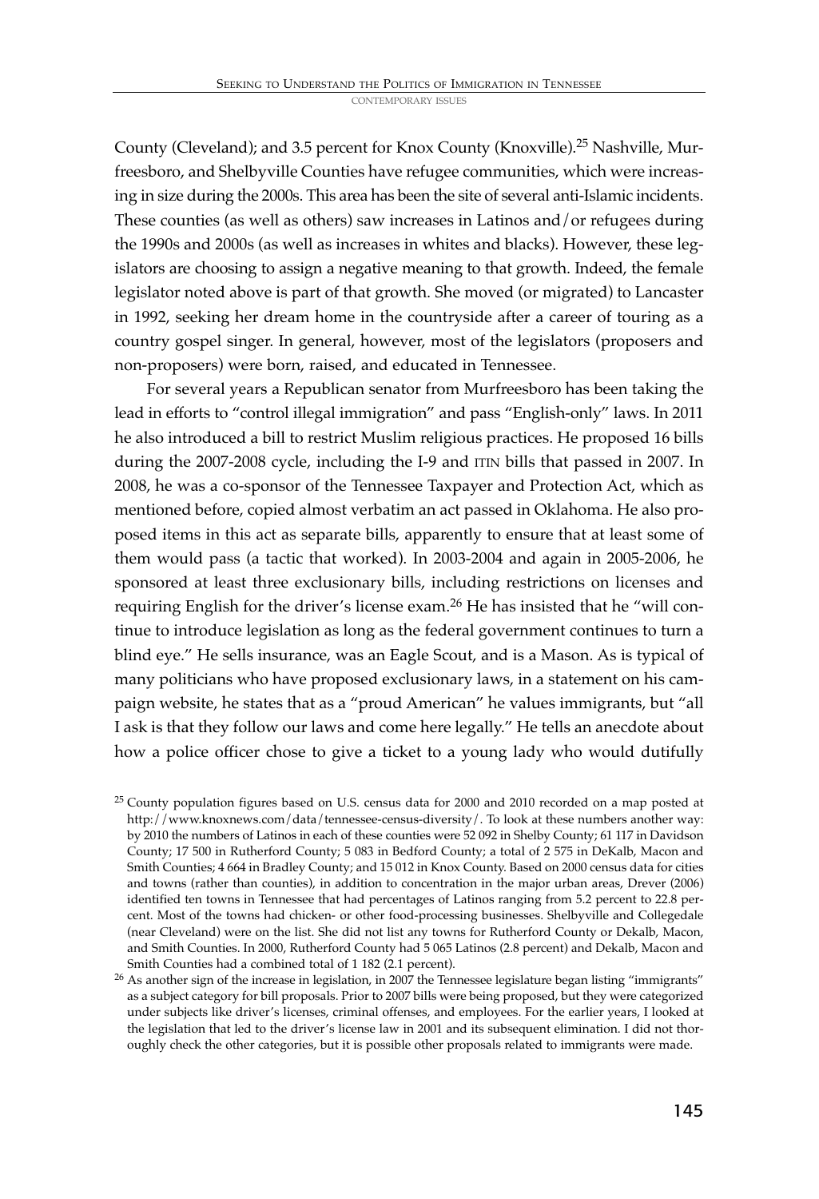County (Cleveland); and 3.5 percent for Knox County (Knoxville).[25] Nashville, Murfreesboro, and Shelbyville Counties have refugee communities, which were increasing in size during the 2000s. This area has been the site of several anti-Islamic incidents. These counties (as well as others) saw increases in Latinos and/or refugees during the 1990s and 2000s (as well as increases in whites and blacks). However, these legislators are choosing to assign a negative meaning to that growth. Indeed, the female legislator noted above is part of that growth. She moved (or migrated) to Lancaster in 1992, seeking her dream home in the countryside after a career of touring as a country gospel singer. In general, however, most of the legislators (proposers and non-proposers) were born, raised, and educated in Tennessee.

For several years a Republican senator from Murfreesboro has been taking the lead in efforts to "control illegal immigration" and pass "English-only" laws. In 2011 he also introduced a bill to restrict Muslim religious practices. He proposed 16 bills during the 2007-2008 cycle, including the I-9 and ITIN bills that passed in 2007. In 2008, he was a co-sponsor of the Tennessee Taxpayer and Protection Act, which as mentioned before, copied almost verbatim an act passed in Oklahoma. He also proposed items in this act as separate bills, apparently to ensure that at least some of them would pass (a tactic that worked). In 2003-2004 and again in 2005-2006, he sponsored at least three exclusionary bills, including restrictions on licenses and requiring English for the driver's license exam.[26] He has insisted that he "will continue to introduce legislation as long as the federal government continues to turn a blind eye." He sells insurance, was an Eagle Scout, and is a Mason. As is typical of many politicians who have proposed exclusionary laws, in a statement on his campaign website, he states that as a "proud American" he values immigrants, but "all I ask is that they follow our laws and come here legally." He tells an anecdote about how a police officer chose to give a ticket to a young lady who would dutifully

[25] County population figures based on U.S. census data for 2000 and 2010 recorded on a map posted at http://www.knoxnews.com/data/tennessee-census-diversity/. To look at these numbers another way: by 2010 the numbers of Latinos in each of these counties were 52 092 in Shelby County; 61 117 in Davidson County; 17 500 in Rutherford County; 5 083 in Bedford County; a total of 2 575 in DeKalb, Macon and Smith Counties; 4 664 in Bradley County; and 15 012 in Knox County. Based on 2000 census data for cities and towns (rather than counties), in addition to concentration in the major urban areas, Drever (2006) identified ten towns in Tennessee that had percentages of Latinos ranging from 5.2 percent to 22.8 percent. Most of the towns had chicken- or other food-processing businesses. Shelbyville and Collegedale (near Cleveland) were on the list. She did not list any towns for Rutherford County or Dekalb, Macon, and Smith Counties. In 2000, Rutherford County had 5 065 Latinos (2.8 percent) and Dekalb, Macon and Smith Counties had a combined total of 1 182 (2.1 percent).

[26] As another sign of the increase in legislation, in 2007 the Tennessee legislature began listing "immigrants" as a subject category for bill proposals. Prior to 2007 bills were being proposed, but they were categorized under subjects like driver's licenses, criminal offenses, and employees. For the earlier years, I looked at the legislation that led to the driver's license law in 2001 and its subsequent elimination. I did not thoroughly check the other categories, but it is possible other proposals related to immigrants were made.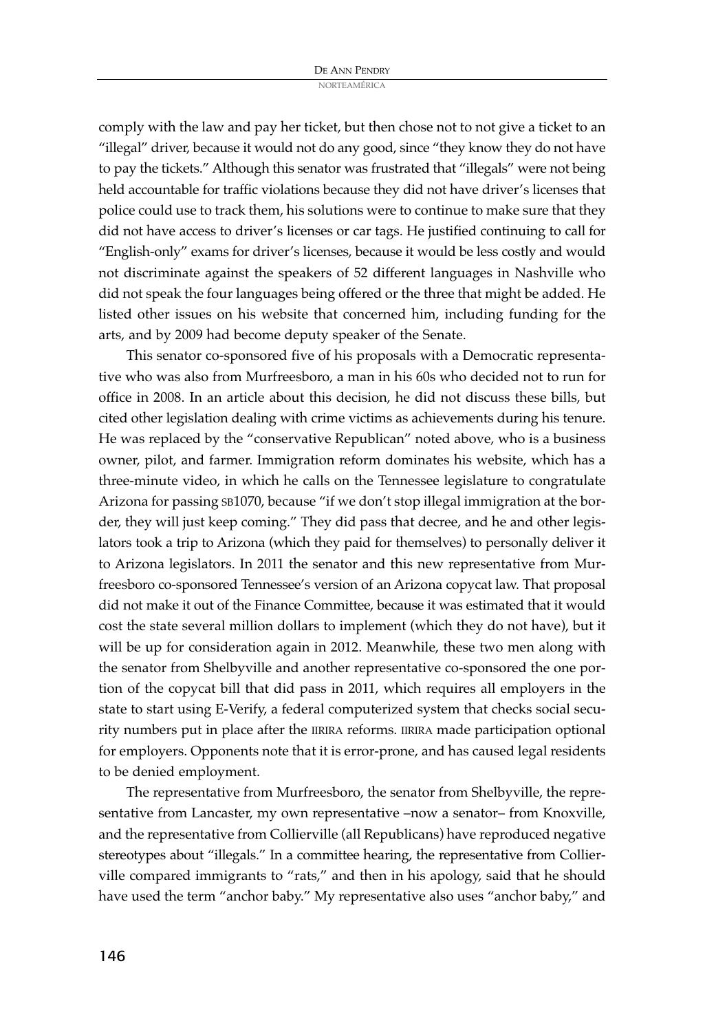comply with the law and pay her ticket, but then chose not to not give a ticket to an "illegal" driver, because it would not do any good, since "they know they do not have to pay the tickets." Although this senator was frustrated that "illegals" were not being held accountable for traffic violations because they did not have driver's licenses that police could use to track them, his solutions were to continue to make sure that they did not have access to driver's licenses or car tags. He justified continuing to call for "English-only" exams for driver's licenses, because it would be less costly and would not discriminate against the speakers of 52 different languages in Nashville who did not speak the four languages being offered or the three that might be added. He listed other issues on his website that concerned him, including funding for the arts, and by 2009 had become deputy speaker of the Senate.

This senator co-sponsored five of his proposals with a Democratic representative who was also from Murfreesboro, a man in his 60s who decided not to run for office in 2008. In an article about this decision, he did not discuss these bills, but cited other legislation dealing with crime victims as achievements during his tenure. He was replaced by the "conservative Republican" noted above, who is a business owner, pilot, and farmer. Immigration reform dominates his website, which has a three-minute video, in which he calls on the Tennessee legislature to congratulate Arizona for passing SB1070, because "if we don't stop illegal immigration at the border, they will just keep coming." They did pass that decree, and he and other legislators took a trip to Arizona (which they paid for themselves) to personally deliver it to Arizona legislators. In 2011 the senator and this new representative from Murfreesboro co-sponsored Tennessee's version of an Arizona copycat law. That proposal did not make it out of the Finance Committee, because it was estimated that it would cost the state several million dollars to implement (which they do not have), but it will be up for consideration again in 2012. Meanwhile, these two men along with the senator from Shelbyville and another representative co-sponsored the one portion of the copycat bill that did pass in 2011, which requires all employers in the state to start using E-Verify, a federal computerized system that checks social security numbers put in place after the IIRIRA reforms. IIRIRA made participation optional for employers. Opponents note that it is error-prone, and has caused legal residents to be denied employment.

The representative from Murfreesboro, the senator from Shelbyville, the representative from Lancaster, my own representative –now a senator– from Knoxville, and the representative from Collierville (all Republicans) have reproduced negative stereotypes about "illegals." In a committee hearing, the representative from Collierville compared immigrants to "rats," and then in his apology, said that he should have used the term "anchor baby." My representative also uses "anchor baby," and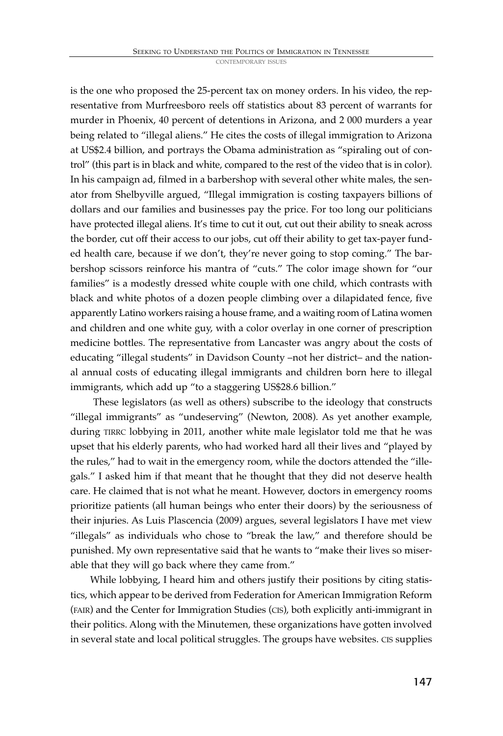is the one who proposed the 25-percent tax on money orders. In his video, the representative from Murfreesboro reels off statistics about 83 percent of warrants for murder in Phoenix, 40 percent of detentions in Arizona, and 2 000 murders a year being related to "illegal aliens." He cites the costs of illegal immigration to Arizona at US$2.4 billion, and portrays the Obama administration as "spiraling out of control" (this part is in black and white, compared to the rest of the video that is in color). In his campaign ad, filmed in a barbershop with several other white males, the senator from Shelbyville argued, "Illegal immigration is costing taxpayers billions of dollars and our families and businesses pay the price. For too long our politicians have protected illegal aliens. It's time to cut it out, cut out their ability to sneak across the border, cut off their access to our jobs, cut off their ability to get tax-payer funded health care, because if we don't, they're never going to stop coming." The barbershop scissors reinforce his mantra of "cuts." The color image shown for "our families" is a modestly dressed white couple with one child, which contrasts with black and white photos of a dozen people climbing over a dilapidated fence, five apparently Latino workers raising a house frame, and a waiting room of Latina women and children and one white guy, with a color overlay in one corner of prescription medicine bottles. The representative from Lancaster was angry about the costs of educating "illegal students" in Davidson County –not her district– and the national annual costs of educating illegal immigrants and children born here to illegal immigrants, which add up "to a staggering US$28.6 billion."

These legislators (as well as others) subscribe to the ideology that constructs "illegal immigrants" as "undeserving" (Newton, 2008). As yet another example, during TIRRC lobbying in 2011, another white male legislator told me that he was upset that his elderly parents, who had worked hard all their lives and "played by the rules," had to wait in the emergency room, while the doctors attended the "illegals." I asked him if that meant that he thought that they did not deserve health care. He claimed that is not what he meant. However, doctors in emergency rooms prioritize patients (all human beings who enter their doors) by the seriousness of their injuries. As Luis Plascencia (2009) argues, several legislators I have met view "illegals" as individuals who chose to "break the law," and therefore should be punished. My own representative said that he wants to "make their lives so miserable that they will go back where they came from."

While lobbying, I heard him and others justify their positions by citing statistics, which appear to be derived from Federation for American Immigration Reform (FAIR) and the Center for Immigration Studies (CIS), both explicitly anti-immigrant in their politics. Along with the Minutemen, these organizations have gotten involved in several state and local political struggles. The groups have websites. CIS supplies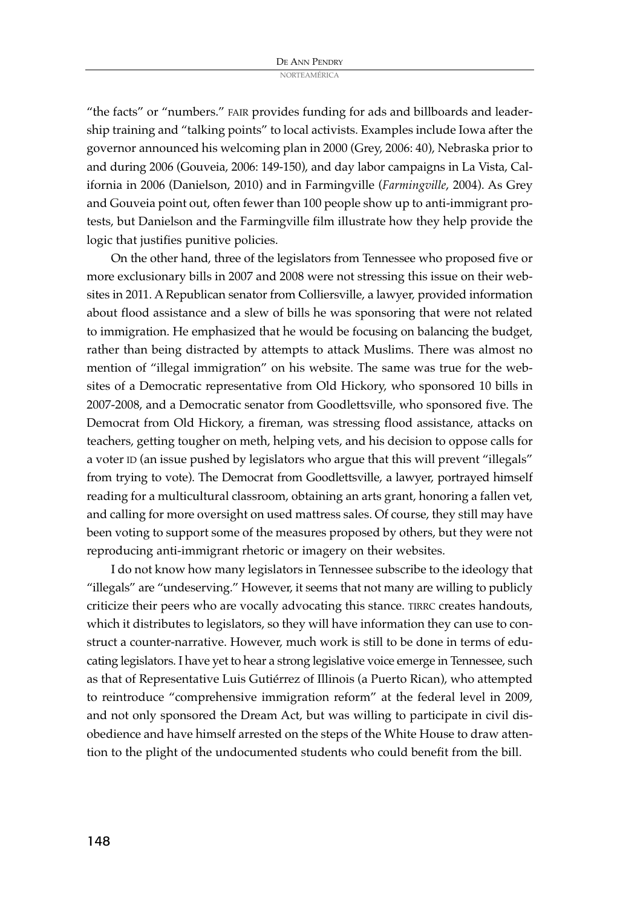"the facts" or "numbers." FAIR provides funding for ads and billboards and leadership training and "talking points" to local activists. Examples include Iowa after the governor announced his welcoming plan in 2000 (Grey, 2006: 40), Nebraska prior to and during 2006 (Gouveia, 2006: 149-150), and day labor campaigns in La Vista, California in 2006 (Danielson, 2010) and in Farmingville (*Farmingville*, 2004). As Grey and Gouveia point out, often fewer than 100 people show up to anti-immigrant protests, but Danielson and the Farmingville film illustrate how they help provide the logic that justifies punitive policies.

On the other hand, three of the legislators from Tennessee who proposed five or more exclusionary bills in 2007 and 2008 were not stressing this issue on their websites in 2011. A Republican senator from Colliersville, a lawyer, provided information about flood assistance and a slew of bills he was sponsoring that were not related to immigration. He emphasized that he would be focusing on balancing the budget, rather than being distracted by attempts to attack Muslims. There was almost no mention of "illegal immigration" on his website. The same was true for the websites of a Democratic representative from Old Hickory, who sponsored 10 bills in 2007-2008, and a Democratic senator from Goodlettsville, who sponsored five. The Democrat from Old Hickory, a fireman, was stressing flood assistance, attacks on teachers, getting tougher on meth, helping vets, and his decision to oppose calls for a voter ID (an issue pushed by legislators who argue that this will prevent "illegals" from trying to vote). The Democrat from Goodlettsville, a lawyer, portrayed himself reading for a multicultural classroom, obtaining an arts grant, honoring a fallen vet, and calling for more oversight on used mattress sales. Of course, they still may have been voting to support some of the measures proposed by others, but they were not reproducing anti-immigrant rhetoric or imagery on their websites.

I do not know how many legislators in Tennessee subscribe to the ideology that "illegals" are "undeserving." However, it seems that not many are willing to publicly criticize their peers who are vocally advocating this stance. TIRRC creates handouts, which it distributes to legislators, so they will have information they can use to construct a counter-narrative. However, much work is still to be done in terms of educating legislators. I have yet to hear a strong legislative voice emerge in Tennessee, such as that of Representative Luis Gutiérrez of Illinois (a Puerto Rican), who attempted to reintroduce "comprehensive immigration reform" at the federal level in 2009, and not only sponsored the Dream Act, but was willing to participate in civil disobedience and have himself arrested on the steps of the White House to draw attention to the plight of the undocumented students who could benefit from the bill.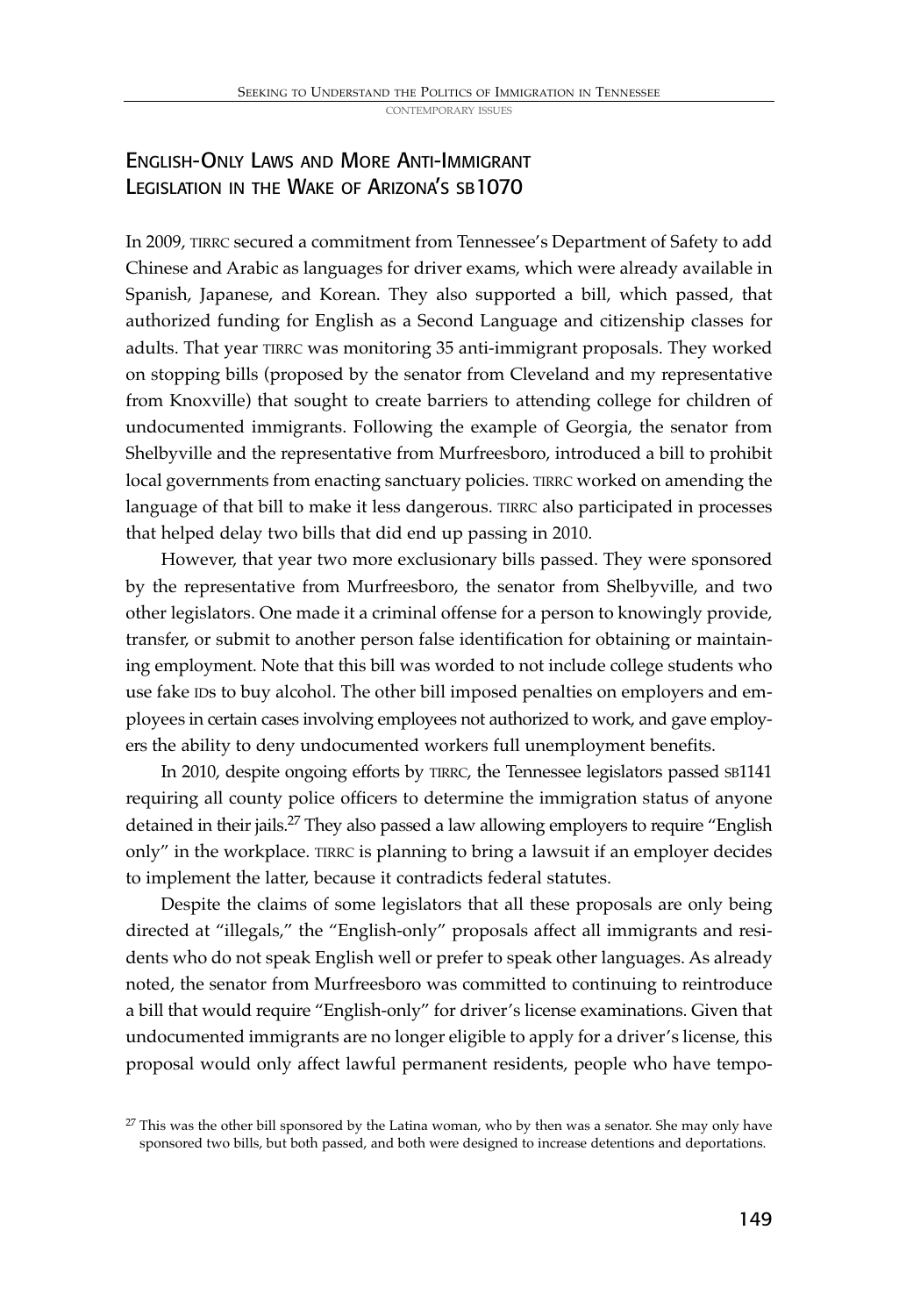## English-Only Laws and More Anti-Immigrant Legislation in the Wake of Arizona's SB1070

In 2009, TIRRC secured a commitment from Tennessee's Department of Safety to add Chinese and Arabic as languages for driver exams, which were already available in Spanish, Japanese, and Korean. They also supported a bill, which passed, that authorized funding for English as a Second Language and citizenship classes for adults. That year TIRRC was monitoring 35 anti-immigrant proposals. They worked on stopping bills (proposed by the senator from Cleveland and my representative from Knoxville) that sought to create barriers to attending college for children of undocumented immigrants. Following the example of Georgia, the senator from Shelbyville and the representative from Murfreesboro, introduced a bill to prohibit local governments from enacting sanctuary policies. TIRRC worked on amending the language of that bill to make it less dangerous. TIRRC also participated in processes that helped delay two bills that did end up passing in 2010.

However, that year two more exclusionary bills passed. They were sponsored by the representative from Murfreesboro, the senator from Shelbyville, and two other legislators. One made it a criminal offense for a person to knowingly provide, transfer, or submit to another person false identification for obtaining or maintaining employment. Note that this bill was worded to not include college students who use fake IDs to buy alcohol. The other bill imposed penalties on employers and employees in certain cases involving employees not authorized to work, and gave employers the ability to deny undocumented workers full unemployment benefits.

In 2010, despite ongoing efforts by TIRRC, the Tennessee legislators passed SB1141 requiring all county police officers to determine the immigration status of anyone detained in their jails.[27] They also passed a law allowing employers to require "English only" in the workplace. TIRRC is planning to bring a lawsuit if an employer decides to implement the latter, because it contradicts federal statutes.

Despite the claims of some legislators that all these proposals are only being directed at "illegals," the "English-only" proposals affect all immigrants and residents who do not speak English well or prefer to speak other languages. As already noted, the senator from Murfreesboro was committed to continuing to reintroduce a bill that would require "English-only" for driver's license examinations. Given that undocumented immigrants are no longer eligible to apply for a driver's license, this proposal would only affect lawful permanent residents, people who have tempo-

[27] This was the other bill sponsored by the Latina woman, who by then was a senator. She may only have sponsored two bills, but both passed, and both were designed to increase detentions and deportations.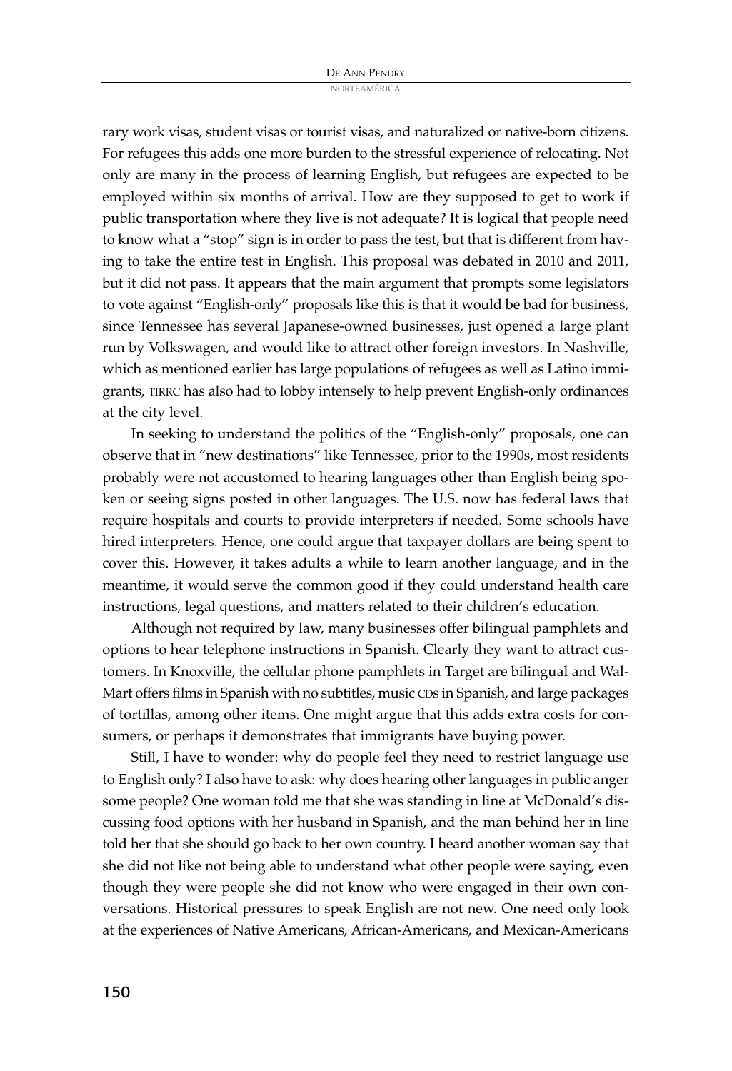rary work visas, student visas or tourist visas, and naturalized or native-born citizens. For refugees this adds one more burden to the stressful experience of relocating. Not only are many in the process of learning English, but refugees are expected to be employed within six months of arrival. How are they supposed to get to work if public transportation where they live is not adequate? It is logical that people need to know what a "stop" sign is in order to pass the test, but that is different from having to take the entire test in English. This proposal was debated in 2010 and 2011, but it did not pass. It appears that the main argument that prompts some legislators to vote against "English-only" proposals like this is that it would be bad for business, since Tennessee has several Japanese-owned businesses, just opened a large plant run by Volkswagen, and would like to attract other foreign investors. In Nashville, which as mentioned earlier has large populations of refugees as well as Latino immigrants, TIRRC has also had to lobby intensely to help prevent English-only ordinances at the city level.

In seeking to understand the politics of the "English-only" proposals, one can observe that in "new destinations" like Tennessee, prior to the 1990s, most residents probably were not accustomed to hearing languages other than English being spoken or seeing signs posted in other languages. The U.S. now has federal laws that require hospitals and courts to provide interpreters if needed. Some schools have hired interpreters. Hence, one could argue that taxpayer dollars are being spent to cover this. However, it takes adults a while to learn another language, and in the meantime, it would serve the common good if they could understand health care instructions, legal questions, and matters related to their children's education.

Although not required by law, many businesses offer bilingual pamphlets and options to hear telephone instructions in Spanish. Clearly they want to attract customers. In Knoxville, the cellular phone pamphlets in Target are bilingual and Wal-Mart offers films in Spanish with no subtitles, music CDs in Spanish, and large packages of tortillas, among other items. One might argue that this adds extra costs for consumers, or perhaps it demonstrates that immigrants have buying power.

Still, I have to wonder: why do people feel they need to restrict language use to English only? I also have to ask: why does hearing other languages in public anger some people? One woman told me that she was standing in line at McDonald's discussing food options with her husband in Spanish, and the man behind her in line told her that she should go back to her own country. I heard another woman say that she did not like not being able to understand what other people were saying, even though they were people she did not know who were engaged in their own conversations. Historical pressures to speak English are not new. One need only look at the experiences of Native Americans, African-Americans, and Mexican-Americans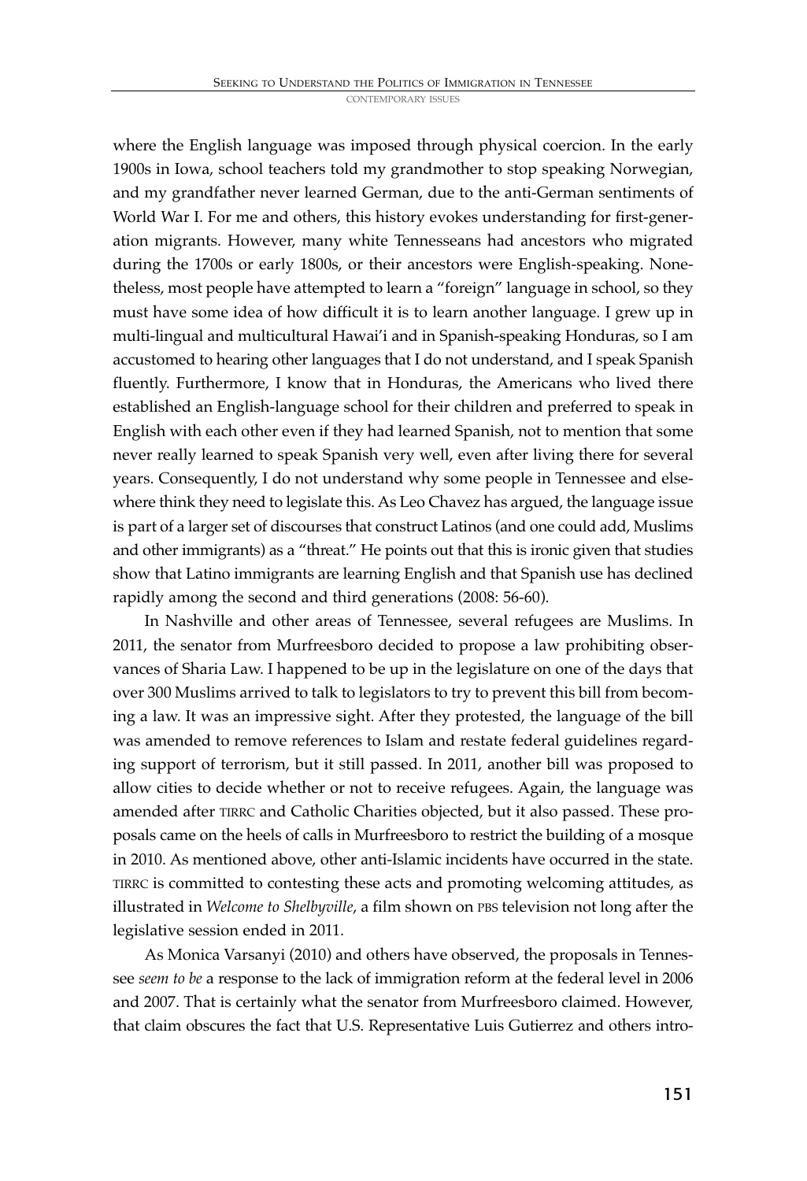where the English language was imposed through physical coercion. In the early 1900s in Iowa, school teachers told my grandmother to stop speaking Norwegian, and my grandfather never learned German, due to the anti-German sentiments of World War I. For me and others, this history evokes understanding for first-generation migrants. However, many white Tennesseans had ancestors who migrated during the 1700s or early 1800s, or their ancestors were English-speaking. Nonetheless, most people have attempted to learn a "foreign" language in school, so they must have some idea of how difficult it is to learn another language. I grew up in multi-lingual and multicultural Hawai'i and in Spanish-speaking Honduras, so I am accustomed to hearing other languages that I do not understand, and I speak Spanish fluently. Furthermore, I know that in Honduras, the Americans who lived there established an English-language school for their children and preferred to speak in English with each other even if they had learned Spanish, not to mention that some never really learned to speak Spanish very well, even after living there for several years. Consequently, I do not understand why some people in Tennessee and elsewhere think they need to legislate this. As Leo Chavez has argued, the language issue is part of a larger set of discourses that construct Latinos (and one could add, Muslims and other immigrants) as a "threat." He points out that this is ironic given that studies show that Latino immigrants are learning English and that Spanish use has declined rapidly among the second and third generations (2008: 56-60).

In Nashville and other areas of Tennessee, several refugees are Muslims. In 2011, the senator from Murfreesboro decided to propose a law prohibiting observances of Sharia Law. I happened to be up in the legislature on one of the days that over 300 Muslims arrived to talk to legislators to try to prevent this bill from becoming a law. It was an impressive sight. After they protested, the language of the bill was amended to remove references to Islam and restate federal guidelines regarding support of terrorism, but it still passed. In 2011, another bill was proposed to allow cities to decide whether or not to receive refugees. Again, the language was amended after TIRRC and Catholic Charities objected, but it also passed. These proposals came on the heels of calls in Murfreesboro to restrict the building of a mosque in 2010. As mentioned above, other anti-Islamic incidents have occurred in the state. TIRRC is committed to contesting these acts and promoting welcoming attitudes, as illustrated in *Welcome to Shelbyville*, a film shown on PBS television not long after the legislative session ended in 2011.

As Monica Varsanyi (2010) and others have observed, the proposals in Tennessee *seem to be* a response to the lack of immigration reform at the federal level in 2006 and 2007. That is certainly what the senator from Murfreesboro claimed. However, that claim obscures the fact that U.S. Representative Luis Gutierrez and others intro-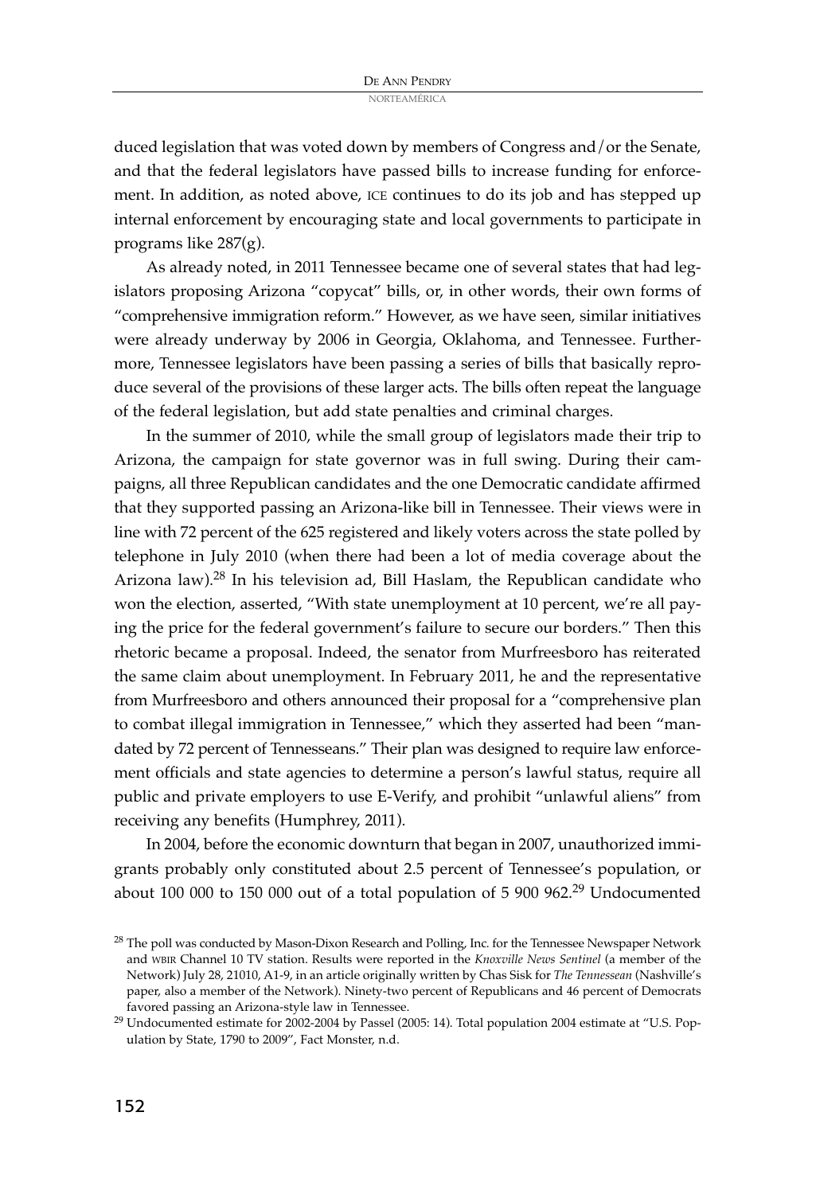duced legislation that was voted down by members of Congress and/or the Senate, and that the federal legislators have passed bills to increase funding for enforcement. In addition, as noted above, ICE continues to do its job and has stepped up internal enforcement by encouraging state and local governments to participate in programs like 287(g).

As already noted, in 2011 Tennessee became one of several states that had legislators proposing Arizona "copycat" bills, or, in other words, their own forms of "comprehensive immigration reform." However, as we have seen, similar initiatives were already underway by 2006 in Georgia, Oklahoma, and Tennessee. Furthermore, Tennessee legislators have been passing a series of bills that basically reproduce several of the provisions of these larger acts. The bills often repeat the language of the federal legislation, but add state penalties and criminal charges.

In the summer of 2010, while the small group of legislators made their trip to Arizona, the campaign for state governor was in full swing. During their campaigns, all three Republican candidates and the one Democratic candidate affirmed that they supported passing an Arizona-like bill in Tennessee. Their views were in line with 72 percent of the 625 registered and likely voters across the state polled by telephone in July 2010 (when there had been a lot of media coverage about the Arizona law).[28] In his television ad, Bill Haslam, the Republican candidate who won the election, asserted, "With state unemployment at 10 percent, we're all paying the price for the federal government's failure to secure our borders." Then this rhetoric became a proposal. Indeed, the senator from Murfreesboro has reiterated the same claim about unemployment. In February 2011, he and the representative from Murfreesboro and others announced their proposal for a "comprehensive plan to combat illegal immigration in Tennessee," which they asserted had been "mandated by 72 percent of Tennesseans." Their plan was designed to require law enforcement officials and state agencies to determine a person's lawful status, require all public and private employers to use E-Verify, and prohibit "unlawful aliens" from receiving any benefits (Humphrey, 2011).

In 2004, before the economic downturn that began in 2007, unauthorized immigrants probably only constituted about 2.5 percent of Tennessee's population, or about 100 000 to 150 000 out of a total population of 5 900 962.[29] Undocumented

[28] The poll was conducted by Mason-Dixon Research and Polling, Inc. for the Tennessee Newspaper Network and WBIR Channel 10 TV station. Results were reported in the *Knoxville News Sentinel* (a member of the Network) July 28, 21010, A1-9, in an article originally written by Chas Sisk for *The Tennessean* (Nashville's paper, also a member of the Network). Ninety-two percent of Republicans and 46 percent of Democrats favored passing an Arizona-style law in Tennessee.

[29] Undocumented estimate for 2002-2004 by Passel (2005: 14). Total population 2004 estimate at "U.S. Population by State, 1790 to 2009", Fact Monster, n.d.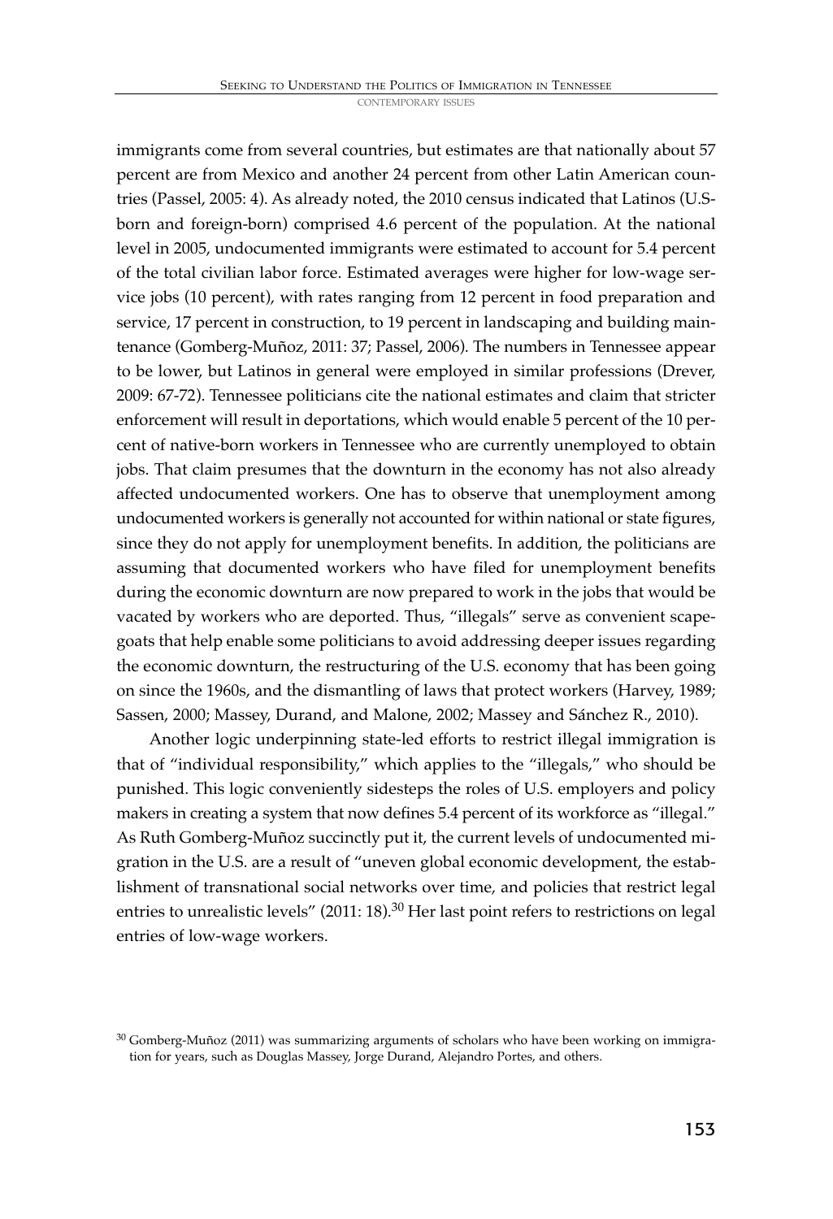immigrants come from several countries, but estimates are that nationally about 57 percent are from Mexico and another 24 percent from other Latin American countries (Passel, 2005: 4). As already noted, the 2010 census indicated that Latinos (U.S.-born and foreign-born) comprised 4.6 percent of the population. At the national level in 2005, undocumented immigrants were estimated to account for 5.4 percent of the total civilian labor force. Estimated averages were higher for low-wage service jobs (10 percent), with rates ranging from 12 percent in food preparation and service, 17 percent in construction, to 19 percent in landscaping and building maintenance (Gomberg-Muñoz, 2011: 37; Passel, 2006). The numbers in Tennessee appear to be lower, but Latinos in general were employed in similar professions (Drever, 2009: 67-72). Tennessee politicians cite the national estimates and claim that stricter enforcement will result in deportations, which would enable 5 percent of the 10 percent of native-born workers in Tennessee who are currently unemployed to obtain jobs. That claim presumes that the downturn in the economy has not also already affected undocumented workers. One has to observe that unemployment among undocumented workers is generally not accounted for within national or state figures, since they do not apply for unemployment benefits. In addition, the politicians are assuming that documented workers who have filed for unemployment benefits during the economic downturn are now prepared to work in the jobs that would be vacated by workers who are deported. Thus, "illegals" serve as convenient scapegoats that help enable some politicians to avoid addressing deeper issues regarding the economic downturn, the restructuring of the U.S. economy that has been going on since the 1960s, and the dismantling of laws that protect workers (Harvey, 1989; Sassen, 2000; Massey, Durand, and Malone, 2002; Massey and Sánchez R., 2010).

Another logic underpinning state-led efforts to restrict illegal immigration is that of "individual responsibility," which applies to the "illegals," who should be punished. This logic conveniently sidesteps the roles of U.S. employers and policy makers in creating a system that now defines 5.4 percent of its workforce as "illegal." As Ruth Gomberg-Muñoz succinctly put it, the current levels of undocumented migration in the U.S. are a result of "uneven global economic development, the establishment of transnational social networks over time, and policies that restrict legal entries to unrealistic levels" (2011: 18).[30] Her last point refers to restrictions on legal entries of low-wage workers.

[30] Gomberg-Muñoz (2011) was summarizing arguments of scholars who have been working on immigration for years, such as Douglas Massey, Jorge Durand, Alejandro Portes, and others.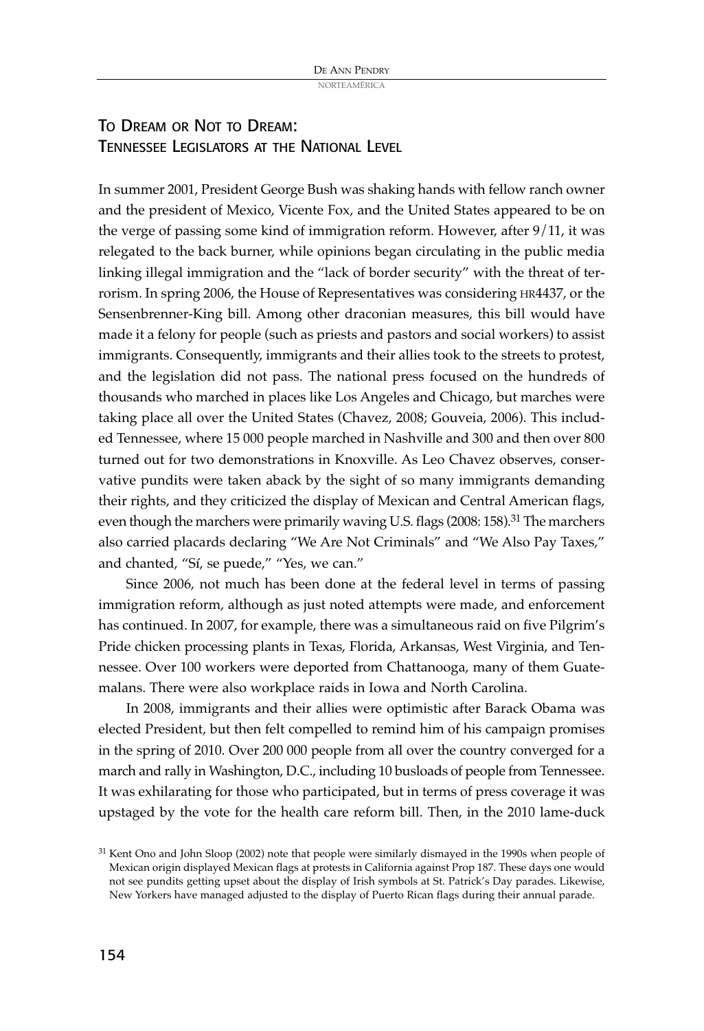## To Dream or Not to Dream: Tennessee Legislators at the National Level

In summer 2001, President George Bush was shaking hands with fellow ranch owner and the president of Mexico, Vicente Fox, and the United States appeared to be on the verge of passing some kind of immigration reform. However, after 9/11, it was relegated to the back burner, while opinions began circulating in the public media linking illegal immigration and the "lack of border security" with the threat of terrorism. In spring 2006, the House of Representatives was considering HR4437, or the Sensenbrenner-King bill. Among other draconian measures, this bill would have made it a felony for people (such as priests and pastors and social workers) to assist immigrants. Consequently, immigrants and their allies took to the streets to protest, and the legislation did not pass. The national press focused on the hundreds of thousands who marched in places like Los Angeles and Chicago, but marches were taking place all over the United States (Chavez, 2008; Gouveia, 2006). This included Tennessee, where 15 000 people marched in Nashville and 300 and then over 800 turned out for two demonstrations in Knoxville. As Leo Chavez observes, conservative pundits were taken aback by the sight of so many immigrants demanding their rights, and they criticized the display of Mexican and Central American flags, even though the marchers were primarily waving U.S. flags (2008: 158).[31] The marchers also carried placards declaring "We Are Not Criminals" and "We Also Pay Taxes," and chanted, "Sí, se puede," "Yes, we can."

Since 2006, not much has been done at the federal level in terms of passing immigration reform, although as just noted attempts were made, and enforcement has continued. In 2007, for example, there was a simultaneous raid on five Pilgrim's Pride chicken processing plants in Texas, Florida, Arkansas, West Virginia, and Tennessee. Over 100 workers were deported from Chattanooga, many of them Guatemalans. There were also workplace raids in Iowa and North Carolina.

In 2008, immigrants and their allies were optimistic after Barack Obama was elected President, but then felt compelled to remind him of his campaign promises in the spring of 2010. Over 200 000 people from all over the country converged for a march and rally in Washington, D.C., including 10 busloads of people from Tennessee. It was exhilarating for those who participated, but in terms of press coverage it was upstaged by the vote for the health care reform bill. Then, in the 2010 lame-duck

[31] Kent Ono and John Sloop (2002) note that people were similarly dismayed in the 1990s when people of Mexican origin displayed Mexican flags at protests in California against Prop 187. These days one would not see pundits getting upset about the display of Irish symbols at St. Patrick's Day parades. Likewise, New Yorkers have managed adjusted to the display of Puerto Rican flags during their annual parade.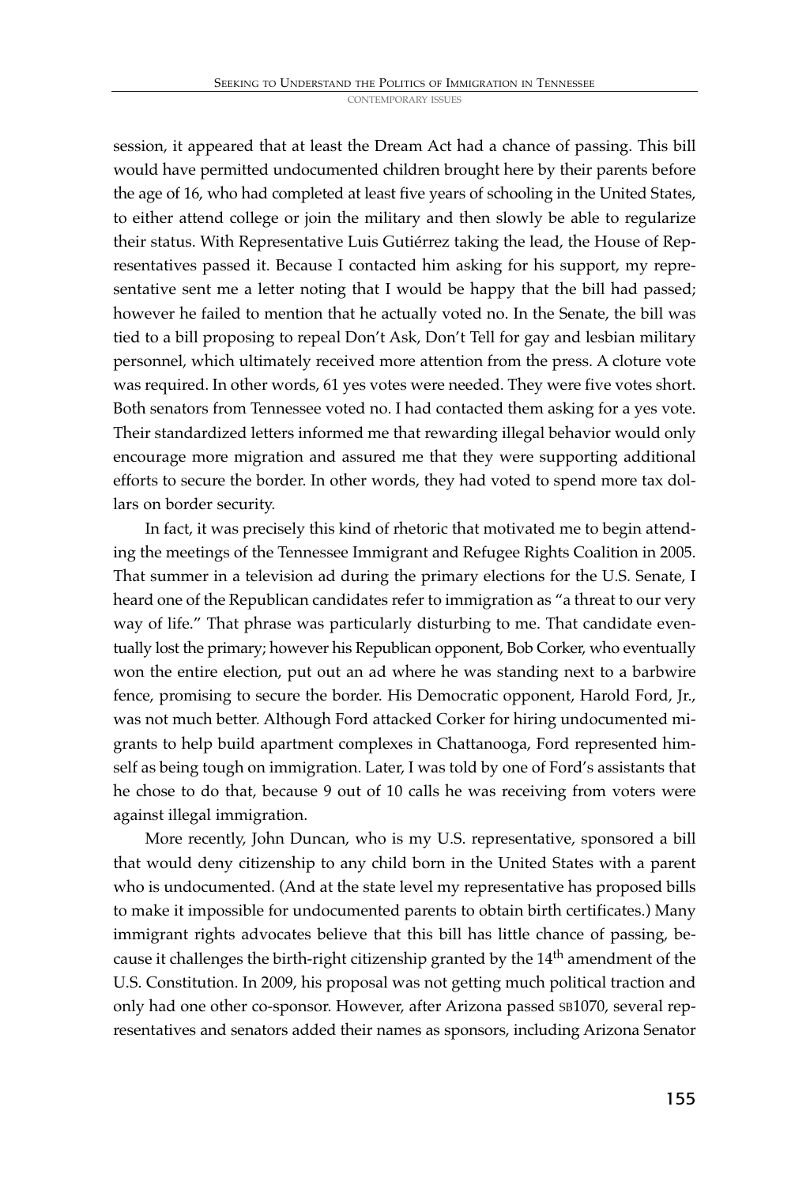session, it appeared that at least the Dream Act had a chance of passing. This bill would have permitted undocumented children brought here by their parents before the age of 16, who had completed at least five years of schooling in the United States, to either attend college or join the military and then slowly be able to regularize their status. With Representative Luis Gutiérrez taking the lead, the House of Representatives passed it. Because I contacted him asking for his support, my representative sent me a letter noting that I would be happy that the bill had passed; however he failed to mention that he actually voted no. In the Senate, the bill was tied to a bill proposing to repeal Don't Ask, Don't Tell for gay and lesbian military personnel, which ultimately received more attention from the press. A cloture vote was required. In other words, 61 yes votes were needed. They were five votes short. Both senators from Tennessee voted no. I had contacted them asking for a yes vote. Their standardized letters informed me that rewarding illegal behavior would only encourage more migration and assured me that they were supporting additional efforts to secure the border. In other words, they had voted to spend more tax dollars on border security.

In fact, it was precisely this kind of rhetoric that motivated me to begin attending the meetings of the Tennessee Immigrant and Refugee Rights Coalition in 2005. That summer in a television ad during the primary elections for the U.S. Senate, I heard one of the Republican candidates refer to immigration as "a threat to our very way of life." That phrase was particularly disturbing to me. That candidate eventually lost the primary; however his Republican opponent, Bob Corker, who eventually won the entire election, put out an ad where he was standing next to a barbwire fence, promising to secure the border. His Democratic opponent, Harold Ford, Jr., was not much better. Although Ford attacked Corker for hiring undocumented migrants to help build apartment complexes in Chattanooga, Ford represented himself as being tough on immigration. Later, I was told by one of Ford's assistants that he chose to do that, because 9 out of 10 calls he was receiving from voters were against illegal immigration.

More recently, John Duncan, who is my U.S. representative, sponsored a bill that would deny citizenship to any child born in the United States with a parent who is undocumented. (And at the state level my representative has proposed bills to make it impossible for undocumented parents to obtain birth certificates.) Many immigrant rights advocates believe that this bill has little chance of passing, because it challenges the birth-right citizenship granted by the 14th amendment of the U.S. Constitution. In 2009, his proposal was not getting much political traction and only had one other co-sponsor. However, after Arizona passed SB1070, several representatives and senators added their names as sponsors, including Arizona Senator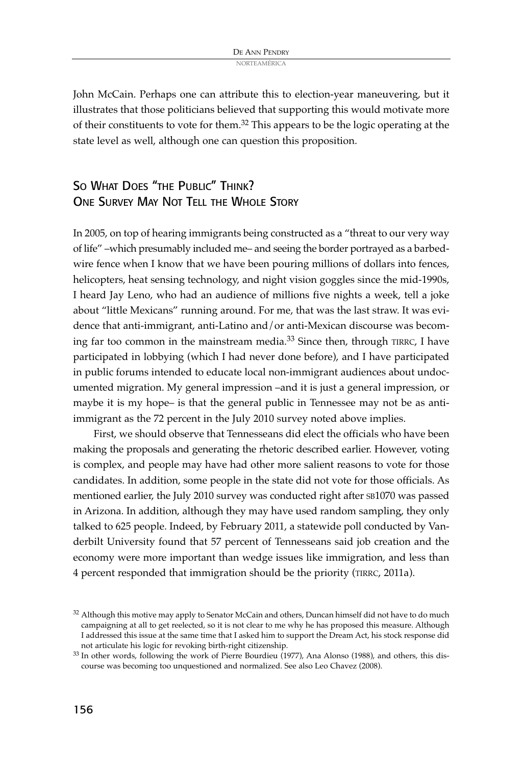John McCain. Perhaps one can attribute this to election-year maneuvering, but it illustrates that those politicians believed that supporting this would motivate more of their constituents to vote for them.[32] This appears to be the logic operating at the state level as well, although one can question this proposition.

## So What Does "the Public" Think? One Survey May Not Tell the Whole Story

In 2005, on top of hearing immigrants being constructed as a "threat to our very way of life" –which presumably included me– and seeing the border portrayed as a barbed-wire fence when I know that we have been pouring millions of dollars into fences, helicopters, heat sensing technology, and night vision goggles since the mid-1990s, I heard Jay Leno, who had an audience of millions five nights a week, tell a joke about "little Mexicans" running around. For me, that was the last straw. It was evidence that anti-immigrant, anti-Latino and/or anti-Mexican discourse was becoming far too common in the mainstream media.[33] Since then, through TIRRC, I have participated in lobbying (which I had never done before), and I have participated in public forums intended to educate local non-immigrant audiences about undocumented migration. My general impression –and it is just a general impression, or maybe it is my hope– is that the general public in Tennessee may not be as anti-immigrant as the 72 percent in the July 2010 survey noted above implies.

First, we should observe that Tennesseans did elect the officials who have been making the proposals and generating the rhetoric described earlier. However, voting is complex, and people may have had other more salient reasons to vote for those candidates. In addition, some people in the state did not vote for those officials. As mentioned earlier, the July 2010 survey was conducted right after SB1070 was passed in Arizona. In addition, although they may have used random sampling, they only talked to 625 people. Indeed, by February 2011, a statewide poll conducted by Vanderbilt University found that 57 percent of Tennesseans said job creation and the economy were more important than wedge issues like immigration, and less than 4 percent responded that immigration should be the priority (TIRRC, 2011a).

---

[32] Although this motive may apply to Senator McCain and others, Duncan himself did not have to do much campaigning at all to get reelected, so it is not clear to me why he has proposed this measure. Although I addressed this issue at the same time that I asked him to support the Dream Act, his stock response did not articulate his logic for revoking birth-right citizenship.

[33] In other words, following the work of Pierre Bourdieu (1977), Ana Alonso (1988), and others, this discourse was becoming too unquestioned and normalized. See also Leo Chavez (2008).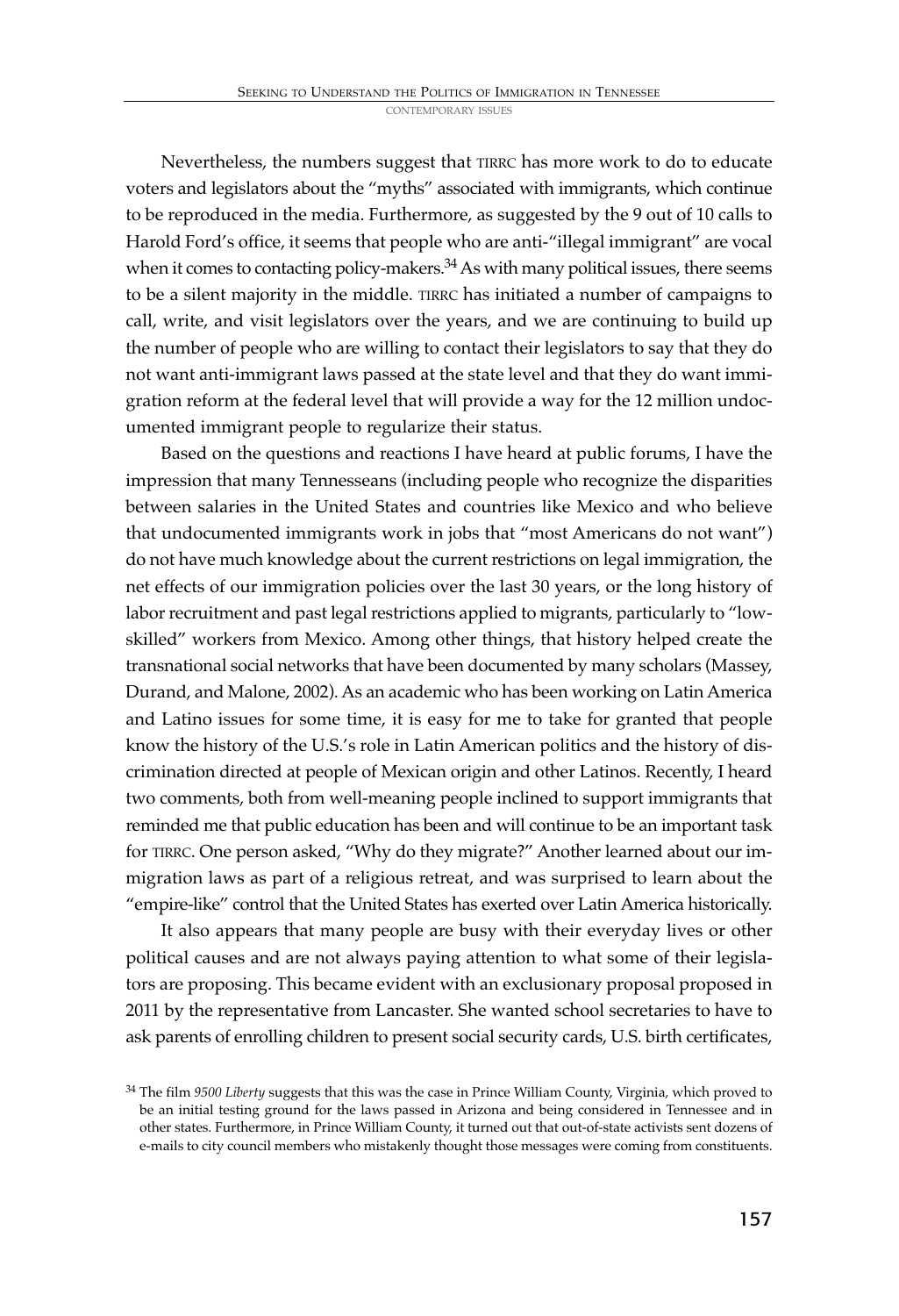Nevertheless, the numbers suggest that TIRRC has more work to do to educate voters and legislators about the "myths" associated with immigrants, which continue to be reproduced in the media. Furthermore, as suggested by the 9 out of 10 calls to Harold Ford's office, it seems that people who are anti-"illegal immigrant" are vocal when it comes to contacting policy-makers.[34] As with many political issues, there seems to be a silent majority in the middle. TIRRC has initiated a number of campaigns to call, write, and visit legislators over the years, and we are continuing to build up the number of people who are willing to contact their legislators to say that they do not want anti-immigrant laws passed at the state level and that they do want immigration reform at the federal level that will provide a way for the 12 million undocumented immigrant people to regularize their status.

Based on the questions and reactions I have heard at public forums, I have the impression that many Tennesseans (including people who recognize the disparities between salaries in the United States and countries like Mexico and who believe that undocumented immigrants work in jobs that "most Americans do not want") do not have much knowledge about the current restrictions on legal immigration, the net effects of our immigration policies over the last 30 years, or the long history of labor recruitment and past legal restrictions applied to migrants, particularly to "low-skilled" workers from Mexico. Among other things, that history helped create the transnational social networks that have been documented by many scholars (Massey, Durand, and Malone, 2002). As an academic who has been working on Latin America and Latino issues for some time, it is easy for me to take for granted that people know the history of the U.S.'s role in Latin American politics and the history of discrimination directed at people of Mexican origin and other Latinos. Recently, I heard two comments, both from well-meaning people inclined to support immigrants that reminded me that public education has been and will continue to be an important task for TIRRC. One person asked, "Why do they migrate?" Another learned about our immigration laws as part of a religious retreat, and was surprised to learn about the "empire-like" control that the United States has exerted over Latin America historically.

It also appears that many people are busy with their everyday lives or other political causes and are not always paying attention to what some of their legislators are proposing. This became evident with an exclusionary proposal proposed in 2011 by the representative from Lancaster. She wanted school secretaries to have to ask parents of enrolling children to present social security cards, U.S. birth certificates,

[34] The film *9500 Liberty* suggests that this was the case in Prince William County, Virginia, which proved to be an initial testing ground for the laws passed in Arizona and being considered in Tennessee and in other states. Furthermore, in Prince William County, it turned out that out-of-state activists sent dozens of e-mails to city council members who mistakenly thought those messages were coming from constituents.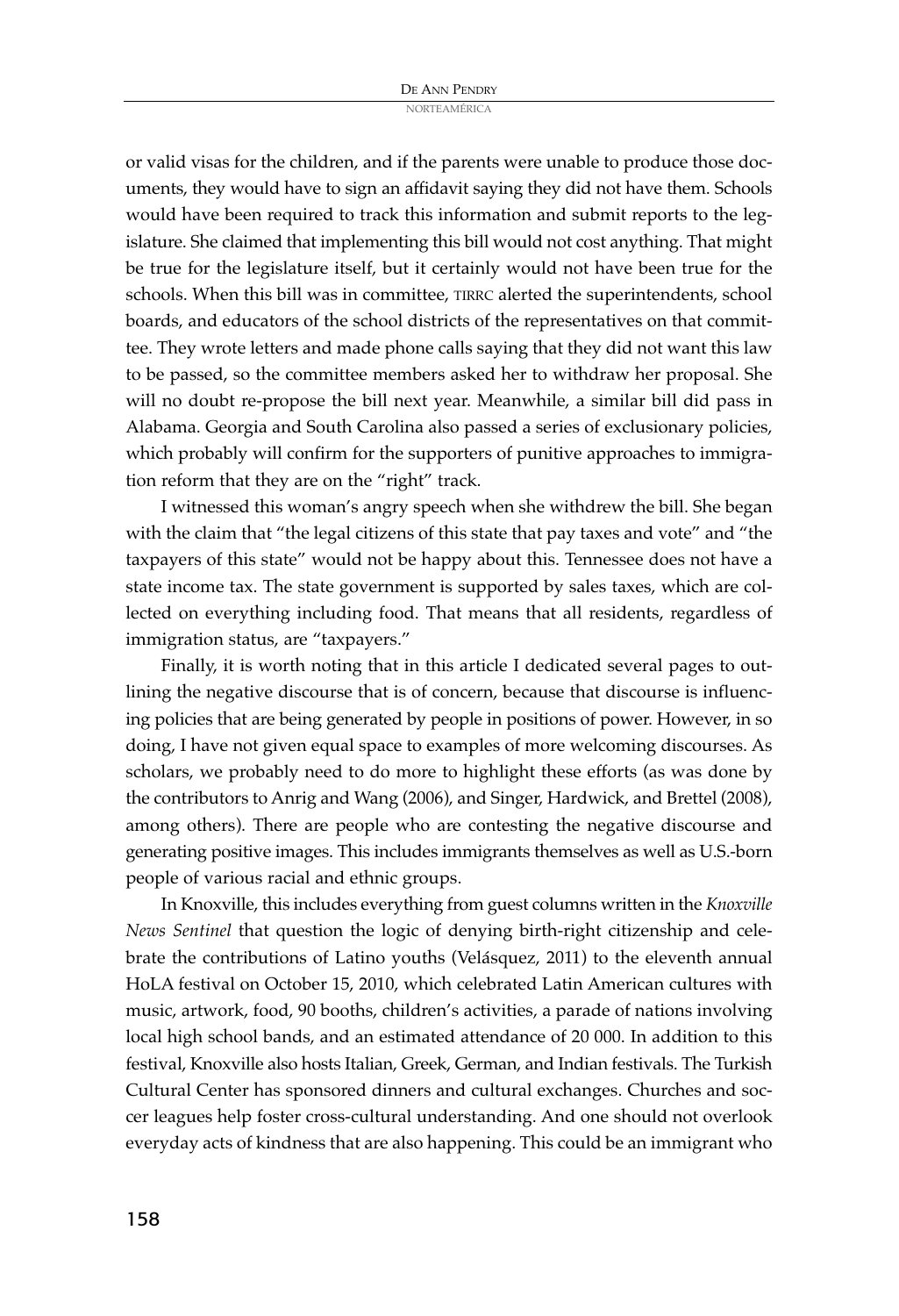or valid visas for the children, and if the parents were unable to produce those documents, they would have to sign an affidavit saying they did not have them. Schools would have been required to track this information and submit reports to the legislature. She claimed that implementing this bill would not cost anything. That might be true for the legislature itself, but it certainly would not have been true for the schools. When this bill was in committee, TIRRC alerted the superintendents, school boards, and educators of the school districts of the representatives on that committee. They wrote letters and made phone calls saying that they did not want this law to be passed, so the committee members asked her to withdraw her proposal. She will no doubt re-propose the bill next year. Meanwhile, a similar bill did pass in Alabama. Georgia and South Carolina also passed a series of exclusionary policies, which probably will confirm for the supporters of punitive approaches to immigration reform that they are on the "right" track.

I witnessed this woman's angry speech when she withdrew the bill. She began with the claim that "the legal citizens of this state that pay taxes and vote" and "the taxpayers of this state" would not be happy about this. Tennessee does not have a state income tax. The state government is supported by sales taxes, which are collected on everything including food. That means that all residents, regardless of immigration status, are "taxpayers."

Finally, it is worth noting that in this article I dedicated several pages to outlining the negative discourse that is of concern, because that discourse is influencing policies that are being generated by people in positions of power. However, in so doing, I have not given equal space to examples of more welcoming discourses. As scholars, we probably need to do more to highlight these efforts (as was done by the contributors to Anrig and Wang (2006), and Singer, Hardwick, and Brettel (2008), among others). There are people who are contesting the negative discourse and generating positive images. This includes immigrants themselves as well as U.S.-born people of various racial and ethnic groups.

In Knoxville, this includes everything from guest columns written in the *Knoxville News Sentinel* that question the logic of denying birth-right citizenship and celebrate the contributions of Latino youths (Velásquez, 2011) to the eleventh annual HoLA festival on October 15, 2010, which celebrated Latin American cultures with music, artwork, food, 90 booths, children's activities, a parade of nations involving local high school bands, and an estimated attendance of 20 000. In addition to this festival, Knoxville also hosts Italian, Greek, German, and Indian festivals. The Turkish Cultural Center has sponsored dinners and cultural exchanges. Churches and soccer leagues help foster cross-cultural understanding. And one should not overlook everyday acts of kindness that are also happening. This could be an immigrant who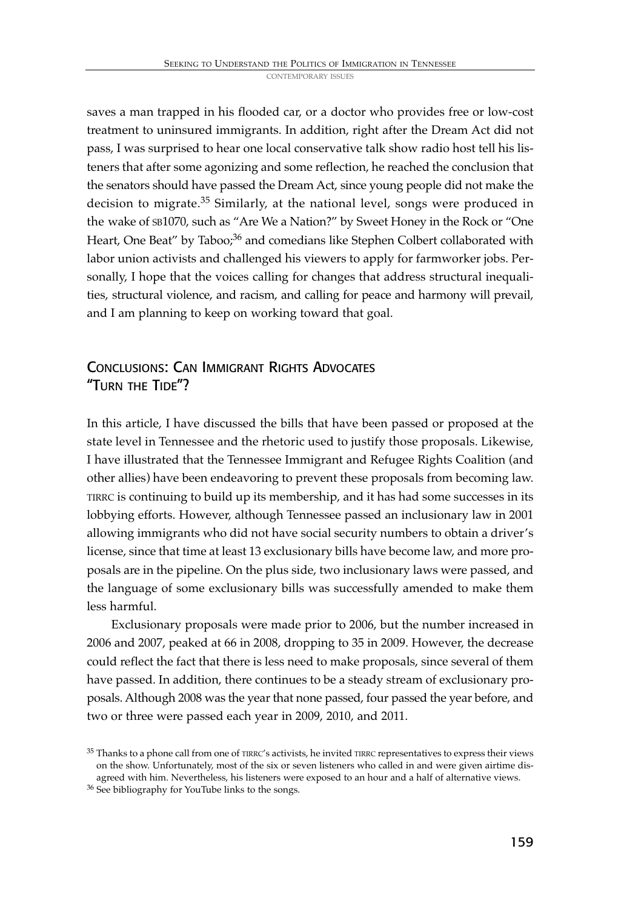saves a man trapped in his flooded car, or a doctor who provides free or low-cost treatment to uninsured immigrants. In addition, right after the Dream Act did not pass, I was surprised to hear one local conservative talk show radio host tell his listeners that after some agonizing and some reflection, he reached the conclusion that the senators should have passed the Dream Act, since young people did not make the decision to migrate.[35] Similarly, at the national level, songs were produced in the wake of SB1070, such as "Are We a Nation?" by Sweet Honey in the Rock or "One Heart, One Beat" by Taboo;[36] and comedians like Stephen Colbert collaborated with labor union activists and challenged his viewers to apply for farmworker jobs. Personally, I hope that the voices calling for changes that address structural inequalities, structural violence, and racism, and calling for peace and harmony will prevail, and I am planning to keep on working toward that goal.

## Conclusions: Can Immigrant Rights Advocates "Turn the Tide"?

In this article, I have discussed the bills that have been passed or proposed at the state level in Tennessee and the rhetoric used to justify those proposals. Likewise, I have illustrated that the Tennessee Immigrant and Refugee Rights Coalition (and other allies) have been endeavoring to prevent these proposals from becoming law. TIRRC is continuing to build up its membership, and it has had some successes in its lobbying efforts. However, although Tennessee passed an inclusionary law in 2001 allowing immigrants who did not have social security numbers to obtain a driver's license, since that time at least 13 exclusionary bills have become law, and more proposals are in the pipeline. On the plus side, two inclusionary laws were passed, and the language of some exclusionary bills was successfully amended to make them less harmful.

Exclusionary proposals were made prior to 2006, but the number increased in 2006 and 2007, peaked at 66 in 2008, dropping to 35 in 2009. However, the decrease could reflect the fact that there is less need to make proposals, since several of them have passed. In addition, there continues to be a steady stream of exclusionary proposals. Although 2008 was the year that none passed, four passed the year before, and two or three were passed each year in 2009, 2010, and 2011.

[35] Thanks to a phone call from one of TIRRC's activists, he invited TIRRC representatives to express their views on the show. Unfortunately, most of the six or seven listeners who called in and were given airtime disagreed with him. Nevertheless, his listeners were exposed to an hour and a half of alternative views.

[36] See bibliography for YouTube links to the songs.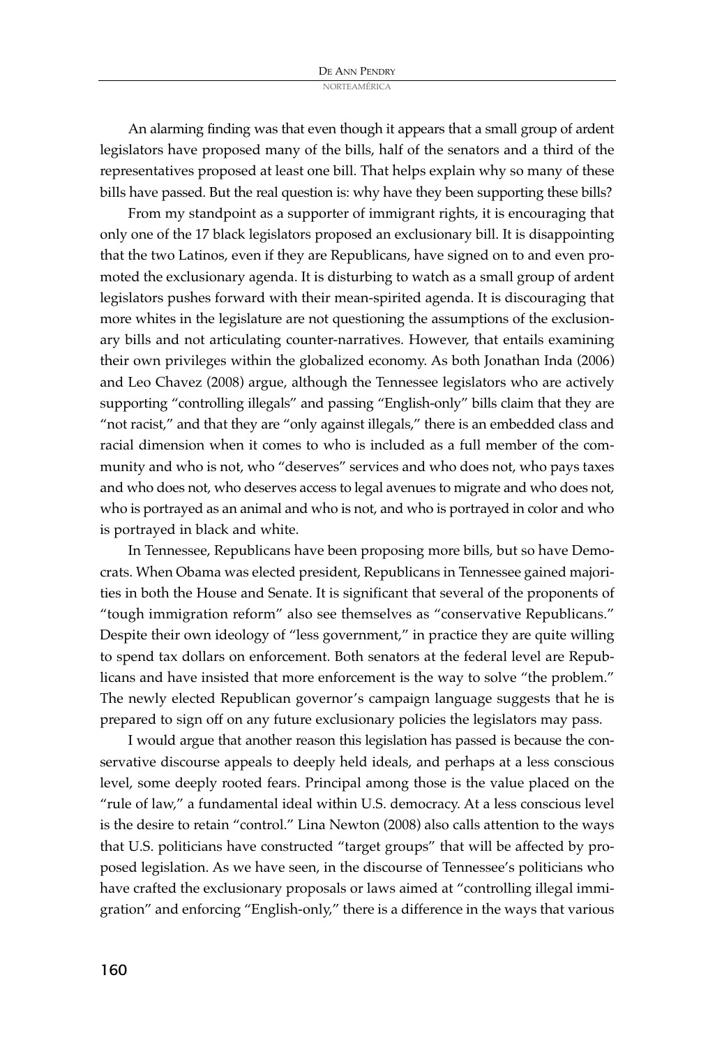An alarming finding was that even though it appears that a small group of ardent legislators have proposed many of the bills, half of the senators and a third of the representatives proposed at least one bill. That helps explain why so many of these bills have passed. But the real question is: why have they been supporting these bills?

From my standpoint as a supporter of immigrant rights, it is encouraging that only one of the 17 black legislators proposed an exclusionary bill. It is disappointing that the two Latinos, even if they are Republicans, have signed on to and even promoted the exclusionary agenda. It is disturbing to watch as a small group of ardent legislators pushes forward with their mean-spirited agenda. It is discouraging that more whites in the legislature are not questioning the assumptions of the exclusionary bills and not articulating counter-narratives. However, that entails examining their own privileges within the globalized economy. As both Jonathan Inda (2006) and Leo Chavez (2008) argue, although the Tennessee legislators who are actively supporting "controlling illegals" and passing "English-only" bills claim that they are "not racist," and that they are "only against illegals," there is an embedded class and racial dimension when it comes to who is included as a full member of the community and who is not, who "deserves" services and who does not, who pays taxes and who does not, who deserves access to legal avenues to migrate and who does not, who is portrayed as an animal and who is not, and who is portrayed in color and who is portrayed in black and white.

In Tennessee, Republicans have been proposing more bills, but so have Democrats. When Obama was elected president, Republicans in Tennessee gained majorities in both the House and Senate. It is significant that several of the proponents of "tough immigration reform" also see themselves as "conservative Republicans." Despite their own ideology of "less government," in practice they are quite willing to spend tax dollars on enforcement. Both senators at the federal level are Republicans and have insisted that more enforcement is the way to solve "the problem." The newly elected Republican governor's campaign language suggests that he is prepared to sign off on any future exclusionary policies the legislators may pass.

I would argue that another reason this legislation has passed is because the conservative discourse appeals to deeply held ideals, and perhaps at a less conscious level, some deeply rooted fears. Principal among those is the value placed on the "rule of law," a fundamental ideal within U.S. democracy. At a less conscious level is the desire to retain "control." Lina Newton (2008) also calls attention to the ways that U.S. politicians have constructed "target groups" that will be affected by proposed legislation. As we have seen, in the discourse of Tennessee's politicians who have crafted the exclusionary proposals or laws aimed at "controlling illegal immigration" and enforcing "English-only," there is a difference in the ways that various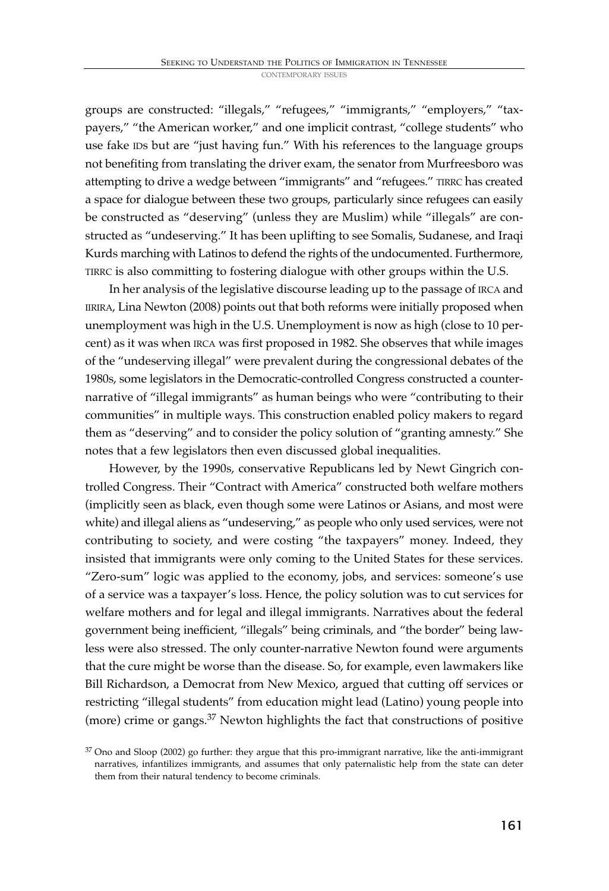groups are constructed: "illegals," "refugees," "immigrants," "employers," "taxpayers," "the American worker," and one implicit contrast, "college students" who use fake IDs but are "just having fun." With his references to the language groups not benefiting from translating the driver exam, the senator from Murfreesboro was attempting to drive a wedge between "immigrants" and "refugees." TIRRC has created a space for dialogue between these two groups, particularly since refugees can easily be constructed as "deserving" (unless they are Muslim) while "illegals" are constructed as "undeserving." It has been uplifting to see Somalis, Sudanese, and Iraqi Kurds marching with Latinos to defend the rights of the undocumented. Furthermore, TIRRC is also committing to fostering dialogue with other groups within the U.S.

In her analysis of the legislative discourse leading up to the passage of IRCA and IIRIRA, Lina Newton (2008) points out that both reforms were initially proposed when unemployment was high in the U.S. Unemployment is now as high (close to 10 percent) as it was when IRCA was first proposed in 1982. She observes that while images of the "undeserving illegal" were prevalent during the congressional debates of the 1980s, some legislators in the Democratic-controlled Congress constructed a counter-narrative of "illegal immigrants" as human beings who were "contributing to their communities" in multiple ways. This construction enabled policy makers to regard them as "deserving" and to consider the policy solution of "granting amnesty." She notes that a few legislators then even discussed global inequalities.

However, by the 1990s, conservative Republicans led by Newt Gingrich controlled Congress. Their "Contract with America" constructed both welfare mothers (implicitly seen as black, even though some were Latinos or Asians, and most were white) and illegal aliens as "undeserving," as people who only used services, were not contributing to society, and were costing "the taxpayers" money. Indeed, they insisted that immigrants were only coming to the United States for these services. "Zero-sum" logic was applied to the economy, jobs, and services: someone's use of a service was a taxpayer's loss. Hence, the policy solution was to cut services for welfare mothers and for legal and illegal immigrants. Narratives about the federal government being inefficient, "illegals" being criminals, and "the border" being lawless were also stressed. The only counter-narrative Newton found were arguments that the cure might be worse than the disease. So, for example, even lawmakers like Bill Richardson, a Democrat from New Mexico, argued that cutting off services or restricting "illegal students" from education might lead (Latino) young people into (more) crime or gangs.[37] Newton highlights the fact that constructions of positive

[37] Ono and Sloop (2002) go further: they argue that this pro-immigrant narrative, like the anti-immigrant narratives, infantilizes immigrants, and assumes that only paternalistic help from the state can deter them from their natural tendency to become criminals.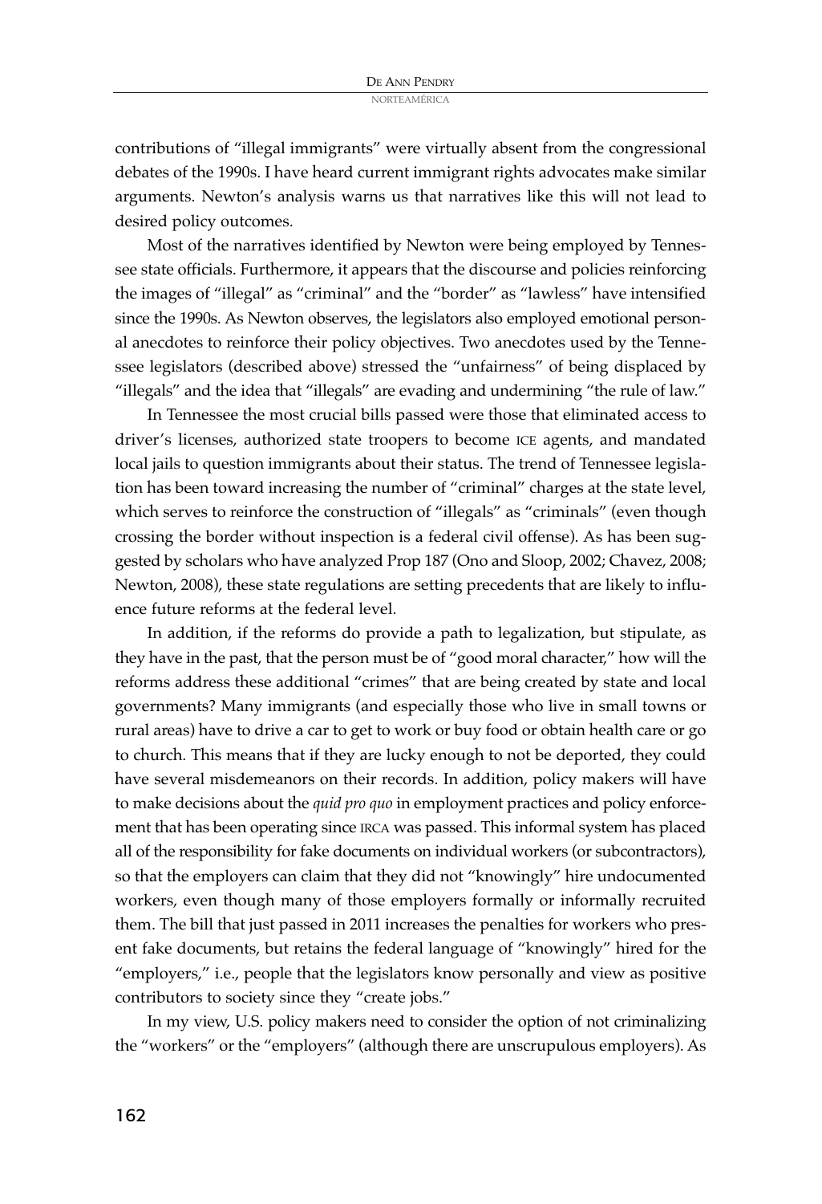contributions of "illegal immigrants" were virtually absent from the congressional debates of the 1990s. I have heard current immigrant rights advocates make similar arguments. Newton's analysis warns us that narratives like this will not lead to desired policy outcomes.

Most of the narratives identified by Newton were being employed by Tennessee state officials. Furthermore, it appears that the discourse and policies reinforcing the images of "illegal" as "criminal" and the "border" as "lawless" have intensified since the 1990s. As Newton observes, the legislators also employed emotional personal anecdotes to reinforce their policy objectives. Two anecdotes used by the Tennessee legislators (described above) stressed the "unfairness" of being displaced by "illegals" and the idea that "illegals" are evading and undermining "the rule of law."

In Tennessee the most crucial bills passed were those that eliminated access to driver's licenses, authorized state troopers to become ICE agents, and mandated local jails to question immigrants about their status. The trend of Tennessee legislation has been toward increasing the number of "criminal" charges at the state level, which serves to reinforce the construction of "illegals" as "criminals" (even though crossing the border without inspection is a federal civil offense). As has been suggested by scholars who have analyzed Prop 187 (Ono and Sloop, 2002; Chavez, 2008; Newton, 2008), these state regulations are setting precedents that are likely to influence future reforms at the federal level.

In addition, if the reforms do provide a path to legalization, but stipulate, as they have in the past, that the person must be of "good moral character," how will the reforms address these additional "crimes" that are being created by state and local governments? Many immigrants (and especially those who live in small towns or rural areas) have to drive a car to get to work or buy food or obtain health care or go to church. This means that if they are lucky enough to not be deported, they could have several misdemeanors on their records. In addition, policy makers will have to make decisions about the *quid pro quo* in employment practices and policy enforcement that has been operating since IRCA was passed. This informal system has placed all of the responsibility for fake documents on individual workers (or subcontractors), so that the employers can claim that they did not "knowingly" hire undocumented workers, even though many of those employers formally or informally recruited them. The bill that just passed in 2011 increases the penalties for workers who present fake documents, but retains the federal language of "knowingly" hired for the "employers," i.e., people that the legislators know personally and view as positive contributors to society since they "create jobs."

In my view, U.S. policy makers need to consider the option of not criminalizing the "workers" or the "employers" (although there are unscrupulous employers). As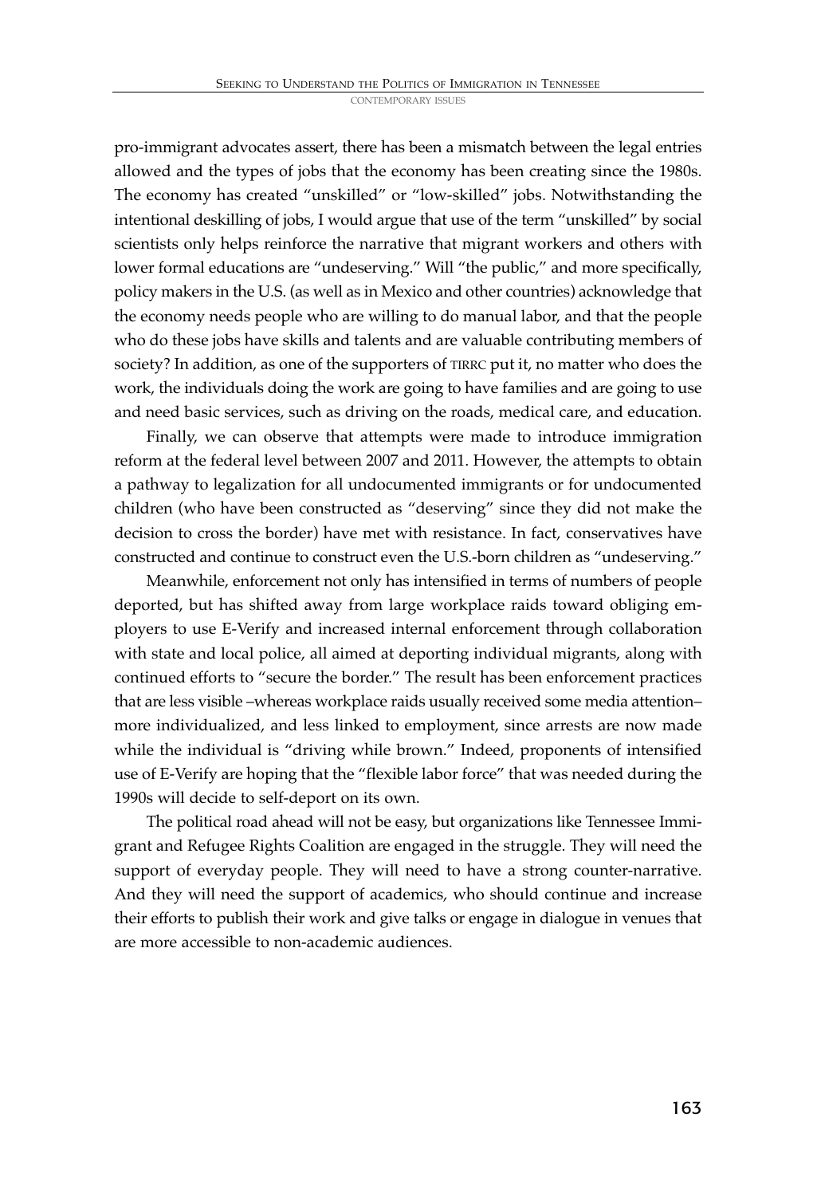pro-immigrant advocates assert, there has been a mismatch between the legal entries allowed and the types of jobs that the economy has been creating since the 1980s. The economy has created "unskilled" or "low-skilled" jobs. Notwithstanding the intentional deskilling of jobs, I would argue that use of the term "unskilled" by social scientists only helps reinforce the narrative that migrant workers and others with lower formal educations are "undeserving." Will "the public," and more specifically, policy makers in the U.S. (as well as in Mexico and other countries) acknowledge that the economy needs people who are willing to do manual labor, and that the people who do these jobs have skills and talents and are valuable contributing members of society? In addition, as one of the supporters of TIRRC put it, no matter who does the work, the individuals doing the work are going to have families and are going to use and need basic services, such as driving on the roads, medical care, and education.

Finally, we can observe that attempts were made to introduce immigration reform at the federal level between 2007 and 2011. However, the attempts to obtain a pathway to legalization for all undocumented immigrants or for undocumented children (who have been constructed as "deserving" since they did not make the decision to cross the border) have met with resistance. In fact, conservatives have constructed and continue to construct even the U.S.-born children as "undeserving."

Meanwhile, enforcement not only has intensified in terms of numbers of people deported, but has shifted away from large workplace raids toward obliging employers to use E-Verify and increased internal enforcement through collaboration with state and local police, all aimed at deporting individual migrants, along with continued efforts to "secure the border." The result has been enforcement practices that are less visible –whereas workplace raids usually received some media attention– more individualized, and less linked to employment, since arrests are now made while the individual is "driving while brown." Indeed, proponents of intensified use of E-Verify are hoping that the "flexible labor force" that was needed during the 1990s will decide to self-deport on its own.

The political road ahead will not be easy, but organizations like Tennessee Immigrant and Refugee Rights Coalition are engaged in the struggle. They will need the support of everyday people. They will need to have a strong counter-narrative. And they will need the support of academics, who should continue and increase their efforts to publish their work and give talks or engage in dialogue in venues that are more accessible to non-academic audiences.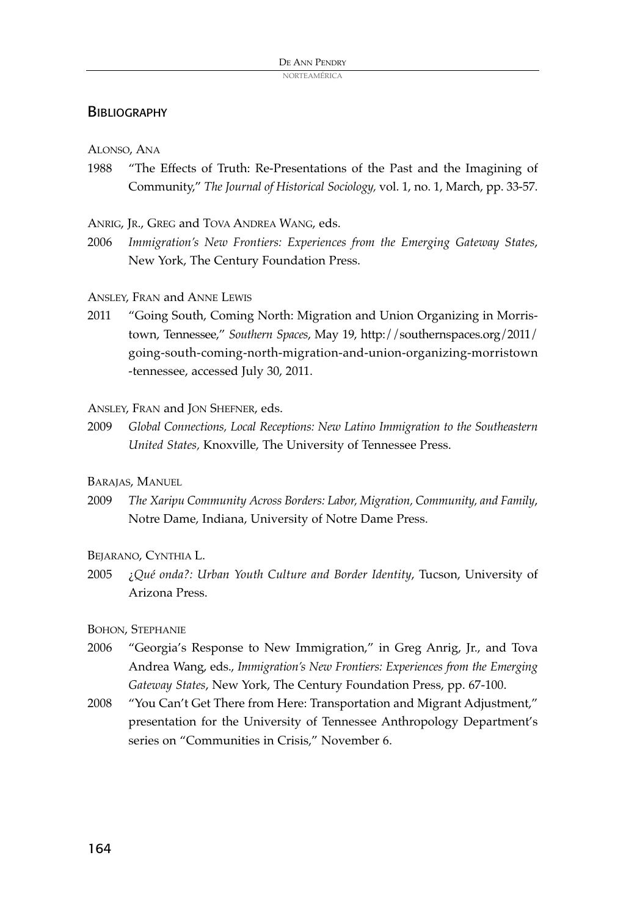## Bibliography

Alonso, Ana

1988 "The Effects of Truth: Re-Presentations of the Past and the Imagining of Community," *The Journal of Historical Sociology,* vol. 1, no. 1, March, pp. 33-57.

Anrig, Jr., Greg and Tova Andrea Wang, eds.

2006 *Immigration's New Frontiers: Experiences from the Emerging Gateway States*, New York, The Century Foundation Press.

Ansley, Fran and Anne Lewis

2011 "Going South, Coming North: Migration and Union Organizing in Morristown, Tennessee," *Southern Spaces,* May 19, http://southernspaces.org/2011/going-south-coming-north-migration-and-union-organizing-morristown-tennessee, accessed July 30, 2011.

Ansley, Fran and Jon Shefner, eds.

2009 *Global Connections, Local Receptions: New Latino Immigration to the Southeastern United States,* Knoxville, The University of Tennessee Press.

Barajas, Manuel

2009 *The Xaripu Community Across Borders: Labor, Migration, Community, and Family*, Notre Dame, Indiana, University of Notre Dame Press.

Bejarano, Cynthia L.

2005 *¿Qué onda?: Urban Youth Culture and Border Identity*, Tucson, University of Arizona Press.

Bohon, Stephanie

2006 "Georgia's Response to New Immigration," in Greg Anrig, Jr., and Tova Andrea Wang, eds., *Immigration's New Frontiers: Experiences from the Emerging Gateway States*, New York, The Century Foundation Press, pp. 67-100.

2008 "You Can't Get There from Here: Transportation and Migrant Adjustment," presentation for the University of Tennessee Anthropology Department's series on "Communities in Crisis," November 6.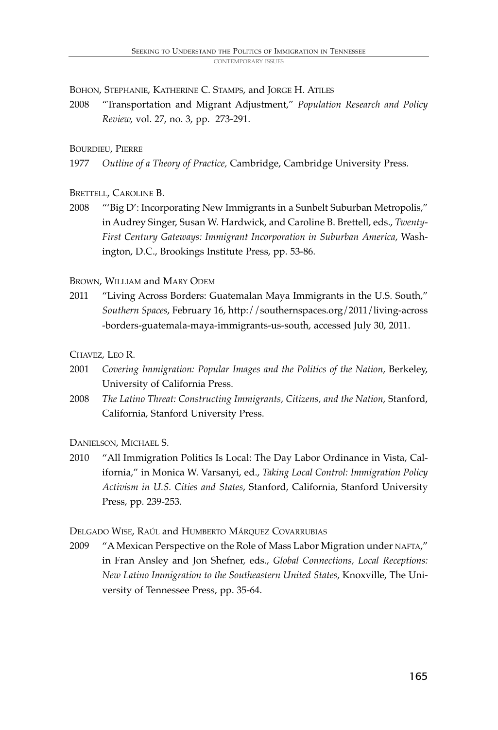Bohon, Stephanie, Katherine C. Stamps, and Jorge H. Atiles

2008 "Transportation and Migrant Adjustment," *Population Research and Policy Review,* vol. 27, no. 3, pp. 273-291.

Bourdieu, Pierre

1977 *Outline of a Theory of Practice,* Cambridge, Cambridge University Press.

Brettell, Caroline B.

2008 "'Big D': Incorporating New Immigrants in a Sunbelt Suburban Metropolis," in Audrey Singer, Susan W. Hardwick, and Caroline B. Brettell, eds., *Twenty-First Century Gateways: Immigrant Incorporation in Suburban America*, Washington, D.C., Brookings Institute Press, pp. 53-86.

Brown, William and Mary Odem

2011 "Living Across Borders: Guatemalan Maya Immigrants in the U.S. South," *Southern Spaces*, February 16, http://southernspaces.org/2011/living-across-borders-guatemala-maya-immigrants-us-south, accessed July 30, 2011.

Chavez, Leo R.

2001 *Covering Immigration: Popular Images and the Politics of the Nation*, Berkeley, University of California Press.

2008 *The Latino Threat: Constructing Immigrants, Citizens, and the Nation*, Stanford, California, Stanford University Press.

Danielson, Michael S.

2010 "All Immigration Politics Is Local: The Day Labor Ordinance in Vista, California," in Monica W. Varsanyi, ed., *Taking Local Control: Immigration Policy Activism in U.S. Cities and States*, Stanford, California, Stanford University Press, pp. 239-253.

Delgado Wise, Raúl and Humberto Márquez Covarrubias

2009 "A Mexican Perspective on the Role of Mass Labor Migration under NAFTA," in Fran Ansley and Jon Shefner, eds., *Global Connections, Local Receptions: New Latino Immigration to the Southeastern United States*, Knoxville, The University of Tennessee Press, pp. 35-64.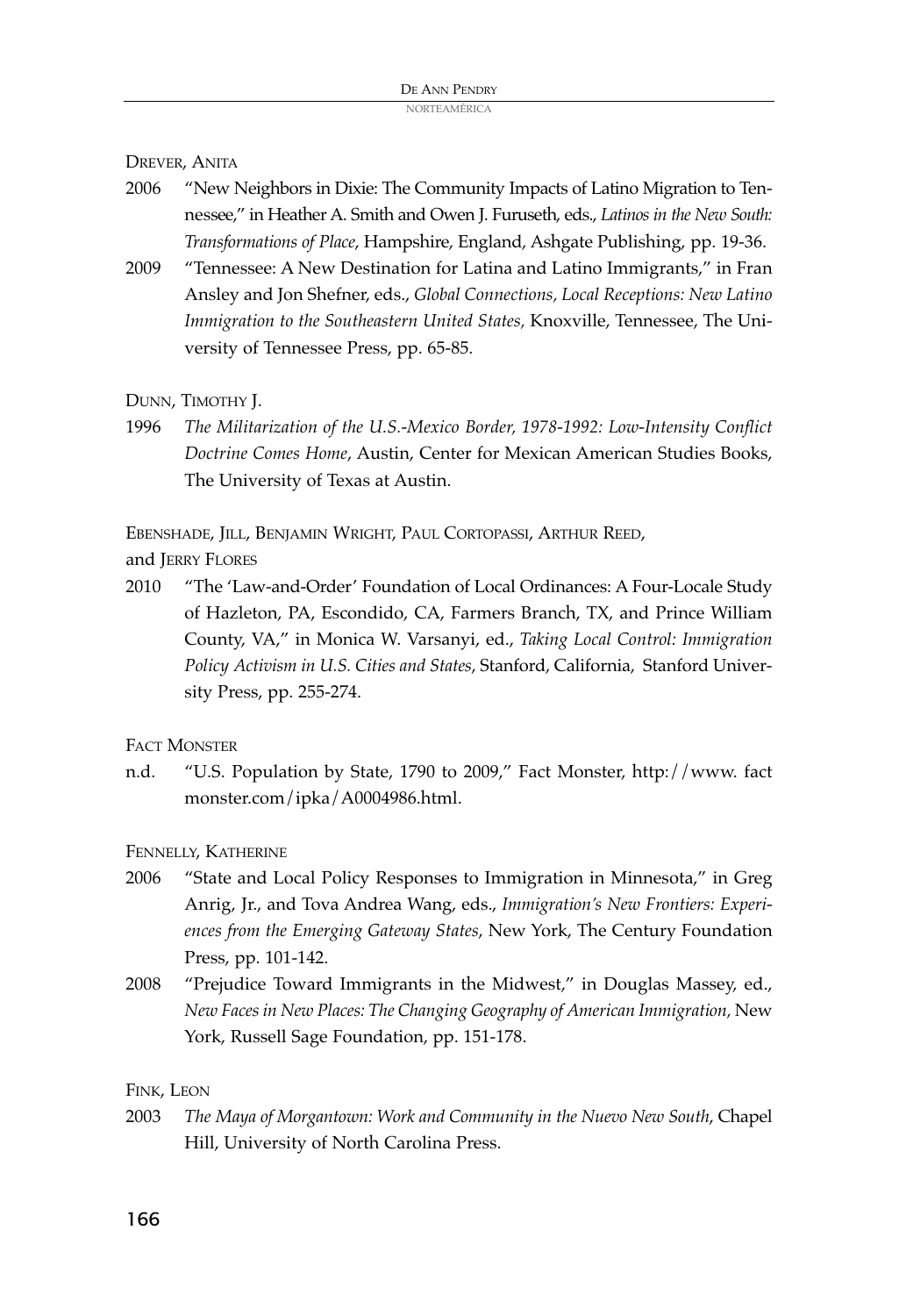DREVER, ANITA

2006 "New Neighbors in Dixie: The Community Impacts of Latino Migration to Tennessee," in Heather A. Smith and Owen J. Furuseth, eds., *Latinos in the New South: Transformations of Place*, Hampshire, England, Ashgate Publishing, pp. 19-36.

2009 "Tennessee: A New Destination for Latina and Latino Immigrants," in Fran Ansley and Jon Shefner, eds., *Global Connections, Local Receptions: New Latino Immigration to the Southeastern United States,* Knoxville, Tennessee, The University of Tennessee Press, pp. 65-85.

DUNN, TIMOTHY J.

1996 *The Militarization of the U.S.-Mexico Border, 1978-1992: Low-Intensity Conflict Doctrine Comes Home*, Austin, Center for Mexican American Studies Books, The University of Texas at Austin.

EBENSHADE, JILL, BENJAMIN WRIGHT, PAUL CORTOPASSI, ARTHUR REED, and JERRY FLORES

2010 "The 'Law-and-Order' Foundation of Local Ordinances: A Four-Locale Study of Hazleton, PA, Escondido, CA, Farmers Branch, TX, and Prince William County, VA," in Monica W. Varsanyi, ed., *Taking Local Control: Immigration Policy Activism in U.S. Cities and States*, Stanford, California, Stanford University Press, pp. 255-274.

FACT MONSTER

n.d. "U.S. Population by State, 1790 to 2009," Fact Monster, http://www. fact monster.com/ipka/A0004986.html.

FENNELLY, KATHERINE

2006 "State and Local Policy Responses to Immigration in Minnesota," in Greg Anrig, Jr., and Tova Andrea Wang, eds., *Immigration's New Frontiers: Experiences from the Emerging Gateway States*, New York, The Century Foundation Press, pp. 101-142.

2008 "Prejudice Toward Immigrants in the Midwest," in Douglas Massey, ed., *New Faces in New Places: The Changing Geography of American Immigration,* New York, Russell Sage Foundation, pp. 151-178.

FINK, LEON

2003 *The Maya of Morgantown: Work and Community in the Nuevo New South*, Chapel Hill, University of North Carolina Press.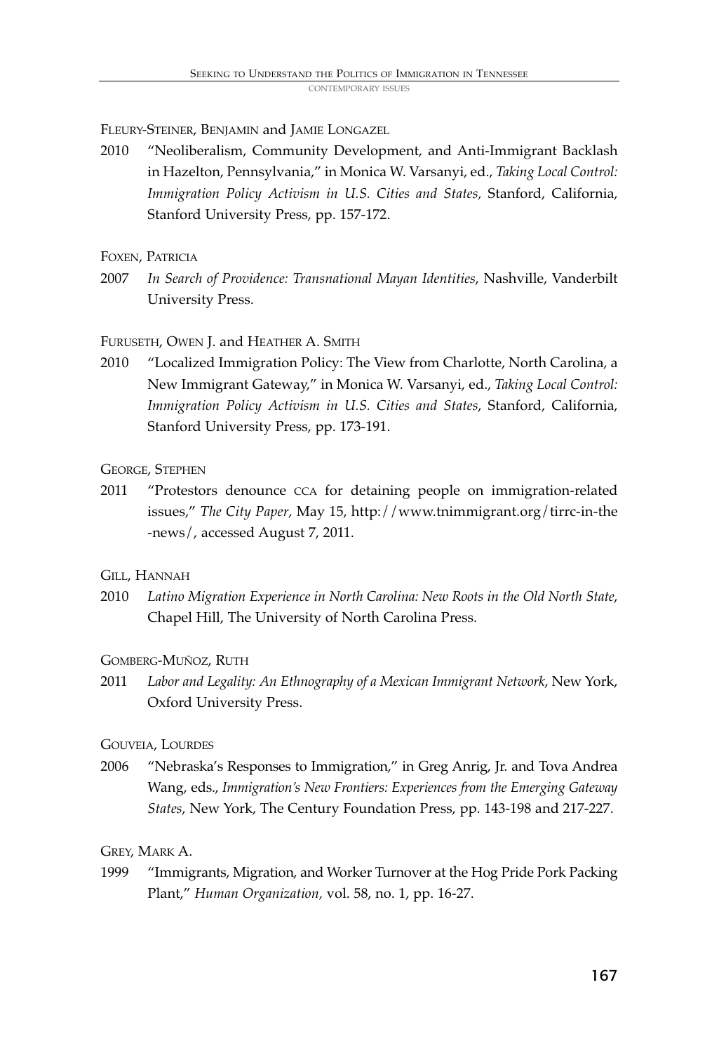Fleury-Steiner, Benjamin and Jamie Longazel

2010 "Neoliberalism, Community Development, and Anti-Immigrant Backlash in Hazelton, Pennsylvania," in Monica W. Varsanyi, ed., *Taking Local Control: Immigration Policy Activism in U.S. Cities and States,* Stanford, California, Stanford University Press, pp. 157-172.

Foxen, Patricia

2007 *In Search of Providence: Transnational Mayan Identities*, Nashville, Vanderbilt University Press.

Furuseth, Owen J. and Heather A. Smith

2010 "Localized Immigration Policy: The View from Charlotte, North Carolina, a New Immigrant Gateway," in Monica W. Varsanyi, ed., *Taking Local Control: Immigration Policy Activism in U.S. Cities and States*, Stanford, California, Stanford University Press, pp. 173-191.

George, Stephen

2011 "Protestors denounce CCA for detaining people on immigration-related issues," *The City Paper*, May 15, http://www.tnimmigrant.org/tirrc-in-the-news/, accessed August 7, 2011.

Gill, Hannah

2010 *Latino Migration Experience in North Carolina: New Roots in the Old North State*, Chapel Hill, The University of North Carolina Press.

Gomberg-Muñoz, Ruth

2011 *Labor and Legality: An Ethnography of a Mexican Immigrant Network*, New York, Oxford University Press.

Gouveia, Lourdes

2006 "Nebraska's Responses to Immigration," in Greg Anrig, Jr. and Tova Andrea Wang, eds., *Immigration's New Frontiers: Experiences from the Emerging Gateway States*, New York, The Century Foundation Press, pp. 143-198 and 217-227.

Grey, Mark A.

1999 "Immigrants, Migration, and Worker Turnover at the Hog Pride Pork Packing Plant," *Human Organization*, vol. 58, no. 1, pp. 16-27.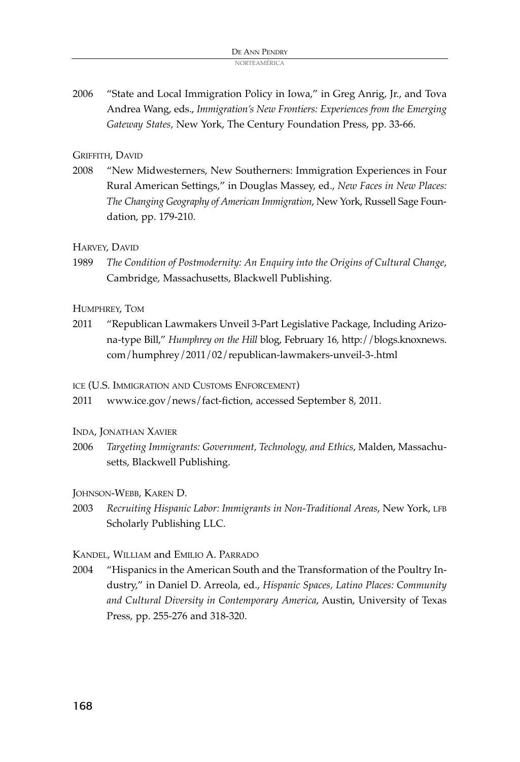2006 "State and Local Immigration Policy in Iowa," in Greg Anrig, Jr., and Tova Andrea Wang, eds., *Immigration's New Frontiers: Experiences from the Emerging Gateway States*, New York, The Century Foundation Press, pp. 33-66.

Griffith, David

2008 "New Midwesterners, New Southerners: Immigration Experiences in Four Rural American Settings," in Douglas Massey, ed., *New Faces in New Places: The Changing Geography of American Immigration*, New York, Russell Sage Foundation, pp. 179-210.

Harvey, David

1989 *The Condition of Postmodernity: An Enquiry into the Origins of Cultural Change*, Cambridge, Massachusetts, Blackwell Publishing.

Humphrey, Tom

2011 "Republican Lawmakers Unveil 3-Part Legislative Package, Including Arizona-type Bill," *Humphrey on the Hill* blog, February 16, http://blogs.knoxnews.com/humphrey/2011/02/republican-lawmakers-unveil-3-.html

ice (U.S. Immigration and Customs Enforcement)

2011 www.ice.gov/news/fact-fiction, accessed September 8, 2011.

Inda, Jonathan Xavier

2006 *Targeting Immigrants: Government, Technology, and Ethics*, Malden, Massachusetts, Blackwell Publishing.

Johnson-Webb, Karen D.

2003 *Recruiting Hispanic Labor: Immigrants in Non-Traditional Areas*, New York, lfb Scholarly Publishing LLC.

Kandel, William and Emilio A. Parrado

2004 "Hispanics in the American South and the Transformation of the Poultry Industry," in Daniel D. Arreola, ed., *Hispanic Spaces, Latino Places: Community and Cultural Diversity in Contemporary America*, Austin, University of Texas Press, pp. 255-276 and 318-320.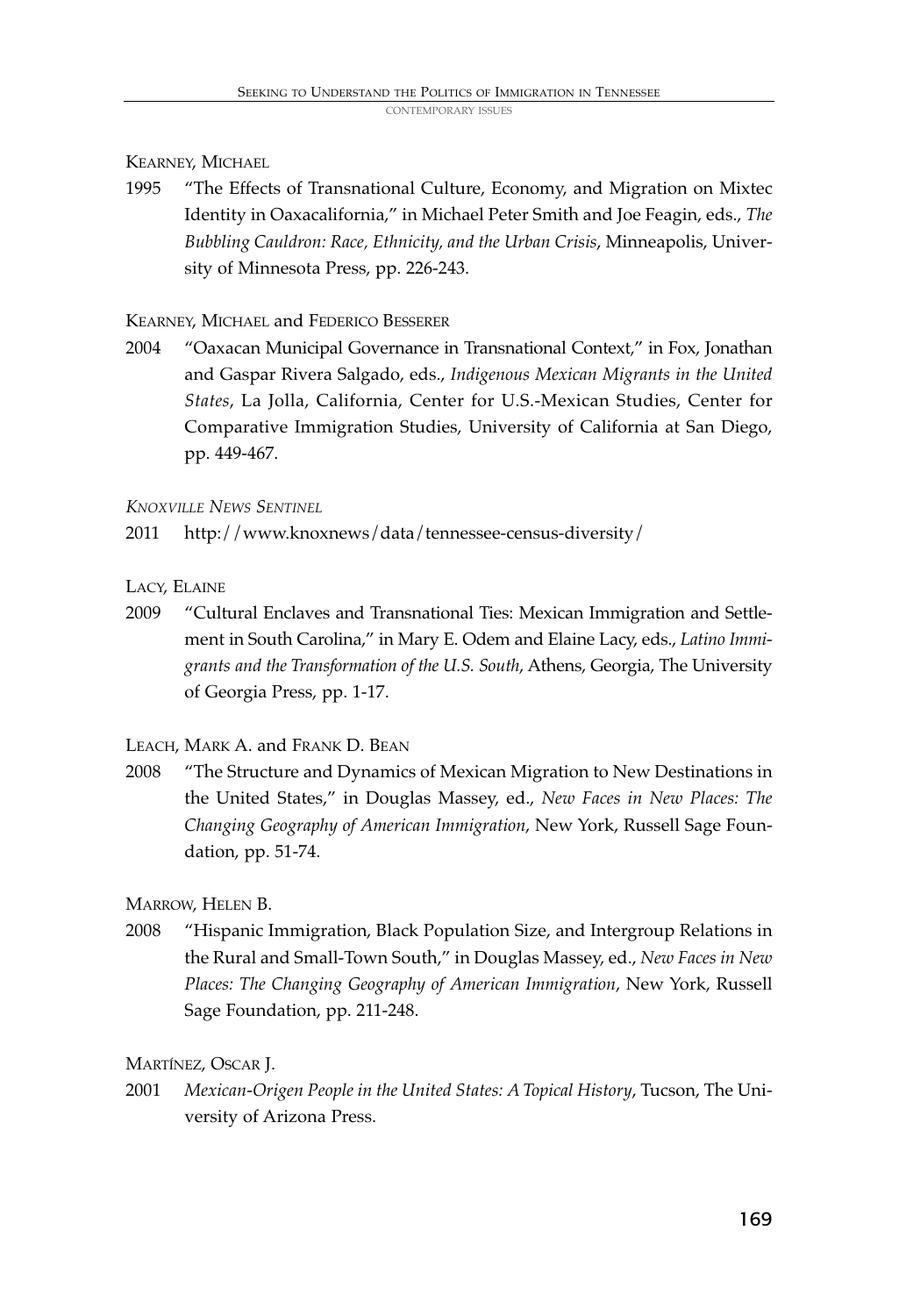KEARNEY, MICHAEL

1995 "The Effects of Transnational Culture, Economy, and Migration on Mixtec Identity in Oaxacalifornia," in Michael Peter Smith and Joe Feagin, eds., *The Bubbling Cauldron: Race, Ethnicity, and the Urban Crisis*, Minneapolis, University of Minnesota Press, pp. 226-243.

KEARNEY, MICHAEL and FEDERICO BESSERER

2004 "Oaxacan Municipal Governance in Transnational Context," in Fox, Jonathan and Gaspar Rivera Salgado, eds., *Indigenous Mexican Migrants in the United States*, La Jolla, California, Center for U.S.-Mexican Studies, Center for Comparative Immigration Studies, University of California at San Diego, pp. 449-467.

*KNOXVILLE NEWS SENTINEL*

2011 http://www.knoxnews/data/tennessee-census-diversity/

LACY, ELAINE

2009 "Cultural Enclaves and Transnational Ties: Mexican Immigration and Settlement in South Carolina," in Mary E. Odem and Elaine Lacy, eds., *Latino Immigrants and the Transformation of the U.S. South*, Athens, Georgia, The University of Georgia Press, pp. 1-17.

LEACH, MARK A. and FRANK D. BEAN

2008 "The Structure and Dynamics of Mexican Migration to New Destinations in the United States," in Douglas Massey, ed., *New Faces in New Places: The Changing Geography of American Immigration*, New York, Russell Sage Foundation, pp. 51-74.

MARROW, HELEN B.

2008 "Hispanic Immigration, Black Population Size, and Intergroup Relations in the Rural and Small-Town South," in Douglas Massey, ed., *New Faces in New Places: The Changing Geography of American Immigration*, New York, Russell Sage Foundation, pp. 211-248.

MARTÍNEZ, OSCAR J.

2001 *Mexican-Origen People in the United States: A Topical History*, Tucson, The University of Arizona Press.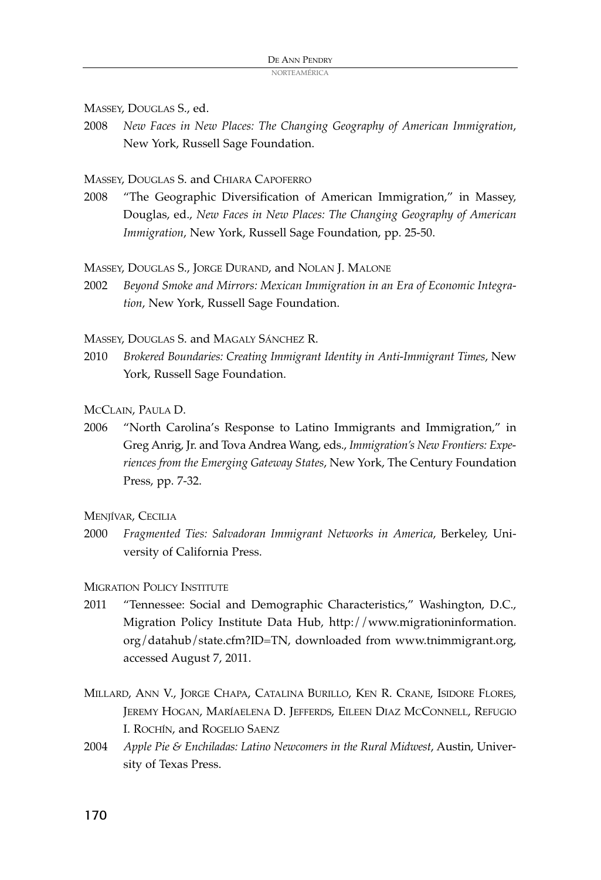MASSEY, DOUGLAS S., ed.

2008 *New Faces in New Places: The Changing Geography of American Immigration*, New York, Russell Sage Foundation.

MASSEY, DOUGLAS S. and CHIARA CAPOFERRO

2008 "The Geographic Diversification of American Immigration," in Massey, Douglas, ed., *New Faces in New Places: The Changing Geography of American Immigration*, New York, Russell Sage Foundation, pp. 25-50.

MASSEY, DOUGLAS S., JORGE DURAND, and NOLAN J. MALONE

2002 *Beyond Smoke and Mirrors: Mexican Immigration in an Era of Economic Integration*, New York, Russell Sage Foundation.

MASSEY, DOUGLAS S. and MAGALY SÁNCHEZ R.

2010 *Brokered Boundaries: Creating Immigrant Identity in Anti-Immigrant Times*, New York, Russell Sage Foundation.

MCCLAIN, PAULA D.

2006 "North Carolina's Response to Latino Immigrants and Immigration," in Greg Anrig, Jr. and Tova Andrea Wang, eds., *Immigration's New Frontiers: Experiences from the Emerging Gateway States*, New York, The Century Foundation Press, pp. 7-32.

MENJÍVAR, CECILIA

2000 *Fragmented Ties: Salvadoran Immigrant Networks in America*, Berkeley, University of California Press.

MIGRATION POLICY INSTITUTE

2011 "Tennessee: Social and Demographic Characteristics," Washington, D.C., Migration Policy Institute Data Hub, http://www.migrationinformation.org/datahub/state.cfm?ID=TN, downloaded from www.tnimmigrant.org, accessed August 7, 2011.

MILLARD, ANN V., JORGE CHAPA, CATALINA BURILLO, KEN R. CRANE, ISIDORE FLORES, JEREMY HOGAN, MARÍAELENA D. JEFFERDS, EILEEN DIAZ MCCONNELL, REFUGIO I. ROCHÍN, and ROGELIO SAENZ

2004 *Apple Pie & Enchiladas: Latino Newcomers in the Rural Midwest*, Austin, University of Texas Press.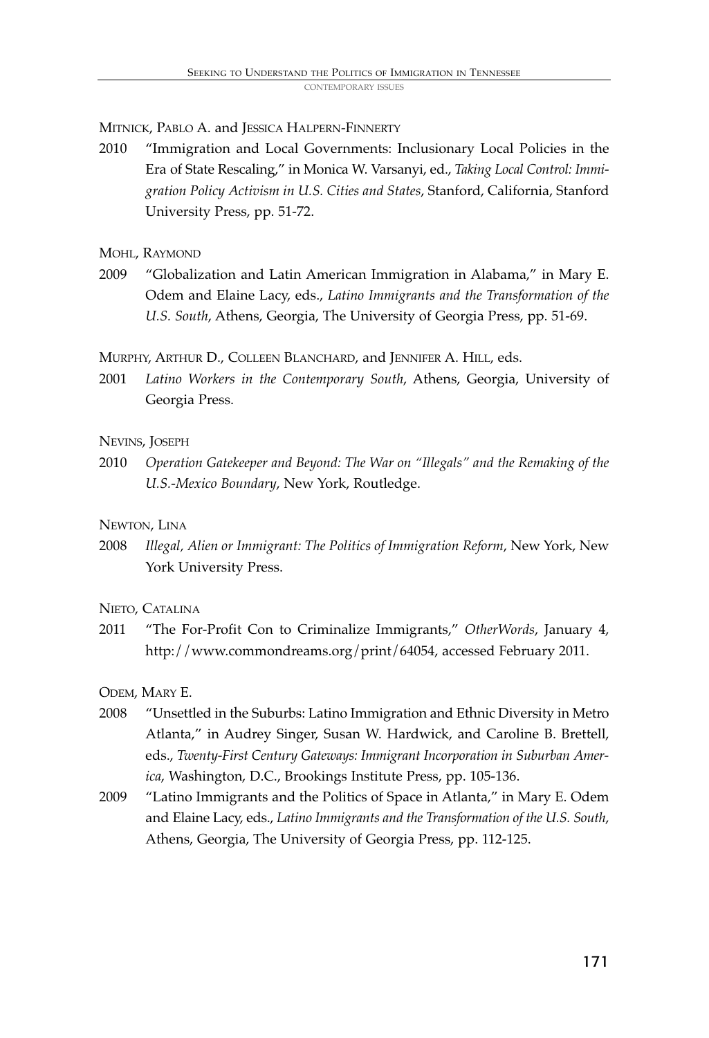Mitnick, Pablo A. and Jessica Halpern-Finnerty

2010 "Immigration and Local Governments: Inclusionary Local Policies in the Era of State Rescaling," in Monica W. Varsanyi, ed., *Taking Local Control: Immigration Policy Activism in U.S. Cities and States*, Stanford, California, Stanford University Press, pp. 51-72.

Mohl, Raymond

2009 "Globalization and Latin American Immigration in Alabama," in Mary E. Odem and Elaine Lacy, eds., *Latino Immigrants and the Transformation of the U.S. South*, Athens, Georgia, The University of Georgia Press, pp. 51-69.

Murphy, Arthur D., Colleen Blanchard, and Jennifer A. Hill, eds.

2001 *Latino Workers in the Contemporary South*, Athens, Georgia, University of Georgia Press.

Nevins, Joseph

2010 *Operation Gatekeeper and Beyond: The War on "Illegals" and the Remaking of the U.S.-Mexico Boundary*, New York, Routledge.

Newton, Lina

2008 *Illegal, Alien or Immigrant: The Politics of Immigration Reform*, New York, New York University Press.

Nieto, Catalina

2011 "The For-Profit Con to Criminalize Immigrants," *OtherWords*, January 4, http://www.commondreams.org/print/64054, accessed February 2011.

Odem, Mary E.

2008 "Unsettled in the Suburbs: Latino Immigration and Ethnic Diversity in Metro Atlanta," in Audrey Singer, Susan W. Hardwick, and Caroline B. Brettell, eds., *Twenty-First Century Gateways: Immigrant Incorporation in Suburban America*, Washington, D.C., Brookings Institute Press, pp. 105-136.

2009 "Latino Immigrants and the Politics of Space in Atlanta," in Mary E. Odem and Elaine Lacy, eds., *Latino Immigrants and the Transformation of the U.S. South*, Athens, Georgia, The University of Georgia Press, pp. 112-125.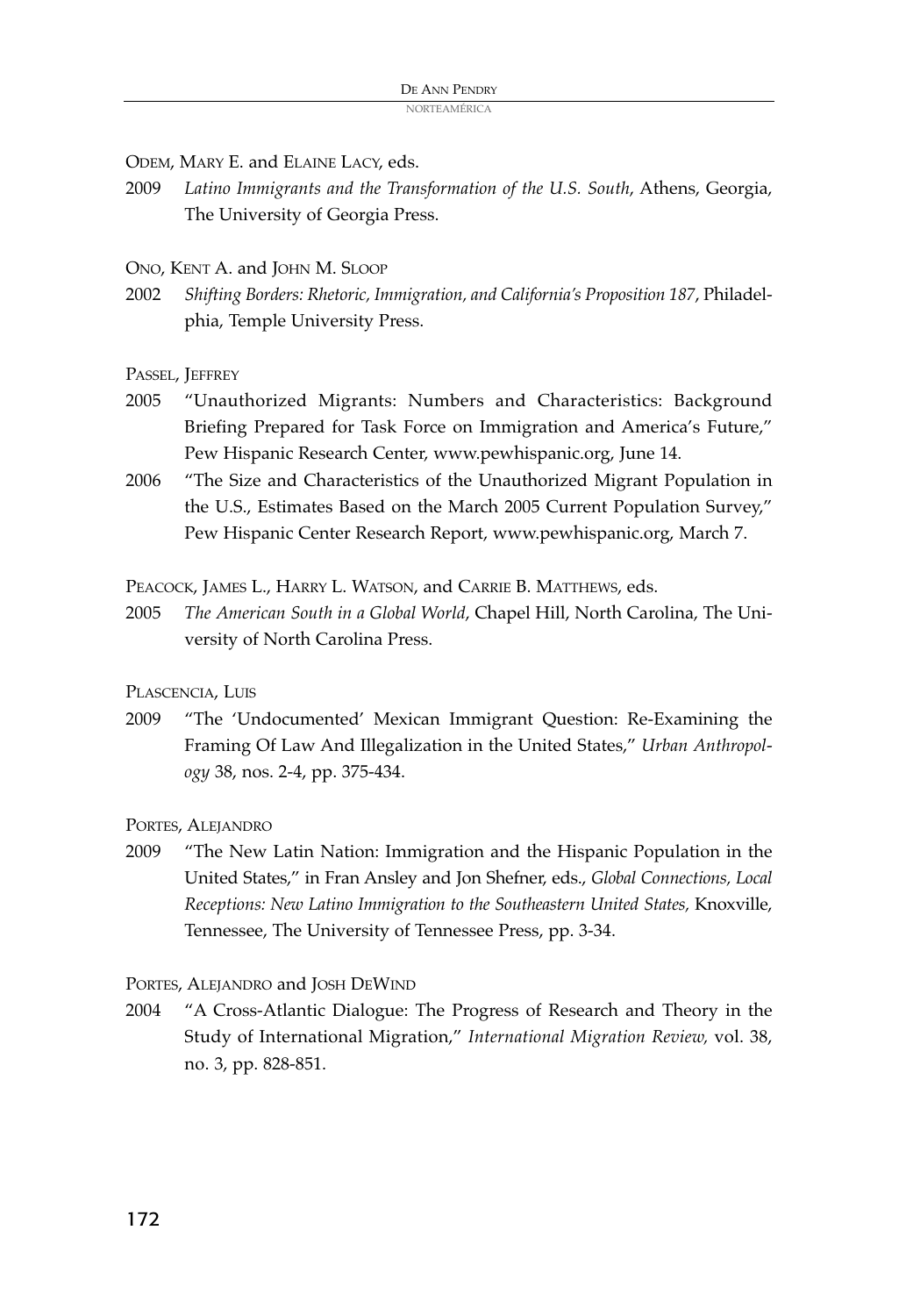ODEM, MARY E. and ELAINE LACY, eds.

2009 *Latino Immigrants and the Transformation of the U.S. South*, Athens, Georgia, The University of Georgia Press.

ONO, KENT A. and JOHN M. SLOOP

2002 *Shifting Borders: Rhetoric, Immigration, and California's Proposition 187*, Philadelphia, Temple University Press.

PASSEL, JEFFREY

2005 "Unauthorized Migrants: Numbers and Characteristics: Background Briefing Prepared for Task Force on Immigration and America's Future," Pew Hispanic Research Center, www.pewhispanic.org, June 14.

2006 "The Size and Characteristics of the Unauthorized Migrant Population in the U.S., Estimates Based on the March 2005 Current Population Survey," Pew Hispanic Center Research Report, www.pewhispanic.org, March 7.

PEACOCK, JAMES L., HARRY L. WATSON, and CARRIE B. MATTHEWS, eds.

2005 *The American South in a Global World*, Chapel Hill, North Carolina, The University of North Carolina Press.

PLASCENCIA, LUIS

2009 "The 'Undocumented' Mexican Immigrant Question: Re-Examining the Framing Of Law And Illegalization in the United States," *Urban Anthropology* 38, nos. 2-4, pp. 375-434.

PORTES, ALEJANDRO

2009 "The New Latin Nation: Immigration and the Hispanic Population in the United States," in Fran Ansley and Jon Shefner, eds., *Global Connections, Local Receptions: New Latino Immigration to the Southeastern United States,* Knoxville, Tennessee, The University of Tennessee Press, pp. 3-34.

PORTES, ALEJANDRO and JOSH DEWIND

2004 "A Cross-Atlantic Dialogue: The Progress of Research and Theory in the Study of International Migration," *International Migration Review,* vol. 38, no. 3, pp. 828-851.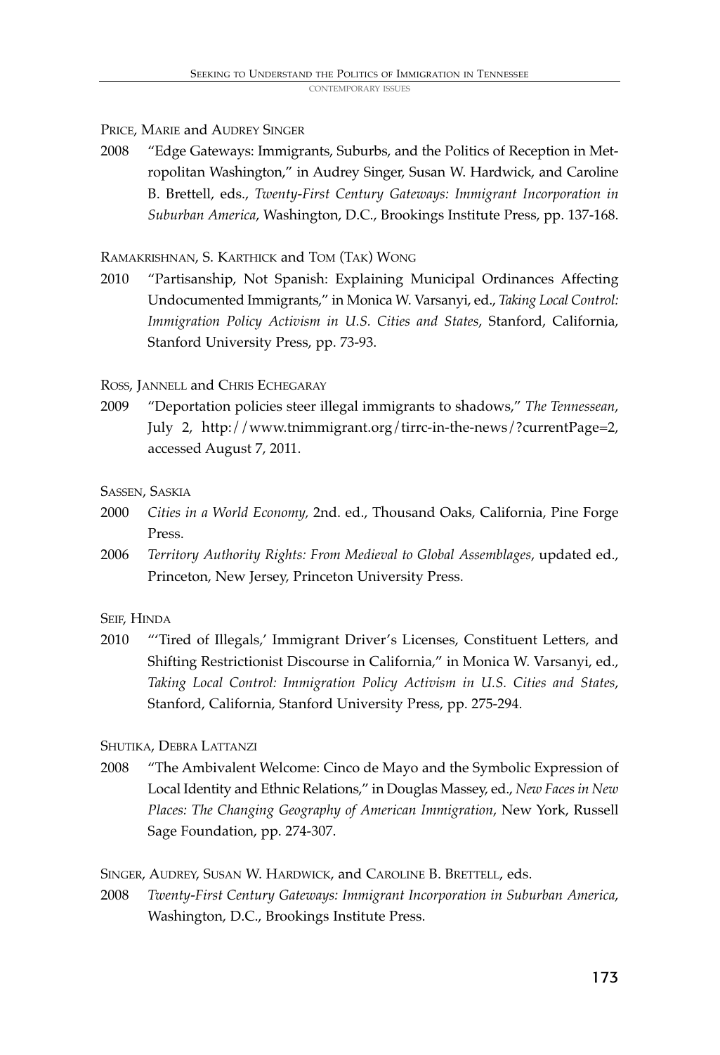Price, Marie and Audrey Singer

2008 "Edge Gateways: Immigrants, Suburbs, and the Politics of Reception in Metropolitan Washington," in Audrey Singer, Susan W. Hardwick, and Caroline B. Brettell, eds., *Twenty-First Century Gateways: Immigrant Incorporation in Suburban America*, Washington, D.C., Brookings Institute Press, pp. 137-168.

Ramakrishnan, S. Karthick and Tom (Tak) Wong

2010 "Partisanship, Not Spanish: Explaining Municipal Ordinances Affecting Undocumented Immigrants," in Monica W. Varsanyi, ed., *Taking Local Control: Immigration Policy Activism in U.S. Cities and States*, Stanford, California, Stanford University Press, pp. 73-93.

Ross, Jannell and Chris Echegaray

2009 "Deportation policies steer illegal immigrants to shadows," *The Tennessean*, July 2, http://www.tnimmigrant.org/tirrc-in-the-news/?currentPage=2, accessed August 7, 2011.

Sassen, Saskia

2000 *Cities in a World Economy,* 2nd. ed., Thousand Oaks, California, Pine Forge Press.

2006 *Territory Authority Rights: From Medieval to Global Assemblages*, updated ed., Princeton, New Jersey, Princeton University Press.

Seif, Hinda

2010 "'Tired of Illegals,' Immigrant Driver's Licenses, Constituent Letters, and Shifting Restrictionist Discourse in California," in Monica W. Varsanyi, ed., *Taking Local Control: Immigration Policy Activism in U.S. Cities and States*, Stanford, California, Stanford University Press, pp. 275-294.

Shutika, Debra Lattanzi

2008 "The Ambivalent Welcome: Cinco de Mayo and the Symbolic Expression of Local Identity and Ethnic Relations," in Douglas Massey, ed., *New Faces in New Places: The Changing Geography of American Immigration*, New York, Russell Sage Foundation, pp. 274-307.

Singer, Audrey, Susan W. Hardwick, and Caroline B. Brettell, eds.

2008 *Twenty-First Century Gateways: Immigrant Incorporation in Suburban America*, Washington, D.C., Brookings Institute Press.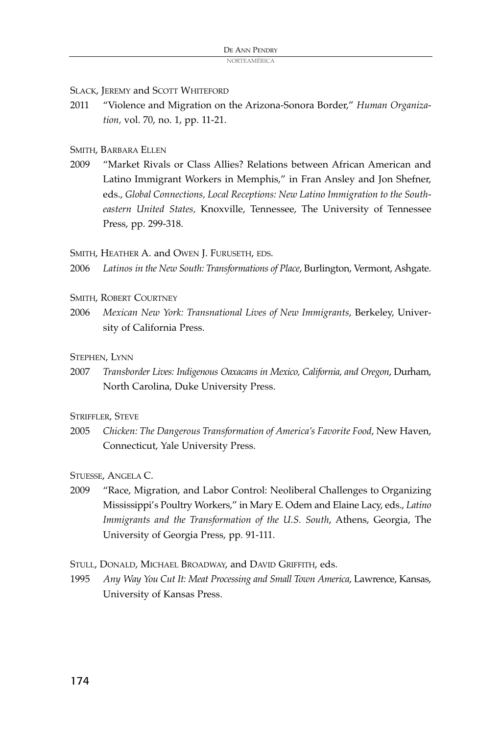SLACK, JEREMY and SCOTT WHITEFORD

2011 "Violence and Migration on the Arizona-Sonora Border," *Human Organization*, vol. 70, no. 1, pp. 11-21.

SMITH, BARBARA ELLEN

2009 "Market Rivals or Class Allies? Relations between African American and Latino Immigrant Workers in Memphis," in Fran Ansley and Jon Shefner, eds., *Global Connections, Local Receptions: New Latino Immigration to the Southeastern United States*, Knoxville, Tennessee, The University of Tennessee Press, pp. 299-318.

SMITH, HEATHER A. and OWEN J. FURUSETH, EDS.

2006 *Latinos in the New South: Transformations of Place*, Burlington, Vermont, Ashgate.

SMITH, ROBERT COURTNEY

2006 *Mexican New York: Transnational Lives of New Immigrants*, Berkeley, University of California Press.

STEPHEN, LYNN

2007 *Transborder Lives: Indigenous Oaxacans in Mexico, California, and Oregon*, Durham, North Carolina, Duke University Press.

STRIFFLER, STEVE

2005 *Chicken: The Dangerous Transformation of America's Favorite Food*, New Haven, Connecticut, Yale University Press.

STUESSE, ANGELA C.

2009 "Race, Migration, and Labor Control: Neoliberal Challenges to Organizing Mississippi's Poultry Workers," in Mary E. Odem and Elaine Lacy, eds., *Latino Immigrants and the Transformation of the U.S. South*, Athens, Georgia, The University of Georgia Press, pp. 91-111.

STULL, DONALD, MICHAEL BROADWAY, and DAVID GRIFFITH, eds.

1995 *Any Way You Cut It: Meat Processing and Small Town America*, Lawrence, Kansas, University of Kansas Press.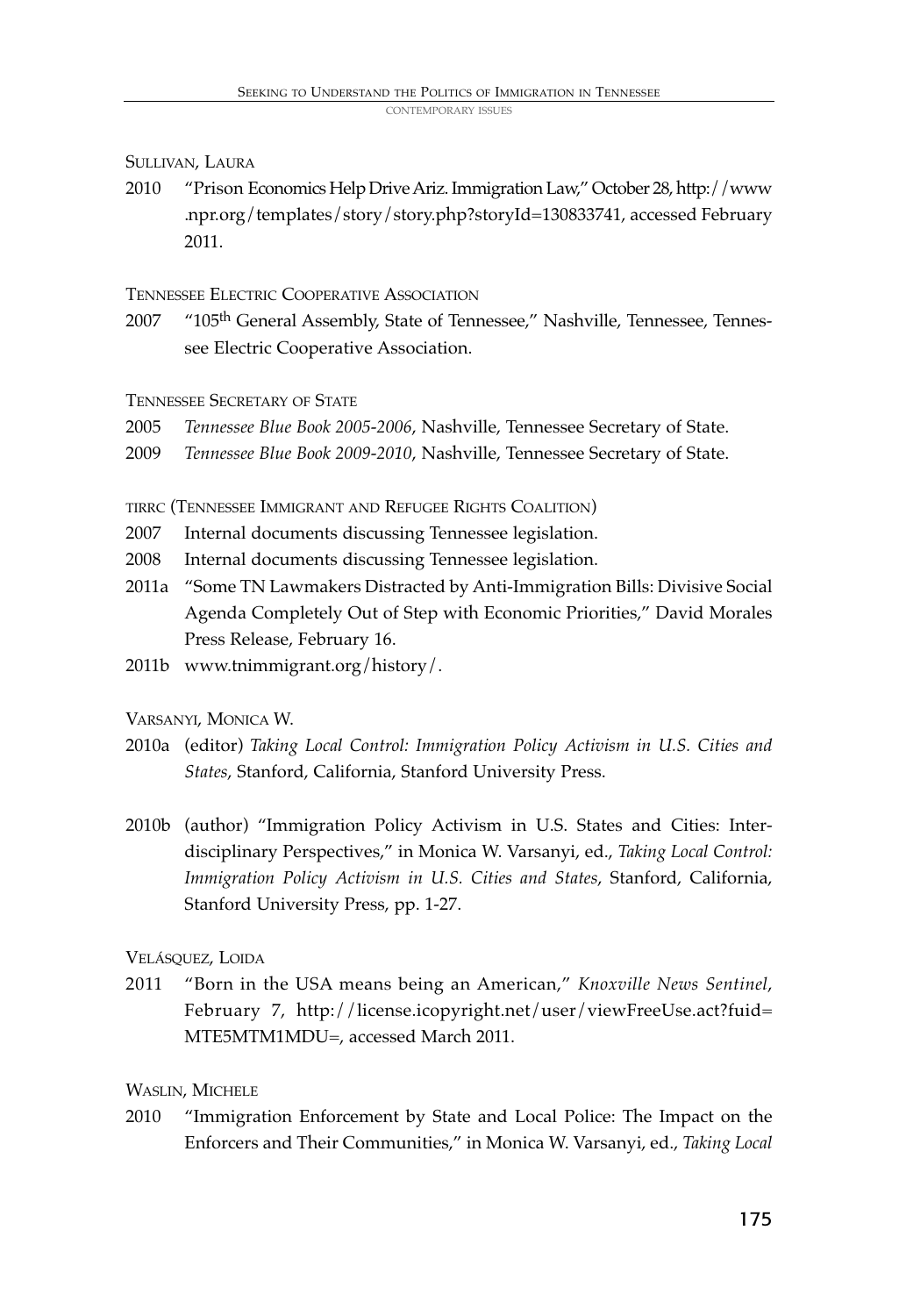Sullivan, Laura

2010 "Prison Economics Help Drive Ariz. Immigration Law," October 28, http://www.npr.org/templates/story/story.php?storyId=130833741, accessed February 2011.

Tennessee Electric Cooperative Association

2007 "105th General Assembly, State of Tennessee," Nashville, Tennessee, Tennessee Electric Cooperative Association.

Tennessee Secretary of State

2005 *Tennessee Blue Book 2005-2006*, Nashville, Tennessee Secretary of State.

2009 *Tennessee Blue Book 2009-2010*, Nashville, Tennessee Secretary of State.

tirrc (Tennessee Immigrant and Refugee Rights Coalition)

2007 Internal documents discussing Tennessee legislation.

2008 Internal documents discussing Tennessee legislation.

2011a "Some TN Lawmakers Distracted by Anti-Immigration Bills: Divisive Social Agenda Completely Out of Step with Economic Priorities," David Morales Press Release, February 16.

2011b www.tnimmigrant.org/history/.

Varsanyi, Monica W.

2010a (editor) *Taking Local Control: Immigration Policy Activism in U.S. Cities and States*, Stanford, California, Stanford University Press.

2010b (author) "Immigration Policy Activism in U.S. States and Cities: Interdisciplinary Perspectives," in Monica W. Varsanyi, ed., *Taking Local Control: Immigration Policy Activism in U.S. Cities and States*, Stanford, California, Stanford University Press, pp. 1-27.

Velásquez, Loida

2011 "Born in the USA means being an American," *Knoxville News Sentinel*, February 7, http://license.icopyright.net/user/viewFreeUse.act?fuid=MTE5MTM1MDU=, accessed March 2011.

Waslin, Michele

2010 "Immigration Enforcement by State and Local Police: The Impact on the Enforcers and Their Communities," in Monica W. Varsanyi, ed., *Taking Local*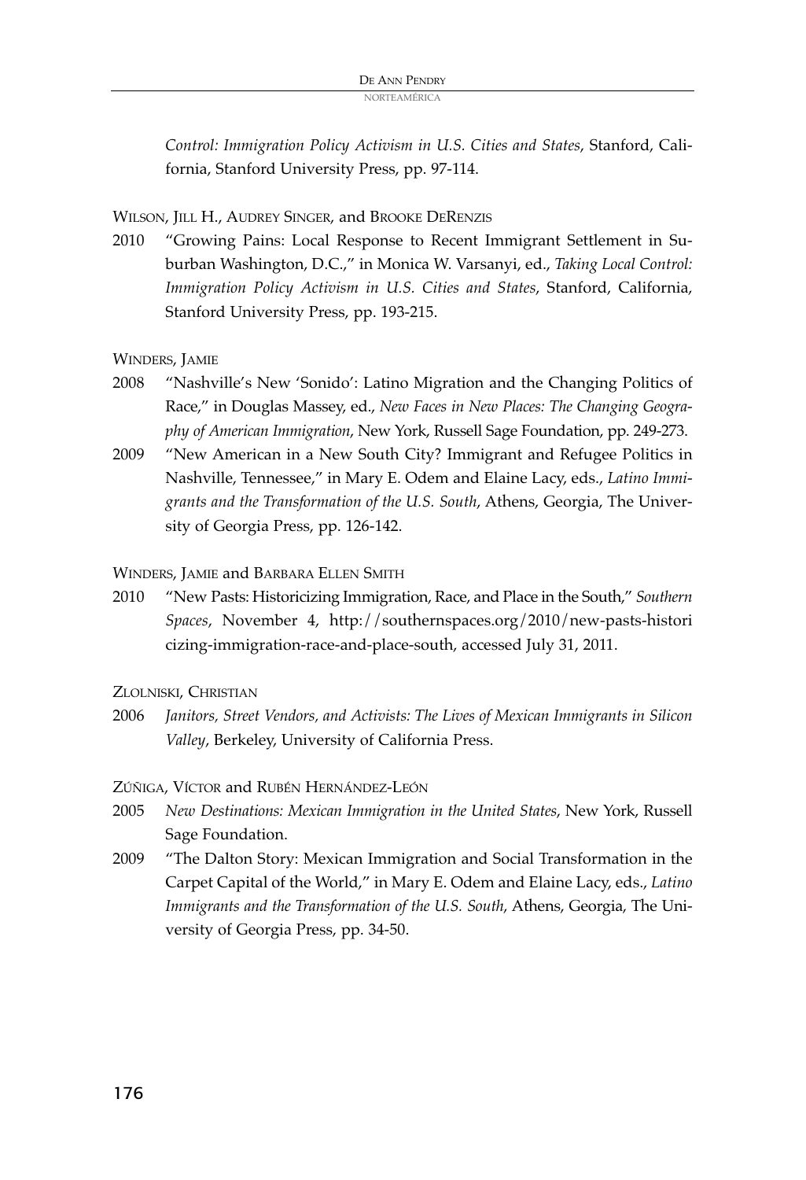*Control: Immigration Policy Activism in U.S. Cities and States*, Stanford, California, Stanford University Press, pp. 97-114.

WILSON, JILL H., AUDREY SINGER, and BROOKE DERENZIS

2010 "Growing Pains: Local Response to Recent Immigrant Settlement in Suburban Washington, D.C.," in Monica W. Varsanyi, ed., *Taking Local Control: Immigration Policy Activism in U.S. Cities and States*, Stanford, California, Stanford University Press, pp. 193-215.

WINDERS, JAMIE

2008 "Nashville's New 'Sonido': Latino Migration and the Changing Politics of Race," in Douglas Massey, ed., *New Faces in New Places: The Changing Geography of American Immigration*, New York, Russell Sage Foundation, pp. 249-273.

2009 "New American in a New South City? Immigrant and Refugee Politics in Nashville, Tennessee," in Mary E. Odem and Elaine Lacy, eds., *Latino Immigrants and the Transformation of the U.S. South*, Athens, Georgia, The University of Georgia Press, pp. 126-142.

WINDERS, JAMIE and BARBARA ELLEN SMITH

2010 "New Pasts: Historicizing Immigration, Race, and Place in the South," *Southern Spaces*, November 4, http://southernspaces.org/2010/new-pasts-historicizing-immigration-race-and-place-south, accessed July 31, 2011.

ZLOLNISKI, CHRISTIAN

2006 *Janitors, Street Vendors, and Activists: The Lives of Mexican Immigrants in Silicon Valley*, Berkeley, University of California Press.

ZÚÑIGA, VÍCTOR and RUBÉN HERNÁNDEZ-LEÓN

2005 *New Destinations: Mexican Immigration in the United States*, New York, Russell Sage Foundation.

2009 "The Dalton Story: Mexican Immigration and Social Transformation in the Carpet Capital of the World," in Mary E. Odem and Elaine Lacy, eds., *Latino Immigrants and the Transformation of the U.S. South*, Athens, Georgia, The University of Georgia Press, pp. 34-50.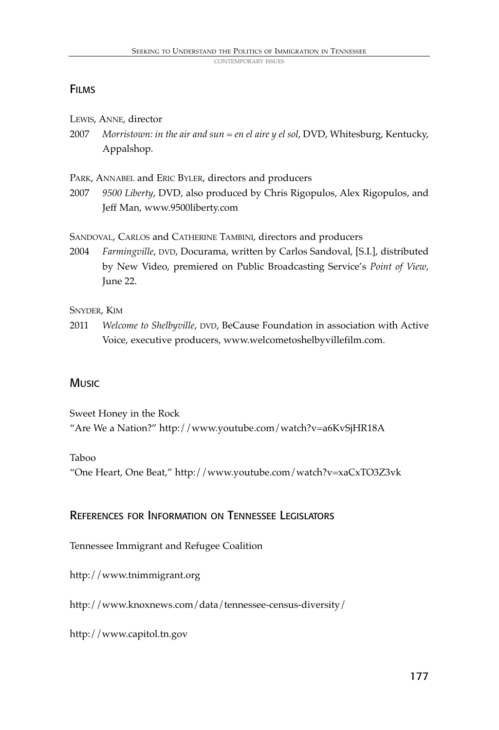## Films

Lewis, Anne, director

2007 *Morristown: in the air and sun = en el aire y el sol*, DVD, Whitesburg, Kentucky, Appalshop.

Park, Annabel and Eric Byler, directors and producers

2007 *9500 Liberty*, DVD, also produced by Chris Rigopulos, Alex Rigopulos, and Jeff Man, www.9500liberty.com

Sandoval, Carlos and Catherine Tambini, directors and producers

2004 *Farmingville*, DVD, Docurama, written by Carlos Sandoval, [S.I.], distributed by New Video, premiered on Public Broadcasting Service's *Point of View*, June 22.

Snyder, Kim

2011 *Welcome to Shelbyville*, DVD, BeCause Foundation in association with Active Voice, executive producers, www.welcometoshelbyvillefilm.com.

## Music

Sweet Honey in the Rock
"Are We a Nation?" http://www.youtube.com/watch?v=a6KvSjHR18A

Taboo
"One Heart, One Beat," http://www.youtube.com/watch?v=xaCxTO3Z3vk

## References for Information on Tennessee Legislators

Tennessee Immigrant and Refugee Coalition

http://www.tnimmigrant.org

http://www.knoxnews.com/data/tennessee-census-diversity/

http://www.capitol.tn.gov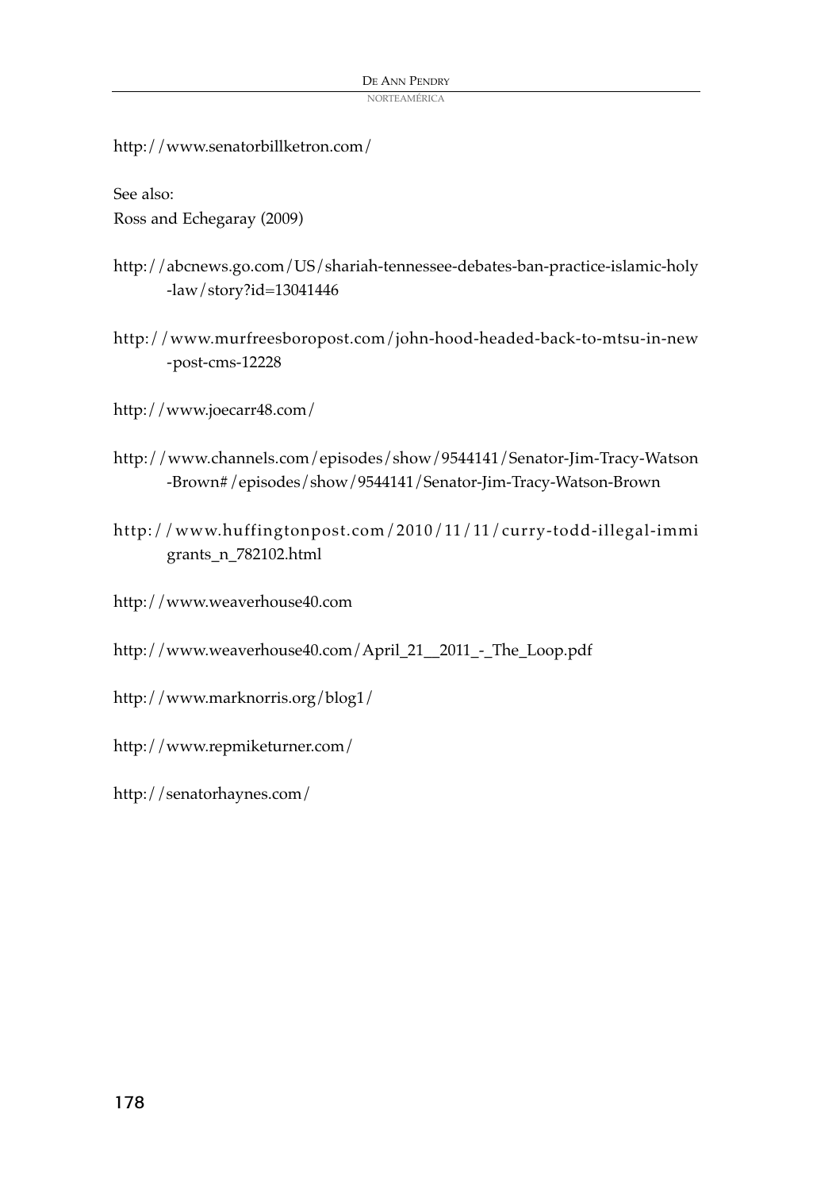http://www.senatorbillketron.com/

See also:
Ross and Echegaray (2009)

http://abcnews.go.com/US/shariah-tennessee-debates-ban-practice-islamic-holy-law/story?id=13041446

http://www.murfreesboropost.com/john-hood-headed-back-to-mtsu-in-new-post-cms-12228

http://www.joecarr48.com/

http://www.channels.com/episodes/show/9544141/Senator-Jim-Tracy-Watson-Brown#/episodes/show/9544141/Senator-Jim-Tracy-Watson-Brown

http://www.huffingtonpost.com/2010/11/11/curry-todd-illegal-immigrants_n_782102.html

http://www.weaverhouse40.com

http://www.weaverhouse40.com/April_21__2011_-_The_Loop.pdf

http://www.marknorris.org/blog1/

http://www.repmiketurner.com/

http://senatorhaynes.com/